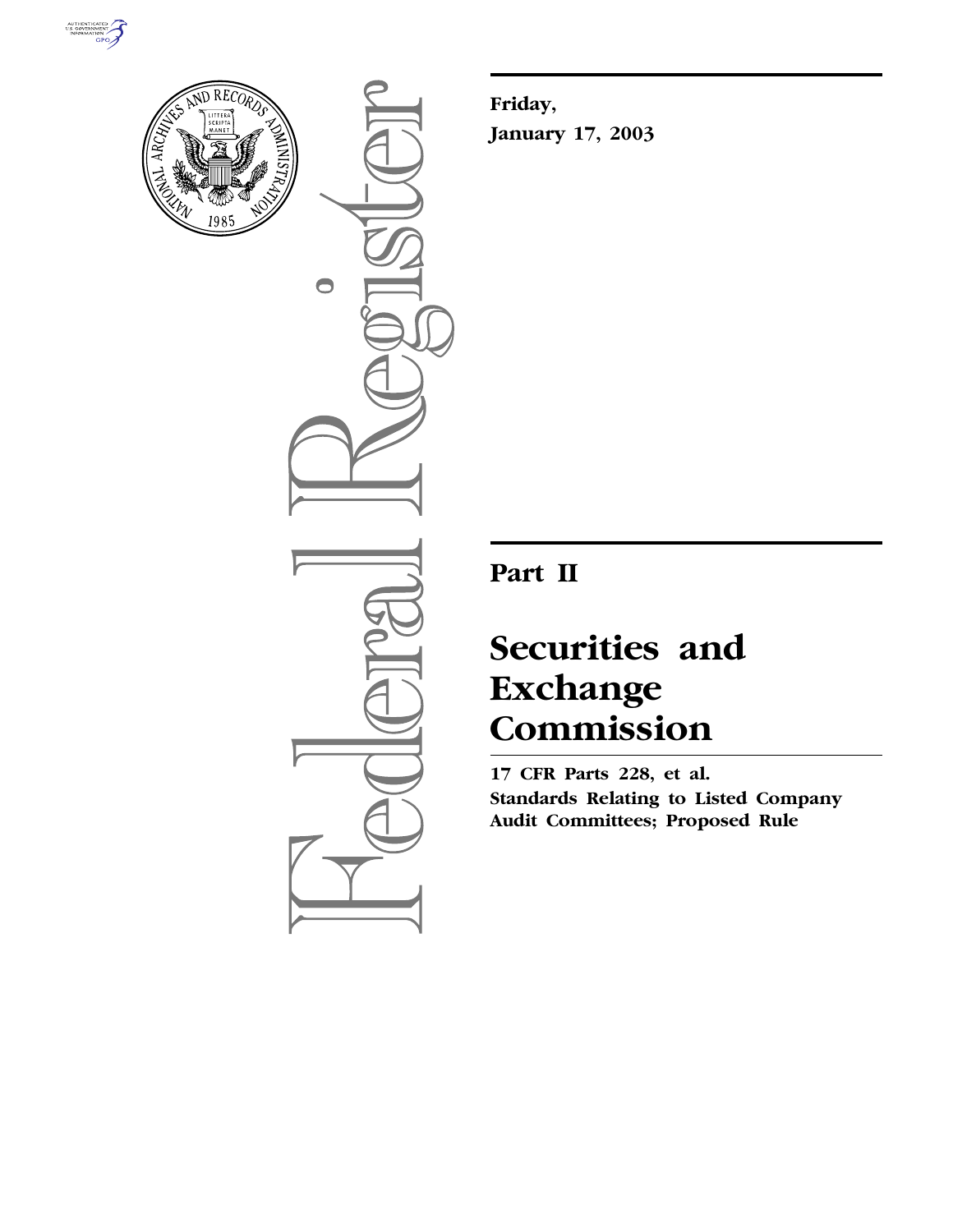**Friday,**

**January 17, 2003**

# Part II

# Securities and Exchange Commission

**17 CFR Parts 228, et al.**

**Standards Relating to Listed Company Audit Committees; Proposed Rule**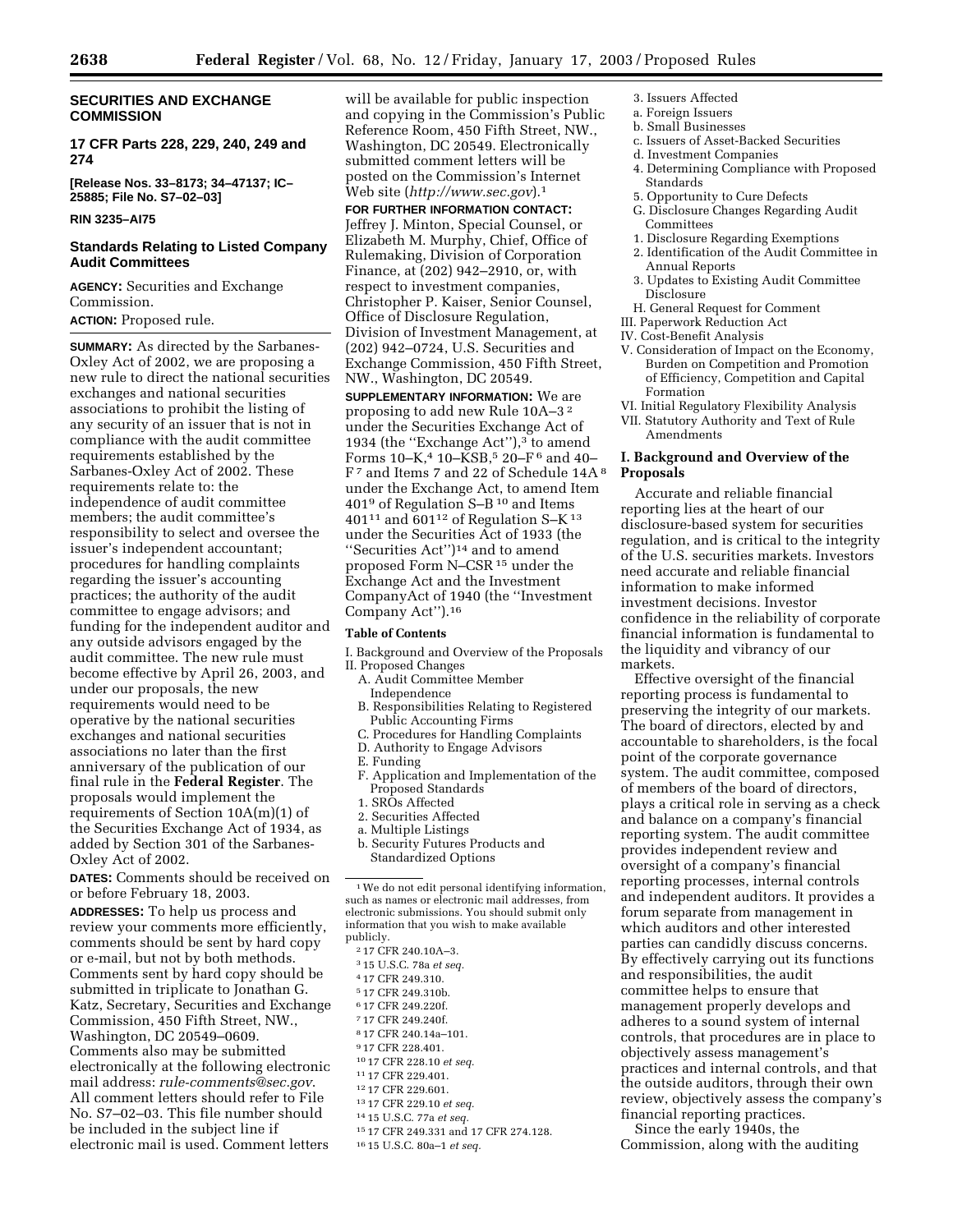## SECURITIES AND EXCHANGE COMMISSION

**17 CFR Parts 228, 229, 240, 249 and 274**

**[Release Nos. 33–8173; 34–47137; IC–25885; File No. S7–02–03]**

**RIN 3235–AI75**

## Standards Relating to Listed Company Audit Committees

**AGENCY:** Securities and Exchange Commission.

**ACTION:** Proposed rule.

**SUMMARY:** As directed by the Sarbanes-Oxley Act of 2002, we are proposing a new rule to direct the national securities exchanges and national securities associations to prohibit the listing of any security of an issuer that is not in compliance with the audit committee requirements established by the Sarbanes-Oxley Act of 2002. These requirements relate to: the independence of audit committee members; the audit committee's responsibility to select and oversee the issuer's independent accountant; procedures for handling complaints regarding the issuer's accounting practices; the authority of the audit committee to engage advisors; and funding for the independent auditor and any outside advisors engaged by the audit committee. The new rule must become effective by April 26, 2003, and under our proposals, the new requirements would need to be operative by the national securities exchanges and national securities associations no later than the first anniversary of the publication of our final rule in the **Federal Register**. The proposals would implement the requirements of Section 10A(m)(1) of the Securities Exchange Act of 1934, as added by Section 301 of the Sarbanes-Oxley Act of 2002.

**DATES:** Comments should be received on or before February 18, 2003.

**ADDRESSES:** To help us process and review your comments more efficiently, comments should be sent by hard copy or e-mail, but not by both methods. Comments sent by hard copy should be submitted in triplicate to Jonathan G. Katz, Secretary, Securities and Exchange Commission, 450 Fifth Street, NW., Washington, DC 20549–0609. Comments also may be submitted electronically at the following electronic mail address: *rule-comments@sec.gov*. All comment letters should refer to File No. S7–02–03. This file number should be included in the subject line if electronic mail is used. Comment letters will be available for public inspection and copying in the Commission's Public Reference Room, 450 Fifth Street, NW., Washington, DC 20549. Electronically submitted comment letters will be posted on the Commission's Internet Web site (*http://www.sec.gov*).[1]

**FOR FURTHER INFORMATION CONTACT:** Jeffrey J. Minton, Special Counsel, or Elizabeth M. Murphy, Chief, Office of Rulemaking, Division of Corporation Finance, at (202) 942–2910, or, with respect to investment companies, Christopher P. Kaiser, Senior Counsel, Office of Disclosure Regulation, Division of Investment Management, at (202) 942–0724, U.S. Securities and Exchange Commission, 450 Fifth Street, NW., Washington, DC 20549.

**SUPPLEMENTARY INFORMATION:** We are proposing to add new Rule 10A–3[2] under the Securities Exchange Act of 1934 (the ''Exchange Act''),[3] to amend Forms 10–K,[4] 10–KSB,[5] 20–F[6] and 40–F[7] and Items 7 and 22 of Schedule 14A[8] under the Exchange Act, to amend Item 401[9] of Regulation S–B[10] and Items 401[11] and 601[12] of Regulation S–K[13] under the Securities Act of 1933 (the ''Securities Act'')[14] and to amend proposed Form N–CSR[15] under the Exchange Act and the Investment CompanyAct of 1940 (the ''Investment Company Act'').[16]

**Table of Contents**

I. Background and Overview of the Proposals
II. Proposed Changes
  A. Audit Committee Member Independence
  B. Responsibilities Relating to Registered Public Accounting Firms
  C. Procedures for Handling Complaints
  D. Authority to Engage Advisors
  E. Funding
  F. Application and Implementation of the Proposed Standards
  1. SROs Affected
  2. Securities Affected
  a. Multiple Listings
  b. Security Futures Products and Standardized Options
  3. Issuers Affected
  a. Foreign Issuers
  b. Small Businesses
  c. Issuers of Asset-Backed Securities
  d. Investment Companies
  4. Determining Compliance with Proposed Standards
  5. Opportunity to Cure Defects
  G. Disclosure Changes Regarding Audit Committees
  1. Disclosure Regarding Exemptions
  2. Identification of the Audit Committee in Annual Reports
  3. Updates to Existing Audit Committee Disclosure
  H. General Request for Comment
III. Paperwork Reduction Act
IV. Cost-Benefit Analysis
V. Consideration of Impact on the Economy, Burden on Competition and Promotion of Efficiency, Competition and Capital Formation
VI. Initial Regulatory Flexibility Analysis
VII. Statutory Authority and Text of Rule Amendments

### I. Background and Overview of the Proposals

Accurate and reliable financial reporting lies at the heart of our disclosure-based system for securities regulation, and is critical to the integrity of the U.S. securities markets. Investors need accurate and reliable financial information to make informed investment decisions. Investor confidence in the reliability of corporate financial information is fundamental to the liquidity and vibrancy of our markets.

Effective oversight of the financial reporting process is fundamental to preserving the integrity of our markets. The board of directors, elected by and accountable to shareholders, is the focal point of the corporate governance system. The audit committee, composed of members of the board of directors, plays a critical role in serving as a check and balance on a company's financial reporting system. The audit committee provides independent review and oversight of a company's financial reporting processes, internal controls and independent auditors. It provides a forum separate from management in which auditors and other interested parties can candidly discuss concerns. By effectively carrying out its functions and responsibilities, the audit committee helps to ensure that management properly develops and adheres to a sound system of internal controls, that procedures are in place to objectively assess management's practices and internal controls, and that the outside auditors, through their own review, objectively assess the company's financial reporting practices.

Since the early 1940s, the Commission, along with the auditing

---

[1] We do not edit personal identifying information, such as names or electronic mail addresses, from electronic submissions. You should submit only information that you wish to make available publicly.

[2] 17 CFR 240.10A–3.

[3] 15 U.S.C. 78a *et seq.*

[4] 17 CFR 249.310.

[5] 17 CFR 249.310b.

[6] 17 CFR 249.220f.

[7] 17 CFR 249.240f.

[8] 17 CFR 240.14a–101.

[9] 17 CFR 228.401.

[10] 17 CFR 228.10 *et seq.*

[11] 17 CFR 229.401.

[12] 17 CFR 229.601.

[13] 17 CFR 229.10 *et seq.*

[14] 15 U.S.C. 77a *et seq.*

[15] 17 CFR 249.331 and 17 CFR 274.128.

[16] 15 U.S.C. 80a–1 *et seq.*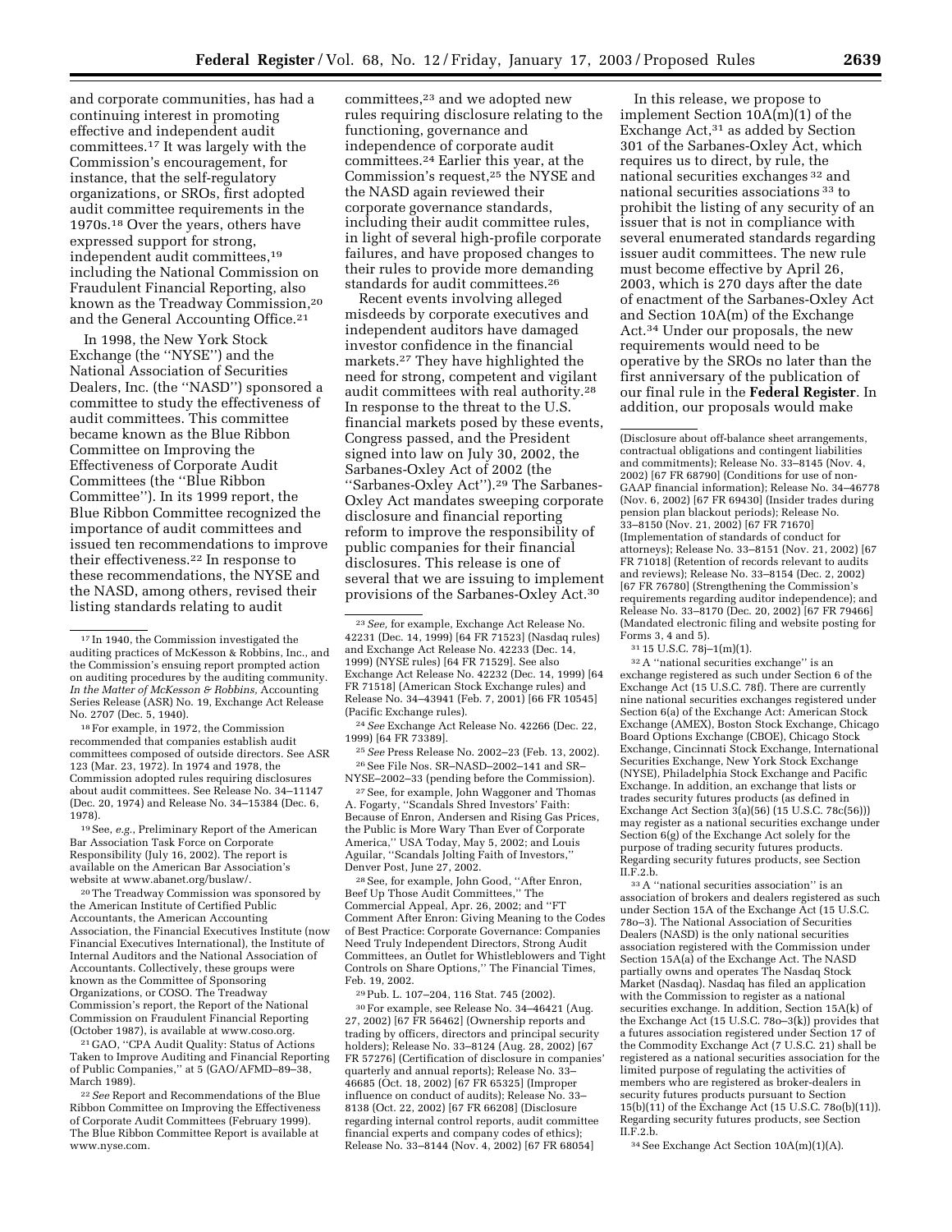and corporate communities, has had a continuing interest in promoting effective and independent audit committees.[17] It was largely with the Commission's encouragement, for instance, that the self-regulatory organizations, or SROs, first adopted audit committee requirements in the 1970s.[18] Over the years, others have expressed support for strong, independent audit committees,[19] including the National Commission on Fraudulent Financial Reporting, also known as the Treadway Commission,[20] and the General Accounting Office.[21]

In 1998, the New York Stock Exchange (the "NYSE") and the National Association of Securities Dealers, Inc. (the "NASD") sponsored a committee to study the effectiveness of audit committees. This committee became known as the Blue Ribbon Committee on Improving the Effectiveness of Corporate Audit Committees (the "Blue Ribbon Committee"). In its 1999 report, the Blue Ribbon Committee recognized the importance of audit committees and issued ten recommendations to improve their effectiveness.[22] In response to these recommendations, the NYSE and the NASD, among others, revised their listing standards relating to audit committees,[23] and we adopted new rules requiring disclosure relating to the functioning, governance and independence of corporate audit committees.[24] Earlier this year, at the Commission's request,[25] the NYSE and the NASD again reviewed their corporate governance standards, including their audit committee rules, in light of several high-profile corporate failures, and have proposed changes to their rules to provide more demanding standards for audit committees.[26]

Recent events involving alleged misdeeds by corporate executives and independent auditors have damaged investor confidence in the financial markets.[27] They have highlighted the need for strong, competent and vigilant audit committees with real authority.[28] In response to the threat to the U.S. financial markets posed by these events, Congress passed, and the President signed into law on July 30, 2002, the Sarbanes-Oxley Act of 2002 (the "Sarbanes-Oxley Act").[29] The Sarbanes-Oxley Act mandates sweeping corporate disclosure and financial reporting reform to improve the responsibility of public companies for their financial disclosures. This release is one of several that we are issuing to implement provisions of the Sarbanes-Oxley Act.[30]

In this release, we propose to implement Section 10A(m)(1) of the Exchange Act,[31] as added by Section 301 of the Sarbanes-Oxley Act, which requires us to direct, by rule, the national securities exchanges[32] and national securities associations[33] to prohibit the listing of any security of an issuer that is not in compliance with several enumerated standards regarding issuer audit committees. The new rule must become effective by April 26, 2003, which is 270 days after the date of enactment of the Sarbanes-Oxley Act and Section 10A(m) of the Exchange Act.[34] Under our proposals, the new requirements would need to be operative by the SROs no later than the first anniversary of the publication of our final rule in the **Federal Register**. In addition, our proposals would make

---

[17] In 1940, the Commission investigated the auditing practices of McKesson & Robbins, Inc., and the Commission's ensuing report prompted action on auditing procedures by the auditing community. *In the Matter of McKesson & Robbins,* Accounting Series Release (ASR) No. 19, Exchange Act Release No. 2707 (Dec. 5, 1940).

[18] For example, in 1972, the Commission recommended that companies establish audit committees composed of outside directors. See ASR 123 (Mar. 23, 1972). In 1974 and 1978, the Commission adopted rules requiring disclosures about audit committees. See Release No. 34–11147 (Dec. 20, 1974) and Release No. 34–15384 (Dec. 6, 1978).

[19] See, *e.g.*, Preliminary Report of the American Bar Association Task Force on Corporate Responsibility (July 16, 2002). The report is available on the American Bar Association's website at www.abanet.org/buslaw/.

[20] The Treadway Commission was sponsored by the American Institute of Certified Public Accountants, the American Accounting Association, the Financial Executives Institute (now Financial Executives International), the Institute of Internal Auditors and the National Association of Accountants. Collectively, these groups were known as the Committee of Sponsoring Organizations, or COSO. The Treadway Commission's report, the Report of the National Commission on Fraudulent Financial Reporting (October 1987), is available at www.coso.org.

[21] GAO, "CPA Audit Quality: Status of Actions Taken to Improve Auditing and Financial Reporting of Public Companies," at 5 (GAO/AFMD–89–38, March 1989).

[22] *See* Report and Recommendations of the Blue Ribbon Committee on Improving the Effectiveness of Corporate Audit Committees (February 1999). The Blue Ribbon Committee Report is available at www.nyse.com.

[23] *See,* for example, Exchange Act Release No. 42231 (Dec. 14, 1999) [64 FR 71523] (Nasdaq rules) and Exchange Act Release No. 42233 (Dec. 14, 1999) (NYSE rules) [64 FR 71529]. See also Exchange Act Release No. 42232 (Dec. 14, 1999) [64 FR 71518] (American Stock Exchange rules) and Release No. 34–43941 (Feb. 7, 2001) [66 FR 10545] (Pacific Exchange rules).

[24] *See* Exchange Act Release No. 42266 (Dec. 22, 1999) [64 FR 73389].

[25] *See* Press Release No. 2002–23 (Feb. 13, 2002).

[26] See File Nos. SR–NASD–2002–141 and SR–NYSE–2002–33 (pending before the Commission).

[27] See, for example, John Waggoner and Thomas A. Fogarty, "Scandals Shred Investors' Faith: Because of Enron, Andersen and Rising Gas Prices, the Public is More Wary Than Ever of Corporate America," USA Today, May 5, 2002; and Louis Aguilar, "Scandals Jolting Faith of Investors," Denver Post, June 27, 2002.

[28] See, for example, John Good, "After Enron, Beef Up Those Audit Committees," The Commercial Appeal, Apr. 26, 2002; and "FT Comment After Enron: Giving Meaning to the Codes of Best Practice: Corporate Governance: Companies Need Truly Independent Directors, Strong Audit Committees, an Outlet for Whistleblowers and Tight Controls on Share Options," The Financial Times, Feb. 19, 2002.

[29] Pub. L. 107–204, 116 Stat. 745 (2002).

[30] For example, see Release No. 34–46421 (Aug. 27, 2002) [67 FR 56462] (Ownership reports and trading by officers, directors and principal security holders); Release No. 33–8124 (Aug. 28, 2002) [67 FR 57276] (Certification of disclosure in companies' quarterly and annual reports); Release No. 33–46685 (Oct. 18, 2002) [67 FR 65325] (Improper influence on conduct of audits); Release No. 33–8138 (Oct. 22, 2002) [67 FR 66208] (Disclosure regarding internal control reports, audit committee financial experts and company codes of ethics); Release No. 33–8144 (Nov. 4, 2002) [67 FR 68054] (Disclosure about off-balance sheet arrangements, contractual obligations and contingent liabilities and commitments); Release No. 33–8145 (Nov. 4, 2002) [67 FR 68790] (Conditions for use of non-GAAP financial information); Release No. 34–46778 (Nov. 6, 2002) [67 FR 69430] (Insider trades during pension plan blackout periods); Release No. 33–8150 (Nov. 21, 2002) [67 FR 71670] (Implementation of standards of conduct for attorneys); Release No. 33–8151 (Nov. 21, 2002) [67 FR 71018] (Retention of records relevant to audits and reviews); Release No. 33–8154 (Dec. 2, 2002) [67 FR 76780] (Strengthening the Commission's requirements regarding auditor independence); and Release No. 33–8170 (Dec. 20, 2002) [67 FR 79466] (Mandated electronic filing and website posting for Forms 3, 4 and 5).

[31] 15 U.S.C. 78j–1(m)(1).

[32] A "national securities exchange" is an exchange registered as such under Section 6 of the Exchange Act (15 U.S.C. 78f). There are currently nine national securities exchanges registered under Section 6(a) of the Exchange Act: American Stock Exchange (AMEX), Boston Stock Exchange, Chicago Board Options Exchange (CBOE), Chicago Stock Exchange, Cincinnati Stock Exchange, International Securities Exchange, New York Stock Exchange (NYSE), Philadelphia Stock Exchange and Pacific Exchange. In addition, an exchange that lists or trades security futures products (as defined in Exchange Act Section 3(a)(56) (15 U.S.C. 78c(56))) may register as a national securities exchange under Section 6(g) of the Exchange Act solely for the purpose of trading security futures products. Regarding security futures products, see Section II.F.2.b.

[33] A "national securities association" is an association of brokers and dealers registered as such under Section 15A of the Exchange Act (15 U.S.C. 78o–3). The National Association of Securities Dealers (NASD) is the only national securities association registered with the Commission under Section 15A(a) of the Exchange Act. The NASD partially owns and operates The Nasdaq Stock Market (Nasdaq). Nasdaq has filed an application with the Commission to register as a national securities exchange. In addition, Section 15A(k) of the Exchange Act (15 U.S.C. 78o–3(k)) provides that a futures association registered under Section 17 of the Commodity Exchange Act (7 U.S.C. 21) shall be registered as a national securities association for the limited purpose of regulating the activities of members who are registered as broker-dealers in security futures products pursuant to Section 15(b)(11) of the Exchange Act (15 U.S.C. 78o(b)(11)). Regarding security futures products, see Section II.F.2.b.

[34] See Exchange Act Section 10A(m)(1)(A).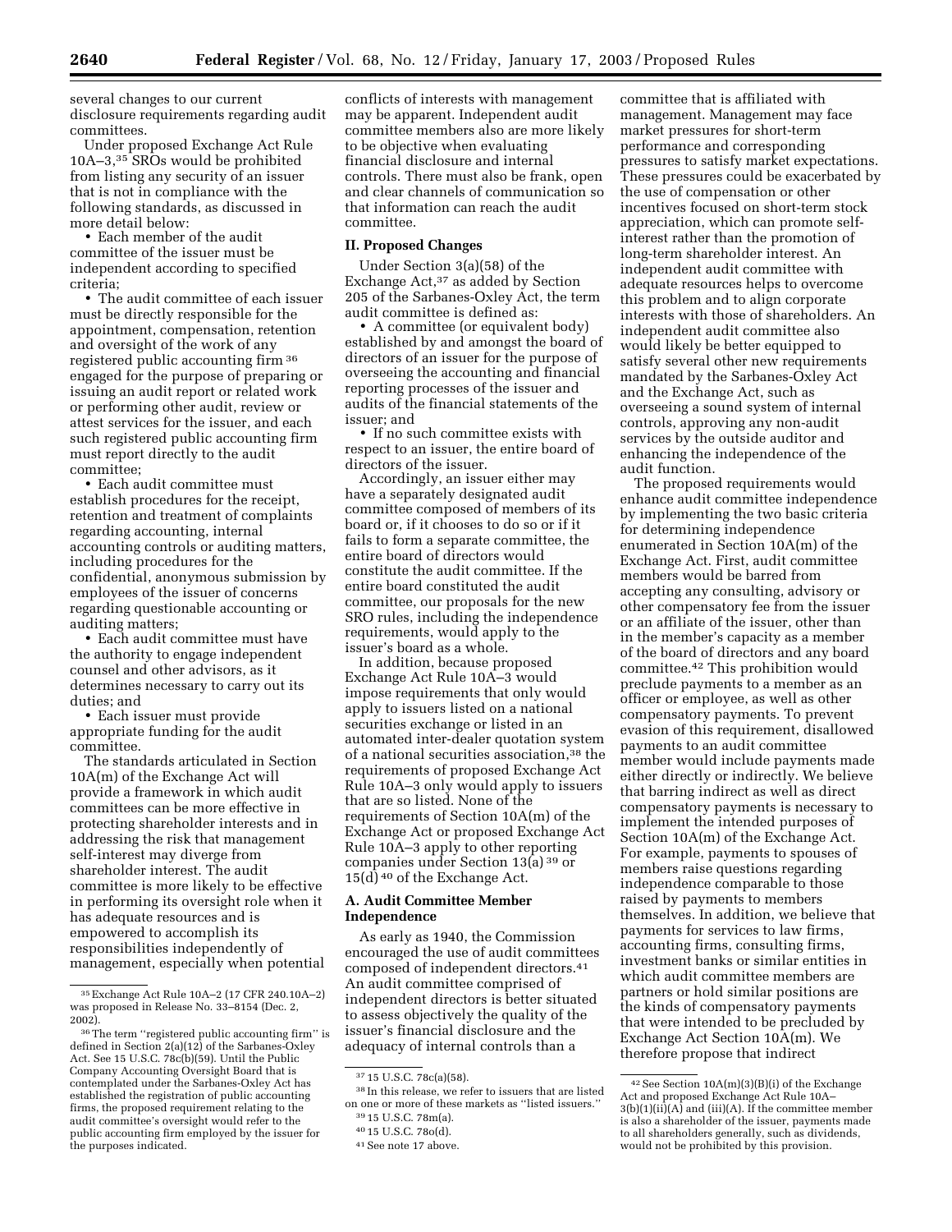several changes to our current disclosure requirements regarding audit committees.

Under proposed Exchange Act Rule 10A–3,[35] SROs would be prohibited from listing any security of an issuer that is not in compliance with the following standards, as discussed in more detail below:

- Each member of the audit committee of the issuer must be independent according to specified criteria;
- The audit committee of each issuer must be directly responsible for the appointment, compensation, retention and oversight of the work of any registered public accounting firm[36] engaged for the purpose of preparing or issuing an audit report or related work or performing other audit, review or attest services for the issuer, and each such registered public accounting firm must report directly to the audit committee;
- Each audit committee must establish procedures for the receipt, retention and treatment of complaints regarding accounting, internal accounting controls or auditing matters, including procedures for the confidential, anonymous submission by employees of the issuer of concerns regarding questionable accounting or auditing matters;
- Each audit committee must have the authority to engage independent counsel and other advisors, as it determines necessary to carry out its duties; and
- Each issuer must provide appropriate funding for the audit committee.

The standards articulated in Section 10A(m) of the Exchange Act will provide a framework in which audit committees can be more effective in protecting shareholder interests and in addressing the risk that management self-interest may diverge from shareholder interest. The audit committee is more likely to be effective in performing its oversight role when it has adequate resources and is empowered to accomplish its responsibilities independently of management, especially when potential conflicts of interests with management may be apparent. Independent audit committee members also are more likely to be objective when evaluating financial disclosure and internal controls. There must also be frank, open and clear channels of communication so that information can reach the audit committee.

## II. Proposed Changes

Under Section 3(a)(58) of the Exchange Act,[37] as added by Section 205 of the Sarbanes-Oxley Act, the term audit committee is defined as:

- A committee (or equivalent body) established by and amongst the board of directors of an issuer for the purpose of overseeing the accounting and financial reporting processes of the issuer and audits of the financial statements of the issuer; and
- If no such committee exists with respect to an issuer, the entire board of directors of the issuer.

Accordingly, an issuer either may have a separately designated audit committee composed of members of its board or, if it chooses to do so or if it fails to form a separate committee, the entire board of directors would constitute the audit committee. If the entire board constituted the audit committee, our proposals for the new SRO rules, including the independence requirements, would apply to the issuer's board as a whole.

In addition, because proposed Exchange Act Rule 10A–3 would impose requirements that only would apply to issuers listed on a national securities exchange or listed in an automated inter-dealer quotation system of a national securities association,[38] the requirements of proposed Exchange Act Rule 10A–3 only would apply to issuers that are so listed. None of the requirements of Section 10A(m) of the Exchange Act or proposed Exchange Act Rule 10A–3 apply to other reporting companies under Section 13(a)[39] or 15(d)[40] of the Exchange Act.

### A. Audit Committee Member Independence

As early as 1940, the Commission encouraged the use of audit committees composed of independent directors.[41] An audit committee comprised of independent directors is better situated to assess objectively the quality of the issuer's financial disclosure and the adequacy of internal controls than a committee that is affiliated with management. Management may face market pressures for short-term performance and corresponding pressures to satisfy market expectations. These pressures could be exacerbated by the use of compensation or other incentives focused on short-term stock appreciation, which can promote self-interest rather than the promotion of long-term shareholder interest. An independent audit committee with adequate resources helps to overcome this problem and to align corporate interests with those of shareholders. An independent audit committee also would likely be better equipped to satisfy several other new requirements mandated by the Sarbanes-Oxley Act and the Exchange Act, such as overseeing a sound system of internal controls, approving any non-audit services by the outside auditor and enhancing the independence of the audit function.

The proposed requirements would enhance audit committee independence by implementing the two basic criteria for determining independence enumerated in Section 10A(m) of the Exchange Act. First, audit committee members would be barred from accepting any consulting, advisory or other compensatory fee from the issuer or an affiliate of the issuer, other than in the member's capacity as a member of the board of directors and any board committee.[42] This prohibition would preclude payments to a member as an officer or employee, as well as other compensatory payments. To prevent evasion of this requirement, disallowed payments to an audit committee member would include payments made either directly or indirectly. We believe that barring indirect as well as direct compensatory payments is necessary to implement the intended purposes of Section 10A(m) of the Exchange Act. For example, payments to spouses of members raise questions regarding independence comparable to those raised by payments to members themselves. In addition, we believe that payments for services to law firms, accounting firms, consulting firms, investment banks or similar entities in which audit committee members are partners or hold similar positions are the kinds of compensatory payments that were intended to be precluded by Exchange Act Section 10A(m). We therefore propose that indirect

---

[35] Exchange Act Rule 10A–2 (17 CFR 240.10A–2) was proposed in Release No. 33–8154 (Dec. 2, 2002).

[36] The term "registered public accounting firm" is defined in Section 2(a)(12) of the Sarbanes-Oxley Act. See 15 U.S.C. 78c(b)(59). Until the Public Company Accounting Oversight Board that is contemplated under the Sarbanes-Oxley Act has established the registration of public accounting firms, the proposed requirement relating to the audit committee's oversight would refer to the public accounting firm employed by the issuer for the purposes indicated.

[37] 15 U.S.C. 78c(a)(58).

[38] In this release, we refer to issuers that are listed on one or more of these markets as "listed issuers."

[39] 15 U.S.C. 78m(a).

[40] 15 U.S.C. 78o(d).

[41] See note 17 above.

[42] See Section 10A(m)(3)(B)(i) of the Exchange Act and proposed Exchange Act Rule 10A–3(b)(1)(ii)(A) and (iii)(A). If the committee member is also a shareholder of the issuer, payments made to all shareholders generally, such as dividends, would not be prohibited by this provision.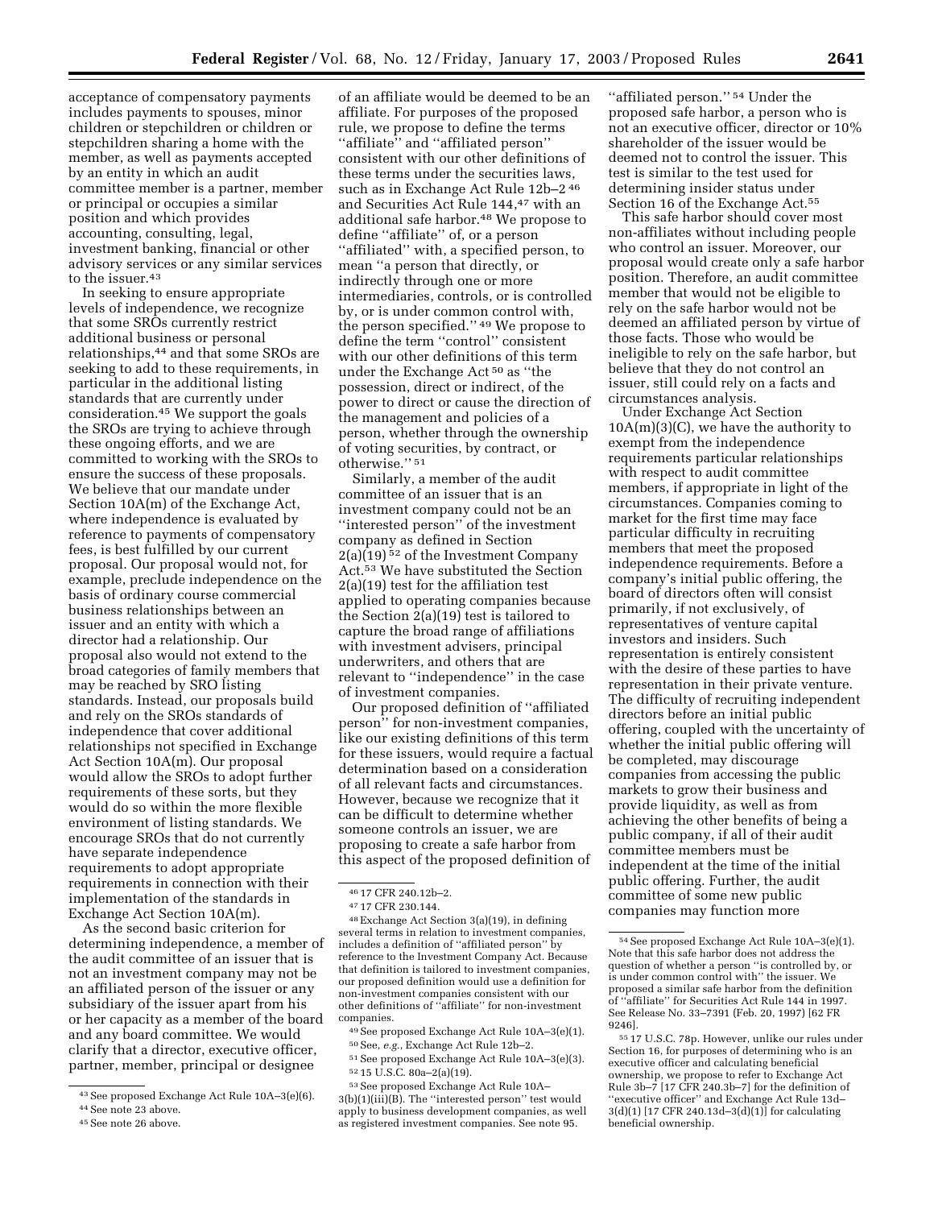acceptance of compensatory payments includes payments to spouses, minor children or stepchildren or children or stepchildren sharing a home with the member, as well as payments accepted by an entity in which an audit committee member is a partner, member or principal or occupies a similar position and which provides accounting, consulting, legal, investment banking, financial or other advisory services or any similar services to the issuer.[43]

In seeking to ensure appropriate levels of independence, we recognize that some SROs currently restrict additional business or personal relationships,[44] and that some SROs are seeking to add to these requirements, in particular in the additional listing standards that are currently under consideration.[45] We support the goals the SROs are trying to achieve through these ongoing efforts, and we are committed to working with the SROs to ensure the success of these proposals. We believe that our mandate under Section 10A(m) of the Exchange Act, where independence is evaluated by reference to payments of compensatory fees, is best fulfilled by our current proposal. Our proposal would not, for example, preclude independence on the basis of ordinary course commercial business relationships between an issuer and an entity with which a director had a relationship. Our proposal also would not extend to the broad categories of family members that may be reached by SRO listing standards. Instead, our proposals build and rely on the SROs standards of independence that cover additional relationships not specified in Exchange Act Section 10A(m). Our proposal would allow the SROs to adopt further requirements of these sorts, but they would do so within the more flexible environment of listing standards. We encourage SROs that do not currently have separate independence requirements to adopt appropriate requirements in connection with their implementation of the standards in Exchange Act Section 10A(m).

As the second basic criterion for determining independence, a member of the audit committee of an issuer that is not an investment company may not be an affiliated person of the issuer or any subsidiary of the issuer apart from his or her capacity as a member of the board and any board committee. We would clarify that a director, executive officer, partner, member, principal or designee of an affiliate would be deemed to be an affiliate. For purposes of the proposed rule, we propose to define the terms "affiliate" and "affiliated person" consistent with our other definitions of these terms under the securities laws, such as in Exchange Act Rule 12b–2 [46] and Securities Act Rule 144,[47] with an additional safe harbor.[48] We propose to define "affiliate" of, or a person "affiliated" with, a specified person, to mean "a person that directly, or indirectly through one or more intermediaries, controls, or is controlled by, or is under common control with, the person specified." [49] We propose to define the term "control" consistent with our other definitions of this term under the Exchange Act [50] as "the possession, direct or indirect, of the power to direct or cause the direction of the management and policies of a person, whether through the ownership of voting securities, by contract, or otherwise." [51]

Similarly, a member of the audit committee of an issuer that is an investment company could not be an "interested person" of the investment company as defined in Section 2(a)(19) [52] of the Investment Company Act.[53] We have substituted the Section 2(a)(19) test for the affiliation test applied to operating companies because the Section 2(a)(19) test is tailored to capture the broad range of affiliations with investment advisers, principal underwriters, and others that are relevant to "independence" in the case of investment companies.

Our proposed definition of "affiliated person" for non-investment companies, like our existing definitions of this term for these issuers, would require a factual determination based on a consideration of all relevant facts and circumstances. However, because we recognize that it can be difficult to determine whether someone controls an issuer, we are proposing to create a safe harbor from this aspect of the proposed definition of "affiliated person." [54] Under the proposed safe harbor, a person who is not an executive officer, director or 10% shareholder of the issuer would be deemed not to control the issuer. This test is similar to the test used for determining insider status under Section 16 of the Exchange Act.[55]

This safe harbor should cover most non-affiliates without including people who control an issuer. Moreover, our proposal would create only a safe harbor position. Therefore, an audit committee member that would not be eligible to rely on the safe harbor would not be deemed an affiliated person by virtue of those facts. Those who would be ineligible to rely on the safe harbor, but believe that they do not control an issuer, still could rely on a facts and circumstances analysis.

Under Exchange Act Section 10A(m)(3)(C), we have the authority to exempt from the independence requirements particular relationships with respect to audit committee members, if appropriate in light of the circumstances. Companies coming to market for the first time may face particular difficulty in recruiting members that meet the proposed independence requirements. Before a company's initial public offering, the board of directors often will consist primarily, if not exclusively, of representatives of venture capital investors and insiders. Such representation is entirely consistent with the desire of these parties to have representation in their private venture. The difficulty of recruiting independent directors before an initial public offering, coupled with the uncertainty of whether the initial public offering will be completed, may discourage companies from accessing the public markets to grow their business and provide liquidity, as well as from achieving the other benefits of being a public company, if all of their audit committee members must be independent at the time of the initial public offering. Further, the audit committee of some new public companies may function more

---

[43] See proposed Exchange Act Rule 10A–3(e)(6).

[44] See note 23 above.

[45] See note 26 above.

[46] 17 CFR 240.12b–2.

[47] 17 CFR 230.144.

[48] Exchange Act Section 3(a)(19), in defining several terms in relation to investment companies, includes a definition of "affiliated person" by reference to the Investment Company Act. Because that definition is tailored to investment companies, our proposed definition would use a definition for non-investment companies consistent with our other definitions of "affiliate" for non-investment companies.

[49] See proposed Exchange Act Rule 10A–3(e)(1).

[50] See, *e.g.*, Exchange Act Rule 12b–2.

[51] See proposed Exchange Act Rule 10A–3(e)(3).

[52] 15 U.S.C. 80a–2(a)(19).

[53] See proposed Exchange Act Rule 10A–3(b)(1)(iii)(B). The "interested person" test would apply to business development companies, as well as registered investment companies. See note 95.

[54] See proposed Exchange Act Rule 10A–3(e)(1). Note that this safe harbor does not address the question of whether a person "is controlled by, or is under common control with" the issuer. We proposed a similar safe harbor from the definition of "affiliate" for Securities Act Rule 144 in 1997. See Release No. 33–7391 (Feb. 20, 1997) [62 FR 9246].

[55] 17 U.S.C. 78p. However, unlike our rules under Section 16, for purposes of determining who is an executive officer and calculating beneficial ownership, we propose to refer to Exchange Act Rule 3b–7 [17 CFR 240.3b–7] for the definition of "executive officer" and Exchange Act Rule 13d–3(d)(1) [17 CFR 240.13d–3(d)(1)] for calculating beneficial ownership.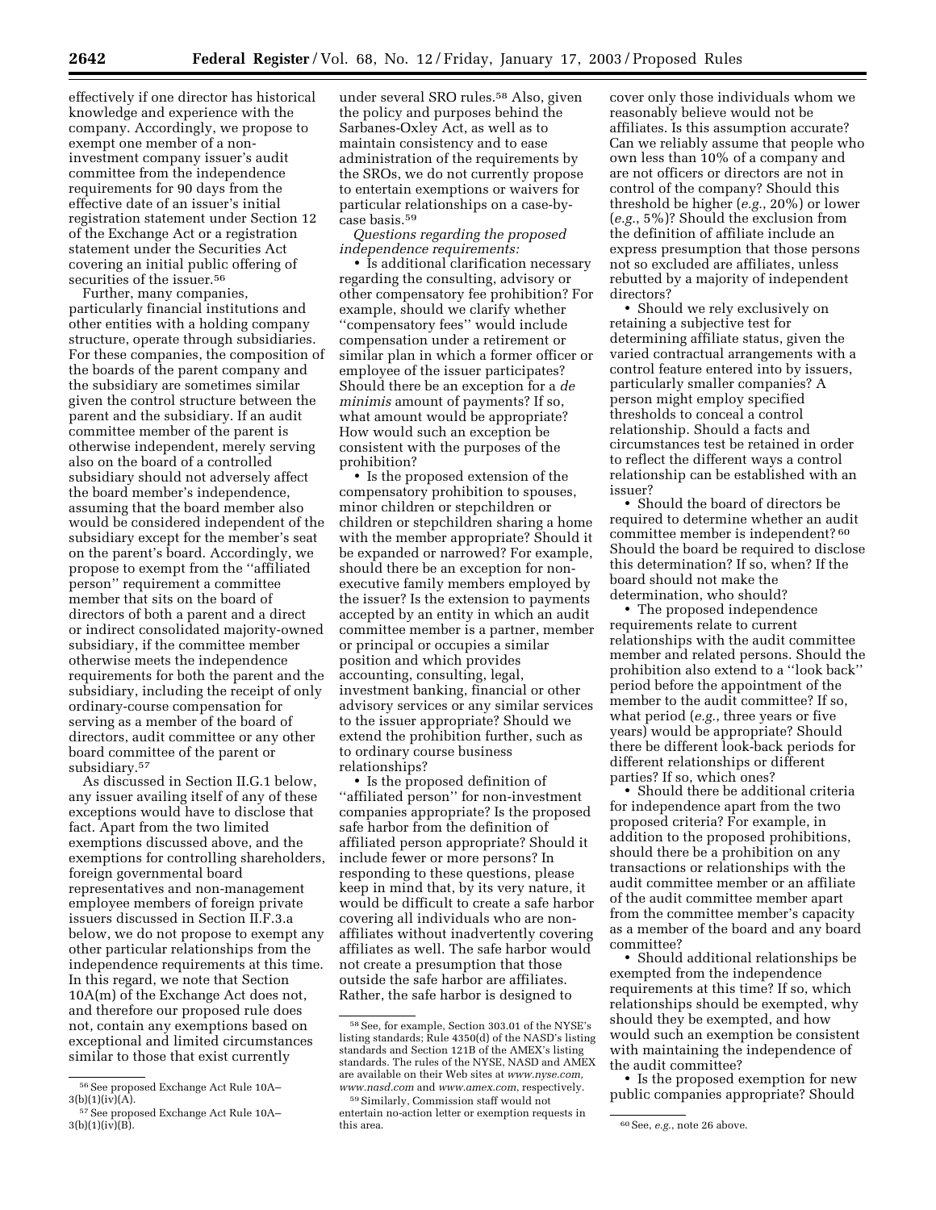effectively if one director has historical knowledge and experience with the company. Accordingly, we propose to exempt one member of a non-investment company issuer's audit committee from the independence requirements for 90 days from the effective date of an issuer's initial registration statement under Section 12 of the Exchange Act or a registration statement under the Securities Act covering an initial public offering of securities of the issuer.[56]

Further, many companies, particularly financial institutions and other entities with a holding company structure, operate through subsidiaries. For these companies, the composition of the boards of the parent company and the subsidiary are sometimes similar given the control structure between the parent and the subsidiary. If an audit committee member of the parent is otherwise independent, merely serving also on the board of a controlled subsidiary should not adversely affect the board member's independence, assuming that the board member also would be considered independent of the subsidiary except for the member's seat on the parent's board. Accordingly, we propose to exempt from the "affiliated person" requirement a committee member that sits on the board of directors of both a parent and a direct or indirect consolidated majority-owned subsidiary, if the committee member otherwise meets the independence requirements for both the parent and the subsidiary, including the receipt of only ordinary-course compensation for serving as a member of the board of directors, audit committee or any other board committee of the parent or subsidiary.[57]

As discussed in Section II.G.1 below, any issuer availing itself of any of these exceptions would have to disclose that fact. Apart from the two limited exemptions discussed above, and the exemptions for controlling shareholders, foreign governmental board representatives and non-management employee members of foreign private issuers discussed in Section II.F.3.a below, we do not propose to exempt any other particular relationships from the independence requirements at this time. In this regard, we note that Section 10A(m) of the Exchange Act does not, and therefore our proposed rule does not, contain any exemptions based on exceptional and limited circumstances similar to those that exist currently under several SRO rules.[58] Also, given the policy and purposes behind the Sarbanes-Oxley Act, as well as to maintain consistency and to ease administration of the requirements by the SROs, we do not currently propose to entertain exemptions or waivers for particular relationships on a case-by-case basis.[59]

*Questions regarding the proposed independence requirements:*

• Is additional clarification necessary regarding the consulting, advisory or other compensatory fee prohibition? For example, should we clarify whether "compensatory fees" would include compensation under a retirement or similar plan in which a former officer or employee of the issuer participates? Should there be an exception for a *de minimis* amount of payments? If so, what amount would be appropriate? How would such an exception be consistent with the purposes of the prohibition?

• Is the proposed extension of the compensatory prohibition to spouses, minor children or stepchildren or children or stepchildren sharing a home with the member appropriate? Should it be expanded or narrowed? For example, should there be an exception for non-executive family members employed by the issuer? Is the extension to payments accepted by an entity in which an audit committee member is a partner, member or principal or occupies a similar position and which provides accounting, consulting, legal, investment banking, financial or other advisory services or any similar services to the issuer appropriate? Should we extend the prohibition further, such as to ordinary course business relationships?

• Is the proposed definition of "affiliated person" for non-investment companies appropriate? Is the proposed safe harbor from the definition of affiliated person appropriate? Should it include fewer or more persons? In responding to these questions, please keep in mind that, by its very nature, it would be difficult to create a safe harbor covering all individuals who are non-affiliates without inadvertently covering affiliates as well. The safe harbor would not create a presumption that those outside the safe harbor are affiliates. Rather, the safe harbor is designed to cover only those individuals whom we reasonably believe would not be affiliates. Is this assumption accurate? Can we reliably assume that people who own less than 10% of a company and are not officers or directors are not in control of the company? Should this threshold be higher (*e.g.*, 20%) or lower (*e.g.*, 5%)? Should the exclusion from the definition of affiliate include an express presumption that those persons not so excluded are affiliates, unless rebutted by a majority of independent directors?

• Should we rely exclusively on retaining a subjective test for determining affiliate status, given the varied contractual arrangements with a control feature entered into by issuers, particularly smaller companies? A person might employ specified thresholds to conceal a control relationship. Should a facts and circumstances test be retained in order to reflect the different ways a control relationship can be established with an issuer?

• Should the board of directors be required to determine whether an audit committee member is independent?[60] Should the board be required to disclose this determination? If so, when? If the board should not make the determination, who should?

• The proposed independence requirements relate to current relationships with the audit committee member and related persons. Should the prohibition also extend to a "look back" period before the appointment of the member to the audit committee? If so, what period (*e.g.*, three years or five years) would be appropriate? Should there be different look-back periods for different relationships or different parties? If so, which ones?

• Should there be additional criteria for independence apart from the two proposed criteria? For example, in addition to the proposed prohibitions, should there be a prohibition on any transactions or relationships with the audit committee member or an affiliate of the audit committee member apart from the committee member's capacity as a member of the board and any board committee?

• Should additional relationships be exempted from the independence requirements at this time? If so, which relationships should be exempted, why should they be exempted, and how would such an exemption be consistent with maintaining the independence of the audit committee?

• Is the proposed exemption for new public companies appropriate? Should

---

[56] See proposed Exchange Act Rule 10A–3(b)(1)(iv)(A).

[57] See proposed Exchange Act Rule 10A–3(b)(1)(iv)(B).

[58] See, for example, Section 303.01 of the NYSE's listing standards; Rule 4350(d) of the NASD's listing standards and Section 121B of the AMEX's listing standards. The rules of the NYSE, NASD and AMEX are available on their Web sites at *www.nyse.com*, *www.nasd.com* and *www.amex.com*, respectively.

[59] Similarly, Commission staff would not entertain no-action letter or exemption requests in this area.

[60] See, *e.g.*, note 26 above.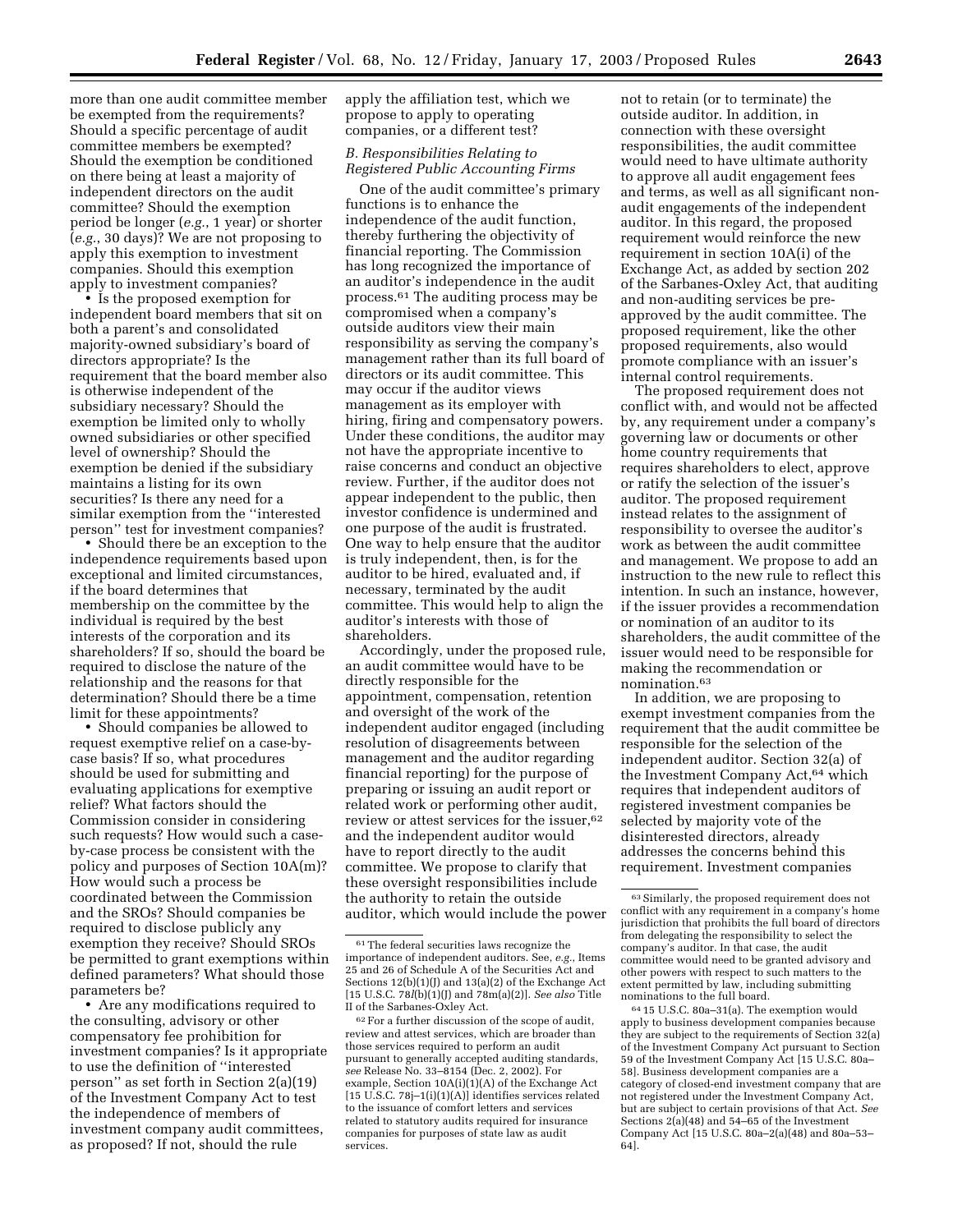more than one audit committee member be exempted from the requirements? Should a specific percentage of audit committee members be exempted? Should the exemption be conditioned on there being at least a majority of independent directors on the audit committee? Should the exemption period be longer (*e.g.*, 1 year) or shorter (*e.g.*, 30 days)? We are not proposing to apply this exemption to investment companies. Should this exemption apply to investment companies?

- Is the proposed exemption for independent board members that sit on both a parent's and consolidated majority-owned subsidiary's board of directors appropriate? Is the requirement that the board member also is otherwise independent of the subsidiary necessary? Should the exemption be limited only to wholly owned subsidiaries or other specified level of ownership? Should the exemption be denied if the subsidiary maintains a listing for its own securities? Is there any need for a similar exemption from the "interested person" test for investment companies?
- Should there be an exception to the independence requirements based upon exceptional and limited circumstances, if the board determines that membership on the committee by the individual is required by the best interests of the corporation and its shareholders? If so, should the board be required to disclose the nature of the relationship and the reasons for that determination? Should there be a time limit for these appointments?
- Should companies be allowed to request exemptive relief on a case-by-case basis? If so, what procedures should be used for submitting and evaluating applications for exemptive relief? What factors should the Commission consider in considering such requests? How would such a case-by-case process be consistent with the policy and purposes of Section 10A(m)? How would such a process be coordinated between the Commission and the SROs? Should companies be required to disclose publicly any exemption they receive? Should SROs be permitted to grant exemptions within defined parameters? What should those parameters be?
- Are any modifications required to the consulting, advisory or other compensatory fee prohibition for investment companies? Is it appropriate to use the definition of "interested person" as set forth in Section 2(a)(19) of the Investment Company Act to test the independence of members of investment company audit committees, as proposed? If not, should the rule apply the affiliation test, which we propose to apply to operating companies, or a different test?

### *B. Responsibilities Relating to Registered Public Accounting Firms*

One of the audit committee's primary functions is to enhance the independence of the audit function, thereby furthering the objectivity of financial reporting. The Commission has long recognized the importance of an auditor's independence in the audit process.[61] The auditing process may be compromised when a company's outside auditors view their main responsibility as serving the company's management rather than its full board of directors or its audit committee. This may occur if the auditor views management as its employer with hiring, firing and compensatory powers. Under these conditions, the auditor may not have the appropriate incentive to raise concerns and conduct an objective review. Further, if the auditor does not appear independent to the public, then investor confidence is undermined and one purpose of the audit is frustrated. One way to help ensure that the auditor is truly independent, then, is for the auditor to be hired, evaluated and, if necessary, terminated by the audit committee. This would help to align the auditor's interests with those of shareholders.

Accordingly, under the proposed rule, an audit committee would have to be directly responsible for the appointment, compensation, retention and oversight of the work of the independent auditor engaged (including resolution of disagreements between management and the auditor regarding financial reporting) for the purpose of preparing or issuing an audit report or related work or performing other audit, review or attest services for the issuer,[62] and the independent auditor would have to report directly to the audit committee. We propose to clarify that these oversight responsibilities include the authority to retain the outside auditor, which would include the power not to retain (or to terminate) the outside auditor. In addition, in connection with these oversight responsibilities, the audit committee would need to have ultimate authority to approve all audit engagement fees and terms, as well as all significant non-audit engagements of the independent auditor. In this regard, the proposed requirement would reinforce the new requirement in section 10A(i) of the Exchange Act, as added by section 202 of the Sarbanes-Oxley Act, that auditing and non-auditing services be pre-approved by the audit committee. The proposed requirement, like the other proposed requirements, also would promote compliance with an issuer's internal control requirements.

The proposed requirement does not conflict with, and would not be affected by, any requirement under a company's governing law or documents or other home country requirements that requires shareholders to elect, approve or ratify the selection of the issuer's auditor. The proposed requirement instead relates to the assignment of responsibility to oversee the auditor's work as between the audit committee and management. We propose to add an instruction to the new rule to reflect this intention. In such an instance, however, if the issuer provides a recommendation or nomination of an auditor to its shareholders, the audit committee of the issuer would need to be responsible for making the recommendation or nomination.[63]

In addition, we are proposing to exempt investment companies from the requirement that the audit committee be responsible for the selection of the independent auditor. Section 32(a) of the Investment Company Act,[64] which requires that independent auditors of registered investment companies be selected by majority vote of the disinterested directors, already addresses the concerns behind this requirement. Investment companies

---

[61] The federal securities laws recognize the importance of independent auditors. See, *e.g.*, Items 25 and 26 of Schedule A of the Securities Act and Sections 12(b)(1)(J) and 13(a)(2) of the Exchange Act [15 U.S.C. 78*l*(b)(1)(J) and 78m(a)(2)]. *See also* Title II of the Sarbanes-Oxley Act.

[62] For a further discussion of the scope of audit, review and attest services, which are broader than those services required to perform an audit pursuant to generally accepted auditing standards, *see* Release No. 33–8154 (Dec. 2, 2002). For example, Section 10A(i)(1)(A) of the Exchange Act [15 U.S.C. 78j–1(i)(1)(A)] identifies services related to the issuance of comfort letters and services related to statutory audits required for insurance companies for purposes of state law as audit services.

[63] Similarly, the proposed requirement does not conflict with any requirement in a company's home jurisdiction that prohibits the full board of directors from delegating the responsibility to select the company's auditor. In that case, the audit committee would need to be granted advisory and other powers with respect to such matters to the extent permitted by law, including submitting nominations to the full board.

[64] 15 U.S.C. 80a–31(a). The exemption would apply to business development companies because they are subject to the requirements of Section 32(a) of the Investment Company Act pursuant to Section 59 of the Investment Company Act [15 U.S.C. 80a–58]. Business development companies are a category of closed-end investment company that are not registered under the Investment Company Act, but are subject to certain provisions of that Act. *See* Sections 2(a)(48) and 54–65 of the Investment Company Act [15 U.S.C. 80a–2(a)(48) and 80a–53–64].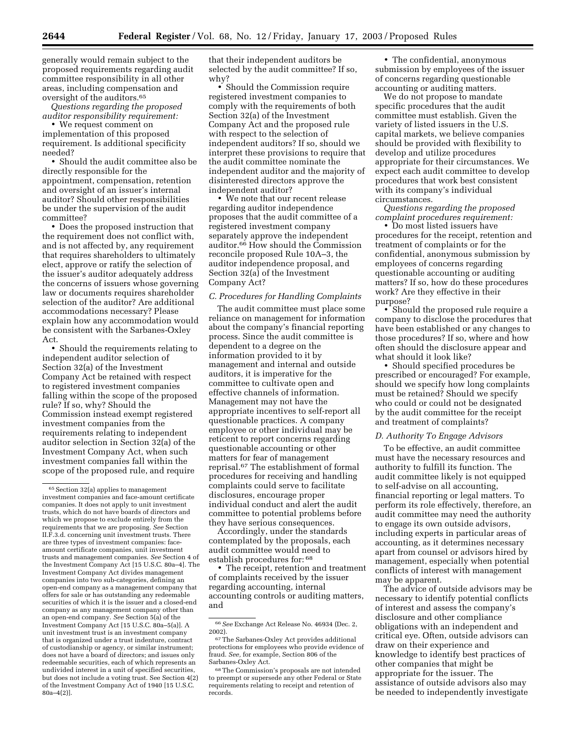generally would remain subject to the proposed requirements regarding audit committee responsibility in all other areas, including compensation and oversight of the auditors.[65]

*Questions regarding the proposed auditor responsibility requirement:*

• We request comment on implementation of this proposed requirement. Is additional specificity needed?

• Should the audit committee also be directly responsible for the appointment, compensation, retention and oversight of an issuer's internal auditor? Should other responsibilities be under the supervision of the audit committee?

• Does the proposed instruction that the requirement does not conflict with, and is not affected by, any requirement that requires shareholders to ultimately elect, approve or ratify the selection of the issuer's auditor adequately address the concerns of issuers whose governing law or documents requires shareholder selection of the auditor? Are additional accommodations necessary? Please explain how any accommodation would be consistent with the Sarbanes-Oxley Act.

• Should the requirements relating to independent auditor selection of Section 32(a) of the Investment Company Act be retained with respect to registered investment companies falling within the scope of the proposed rule? If so, why? Should the Commission instead exempt registered investment companies from the requirements relating to independent auditor selection in Section 32(a) of the Investment Company Act, when such investment companies fall within the scope of the proposed rule, and require that their independent auditors be selected by the audit committee? If so, why?

• Should the Commission require registered investment companies to comply with the requirements of both Section 32(a) of the Investment Company Act and the proposed rule with respect to the selection of independent auditors? If so, should we interpret these provisions to require that the audit committee nominate the independent auditor and the majority of disinterested directors approve the independent auditor?

• We note that our recent release regarding auditor independence proposes that the audit committee of a registered investment company separately approve the independent auditor.[66] How should the Commission reconcile proposed Rule 10A–3, the auditor independence proposal, and Section 32(a) of the Investment Company Act?

### C. Procedures for Handling Complaints

The audit committee must place some reliance on management for information about the company's financial reporting process. Since the audit committee is dependent to a degree on the information provided to it by management and internal and outside auditors, it is imperative for the committee to cultivate open and effective channels of information. Management may not have the appropriate incentives to self-report all questionable practices. A company employee or other individual may be reticent to report concerns regarding questionable accounting or other matters for fear of management reprisal.[67] The establishment of formal procedures for receiving and handling complaints could serve to facilitate disclosures, encourage proper individual conduct and alert the audit committee to potential problems before they have serious consequences.

Accordingly, under the standards contemplated by the proposals, each audit committee would need to establish procedures for:[68]

• The receipt, retention and treatment of complaints received by the issuer regarding accounting, internal accounting controls or auditing matters, and

• The confidential, anonymous submission by employees of the issuer of concerns regarding questionable accounting or auditing matters.

We do not propose to mandate specific procedures that the audit committee must establish. Given the variety of listed issuers in the U.S. capital markets, we believe companies should be provided with flexibility to develop and utilize procedures appropriate for their circumstances. We expect each audit committee to develop procedures that work best consistent with its company's individual circumstances.

*Questions regarding the proposed complaint procedures requirement:*

• Do most listed issuers have procedures for the receipt, retention and treatment of complaints or for the confidential, anonymous submission by employees of concerns regarding questionable accounting or auditing matters? If so, how do these procedures work? Are they effective in their purpose?

• Should the proposed rule require a company to disclose the procedures that have been established or any changes to those procedures? If so, where and how often should the disclosure appear and what should it look like?

• Should specified procedures be prescribed or encouraged? For example, should we specify how long complaints must be retained? Should we specify who could or could not be designated by the audit committee for the receipt and treatment of complaints?

### D. Authority To Engage Advisors

To be effective, an audit committee must have the necessary resources and authority to fulfill its function. The audit committee likely is not equipped to self-advise on all accounting, financial reporting or legal matters. To perform its role effectively, therefore, an audit committee may need the authority to engage its own outside advisors, including experts in particular areas of accounting, as it determines necessary apart from counsel or advisors hired by management, especially when potential conflicts of interest with management may be apparent.

The advice of outside advisors may be necessary to identify potential conflicts of interest and assess the company's disclosure and other compliance obligations with an independent and critical eye. Often, outside advisors can draw on their experience and knowledge to identify best practices of other companies that might be appropriate for the issuer. The assistance of outside advisors also may be needed to independently investigate

---

[65] Section 32(a) applies to management investment companies and face-amount certificate companies. It does not apply to unit investment trusts, which do not have boards of directors and which we propose to exclude entirely from the requirements that we are proposing. *See* Section II.F.3.d. concerning unit investment trusts. There are three types of investment companies: face-amount certificate companies, unit investment trusts and management companies. *See* Section 4 of the Investment Company Act [15 U.S.C. 80a–4]. The Investment Company Act divides management companies into two sub-categories, defining an open-end company as a management company that offers for sale or has outstanding any redeemable securities of which it is the issuer and a closed-end company as any management company other than an open-end company. *See* Section 5(a) of the Investment Company Act [15 U.S.C. 80a–5(a)]. A unit investment trust is an investment company that is organized under a trust indenture, contract of custodianship or agency, or similar instrument; does not have a board of directors; and issues only redeemable securities, each of which represents an undivided interest in a unit of specified securities, but does not include a voting trust. See Section 4(2) of the Investment Company Act of 1940 [15 U.S.C. 80a–4(2)].

[66] *See* Exchange Act Release No. 46934 (Dec. 2, 2002).

[67] The Sarbanes-Oxley Act provides additional protections for employees who provide evidence of fraud. *See,* for example, Section 806 of the Sarbanes-Oxley Act.

[68] The Commission's proposals are not intended to preempt or supersede any other Federal or State requirements relating to receipt and retention of records.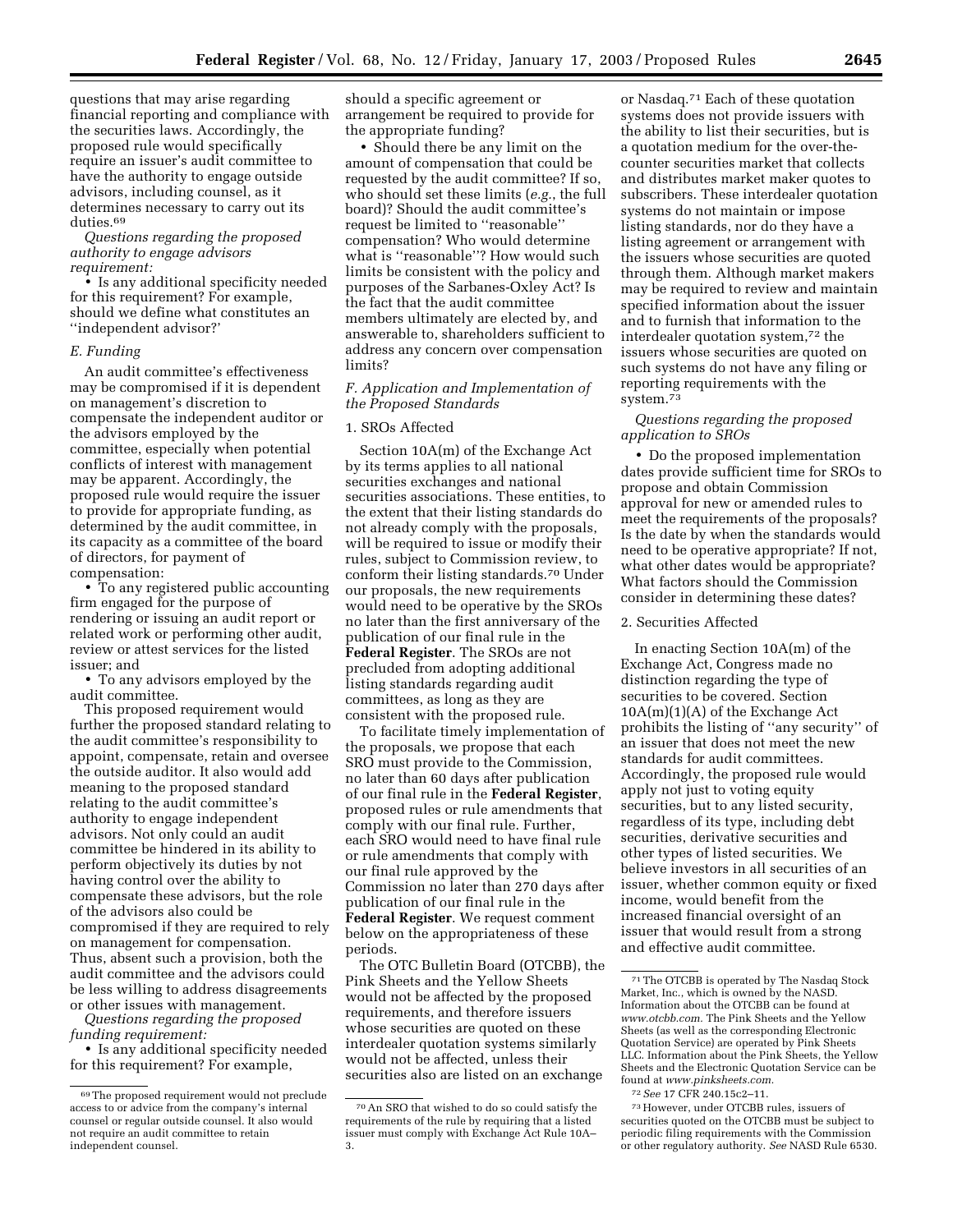questions that may arise regarding financial reporting and compliance with the securities laws. Accordingly, the proposed rule would specifically require an issuer's audit committee to have the authority to engage outside advisors, including counsel, as it determines necessary to carry out its duties.[69]

*Questions regarding the proposed authority to engage advisors requirement:*

• Is any additional specificity needed for this requirement? For example, should we define what constitutes an ''independent advisor?''

*E. Funding*

An audit committee's effectiveness may be compromised if it is dependent on management's discretion to compensate the independent auditor or the advisors employed by the committee, especially when potential conflicts of interest with management may be apparent. Accordingly, the proposed rule would require the issuer to provide for appropriate funding, as determined by the audit committee, in its capacity as a committee of the board of directors, for payment of compensation:

• To any registered public accounting firm engaged for the purpose of rendering or issuing an audit report or related work or performing other audit, review or attest services for the listed issuer; and

• To any advisors employed by the audit committee.

This proposed requirement would further the proposed standard relating to the audit committee's responsibility to appoint, compensate, retain and oversee the outside auditor. It also would add meaning to the proposed standard relating to the audit committee's authority to engage independent advisors. Not only could an audit committee be hindered in its ability to perform objectively its duties by not having control over the ability to compensate these advisors, but the role of the advisors also could be compromised if they are required to rely on management for compensation. Thus, absent such a provision, both the audit committee and the advisors could be less willing to address disagreements or other issues with management.

*Questions regarding the proposed funding requirement:*

• Is any additional specificity needed for this requirement? For example, should a specific agreement or arrangement be required to provide for the appropriate funding?

• Should there be any limit on the amount of compensation that could be requested by the audit committee? If so, who should set these limits (*e.g.*, the full board)? Should the audit committee's request be limited to ''reasonable'' compensation? Who would determine what is ''reasonable''? How would such limits be consistent with the policy and purposes of the Sarbanes-Oxley Act? Is the fact that the audit committee members ultimately are elected by, and answerable to, shareholders sufficient to address any concern over compensation limits?

*F. Application and Implementation of the Proposed Standards*

1. SROs Affected

Section 10A(m) of the Exchange Act by its terms applies to all national securities exchanges and national securities associations. These entities, to the extent that their listing standards do not already comply with the proposals, will be required to issue or modify their rules, subject to Commission review, to conform their listing standards.[70] Under our proposals, the new requirements would need to be operative by the SROs no later than the first anniversary of the publication of our final rule in the **Federal Register**. The SROs are not precluded from adopting additional listing standards regarding audit committees, as long as they are consistent with the proposed rule.

To facilitate timely implementation of the proposals, we propose that each SRO must provide to the Commission, no later than 60 days after publication of our final rule in the **Federal Register**, proposed rules or rule amendments that comply with our final rule. Further, each SRO would need to have final rule or rule amendments that comply with our final rule approved by the Commission no later than 270 days after publication of our final rule in the **Federal Register**. We request comment below on the appropriateness of these periods.

The OTC Bulletin Board (OTCBB), the Pink Sheets and the Yellow Sheets would not be affected by the proposed requirements, and therefore issuers whose securities are quoted on these interdealer quotation systems similarly would not be affected, unless their securities also are listed on an exchange or Nasdaq.[71] Each of these quotation systems does not provide issuers with the ability to list their securities, but is a quotation medium for the over-the-counter securities market that collects and distributes market maker quotes to subscribers. These interdealer quotation systems do not maintain or impose listing standards, nor do they have a listing agreement or arrangement with the issuers whose securities are quoted through them. Although market makers may be required to review and maintain specified information about the issuer and to furnish that information to the interdealer quotation system,[72] the issuers whose securities are quoted on such systems do not have any filing or reporting requirements with the system.[73]

*Questions regarding the proposed application to SROs*

• Do the proposed implementation dates provide sufficient time for SROs to propose and obtain Commission approval for new or amended rules to meet the requirements of the proposals? Is the date by when the standards would need to be operative appropriate? If not, what other dates would be appropriate? What factors should the Commission consider in determining these dates?

2. Securities Affected

In enacting Section 10A(m) of the Exchange Act, Congress made no distinction regarding the type of securities to be covered. Section 10A(m)(1)(A) of the Exchange Act prohibits the listing of ''any security'' of an issuer that does not meet the new standards for audit committees. Accordingly, the proposed rule would apply not just to voting equity securities, but to any listed security, regardless of its type, including debt securities, derivative securities and other types of listed securities. We believe investors in all securities of an issuer, whether common equity or fixed income, would benefit from the increased financial oversight of an issuer that would result from a strong and effective audit committee.

---

[69] The proposed requirement would not preclude access to or advice from the company's internal counsel or regular outside counsel. It also would not require an audit committee to retain independent counsel.

[70] An SRO that wished to do so could satisfy the requirements of the rule by requiring that a listed issuer must comply with Exchange Act Rule 10A–3.

[71] The OTCBB is operated by The Nasdaq Stock Market, Inc., which is owned by the NASD. Information about the OTCBB can be found at *www.otcbb.com*. The Pink Sheets and the Yellow Sheets (as well as the corresponding Electronic Quotation Service) are operated by Pink Sheets LLC. Information about the Pink Sheets, the Yellow Sheets and the Electronic Quotation Service can be found at *www.pinksheets.com*.

[72] *See* 17 CFR 240.15c2–11.

[73] However, under OTCBB rules, issuers of securities quoted on the OTCBB must be subject to periodic filing requirements with the Commission or other regulatory authority. *See* NASD Rule 6530.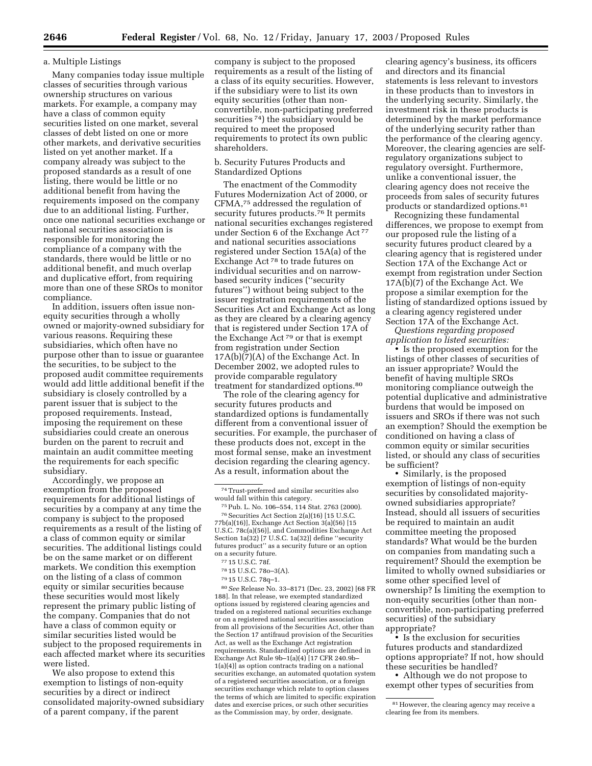a. Multiple Listings

Many companies today issue multiple classes of securities through various ownership structures on various markets. For example, a company may have a class of common equity securities listed on one market, several classes of debt listed on one or more other markets, and derivative securities listed on yet another market. If a company already was subject to the proposed standards as a result of one listing, there would be little or no additional benefit from having the requirements imposed on the company due to an additional listing. Further, once one national securities exchange or national securities association is responsible for monitoring the compliance of a company with the standards, there would be little or no additional benefit, and much overlap and duplicative effort, from requiring more than one of these SROs to monitor compliance.

In addition, issuers often issue non-equity securities through a wholly owned or majority-owned subsidiary for various reasons. Requiring these subsidiaries, which often have no purpose other than to issue or guarantee the securities, to be subject to the proposed audit committee requirements would add little additional benefit if the subsidiary is closely controlled by a parent issuer that is subject to the proposed requirements. Instead, imposing the requirement on these subsidiaries could create an onerous burden on the parent to recruit and maintain an audit committee meeting the requirements for each specific subsidiary.

Accordingly, we propose an exemption from the proposed requirements for additional listings of securities by a company at any time the company is subject to the proposed requirements as a result of the listing of a class of common equity or similar securities. The additional listings could be on the same market or on different markets. We condition this exemption on the listing of a class of common equity or similar securities because these securities would most likely represent the primary public listing of the company. Companies that do not have a class of common equity or similar securities listed would be subject to the proposed requirements in each affected market where its securities were listed.

We also propose to extend this exemption to listings of non-equity securities by a direct or indirect consolidated majority-owned subsidiary of a parent company, if the parent company is subject to the proposed requirements as a result of the listing of a class of its equity securities. However, if the subsidiary were to list its own equity securities (other than non-convertible, non-participating preferred securities [74]) the subsidiary would be required to meet the proposed requirements to protect its own public shareholders.

b. Security Futures Products and Standardized Options

The enactment of the Commodity Futures Modernization Act of 2000, or CFMA,[75] addressed the regulation of security futures products.[76] It permits national securities exchanges registered under Section 6 of the Exchange Act [77] and national securities associations registered under Section 15A(a) of the Exchange Act [78] to trade futures on individual securities and on narrow-based security indices (''security futures'') without being subject to the issuer registration requirements of the Securities Act and Exchange Act as long as they are cleared by a clearing agency that is registered under Section 17A of the Exchange Act [79] or that is exempt from registration under Section 17A(b)(7)(A) of the Exchange Act. In December 2002, we adopted rules to provide comparable regulatory treatment for standardized options.[80]

The role of the clearing agency for security futures products and standardized options is fundamentally different from a conventional issuer of securities. For example, the purchaser of these products does not, except in the most formal sense, make an investment decision regarding the clearing agency. As a result, information about the clearing agency's business, its officers and directors and its financial statements is less relevant to investors in these products than to investors in the underlying security. Similarly, the investment risk in these products is determined by the market performance of the underlying security rather than the performance of the clearing agency. Moreover, the clearing agencies are self-regulatory organizations subject to regulatory oversight. Furthermore, unlike a conventional issuer, the clearing agency does not receive the proceeds from sales of security futures products or standardized options.[81]

Recognizing these fundamental differences, we propose to exempt from our proposed rule the listing of a security futures product cleared by a clearing agency that is registered under Section 17A of the Exchange Act or exempt from registration under Section 17A(b)(7) of the Exchange Act. We propose a similar exemption for the listing of standardized options issued by a clearing agency registered under Section 17A of the Exchange Act.

*Questions regarding proposed application to listed securities:*

- Is the proposed exemption for the listings of other classes of securities of an issuer appropriate? Would the benefit of having multiple SROs monitoring compliance outweigh the potential duplicative and administrative burdens that would be imposed on issuers and SROs if there was not such an exemption? Should the exemption be conditioned on having a class of common equity or similar securities listed, or should any class of securities be sufficient?
- Similarly, is the proposed exemption of listings of non-equity securities by consolidated majority-owned subsidiaries appropriate? Instead, should all issuers of securities be required to maintain an audit committee meeting the proposed standards? What would be the burden on companies from mandating such a requirement? Should the exemption be limited to wholly owned subsidiaries or some other specified level of ownership? Is limiting the exemption to non-equity securities (other than non-convertible, non-participating preferred securities) of the subsidiary appropriate?
- Is the exclusion for securities futures products and standardized options appropriate? If not, how should these securities be handled?
- Although we do not propose to exempt other types of securities from

---

[74] Trust-preferred and similar securities also would fall within this category.

[75] Pub. L. No. 106–554, 114 Stat. 2763 (2000).

[76] Securities Act Section 2(a)(16) [15 U.S.C. 77b(a)(16)], Exchange Act Section 3(a)(56) [15 U.S.C. 78c(a)(56)], and Commodities Exchange Act Section 1a(32) [7 U.S.C. 1a(32)] define ''security futures product'' as a security future or an option on a security future.

[77] 15 U.S.C. 78f.

[78] 15 U.S.C. 78o–3(A).

[79] 15 U.S.C. 78q–1.

[80] *See* Release No. 33–8171 (Dec. 23, 2002) [68 FR 188]. In that release, we exempted standardized options issued by registered clearing agencies and traded on a registered national securities exchange or on a registered national securities association from all provisions of the Securities Act, other than the Section 17 antifraud provision of the Securities Act, as well as the Exchange Act registration requirements. Standardized options are defined in Exchange Act Rule 9b–1(a)(4) [17 CFR 240.9b–1(a)(4)] as option contracts trading on a national securities exchange, an automated quotation system of a registered securities association, or a foreign securities exchange which relate to option classes the terms of which are limited to specific expiration dates and exercise prices, or such other securities as the Commission may, by order, designate.

[81] However, the clearing agency may receive a clearing fee from its members.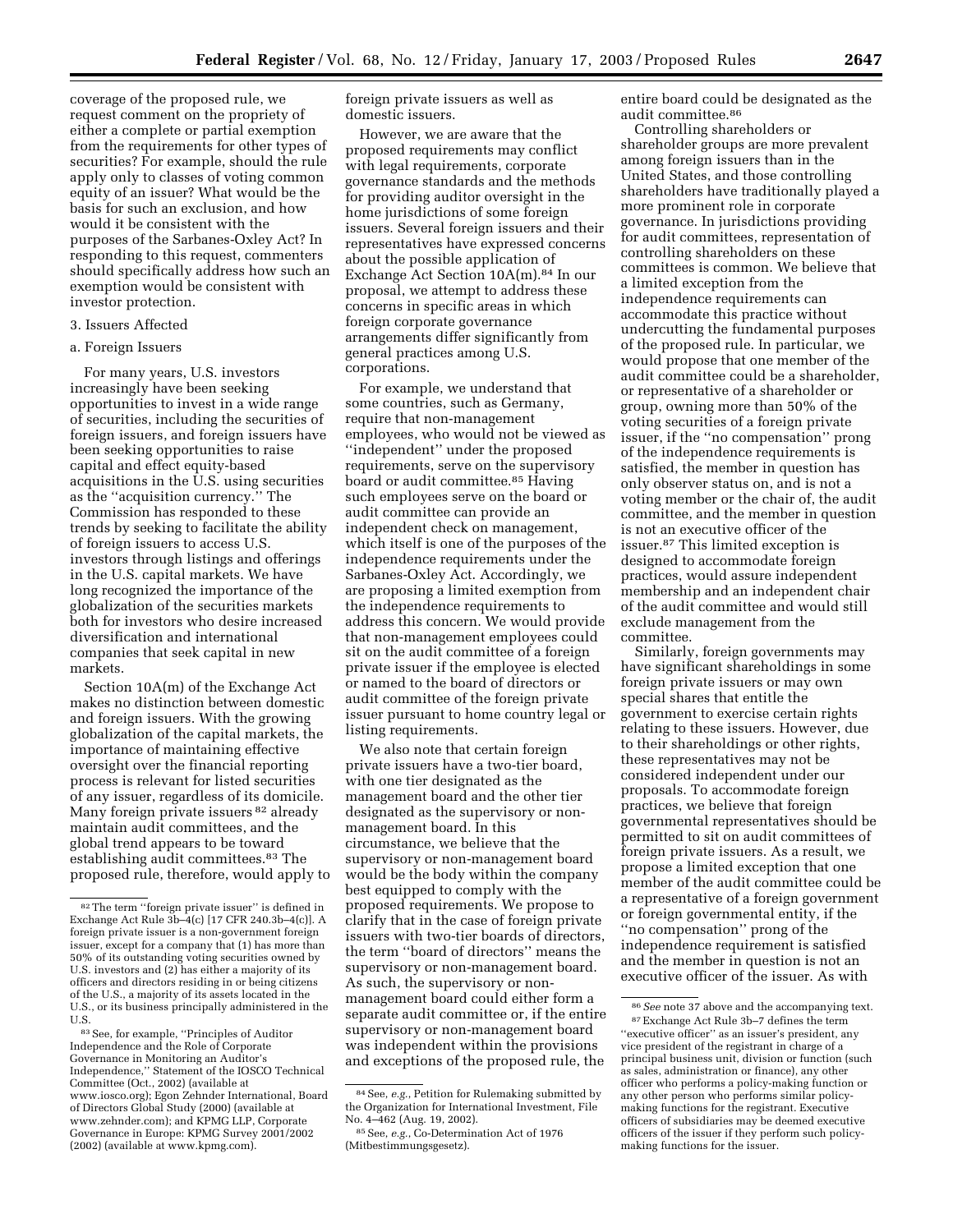coverage of the proposed rule, we request comment on the propriety of either a complete or partial exemption from the requirements for other types of securities? For example, should the rule apply only to classes of voting common equity of an issuer? What would be the basis for such an exclusion, and how would it be consistent with the purposes of the Sarbanes-Oxley Act? In responding to this request, commenters should specifically address how such an exemption would be consistent with investor protection.

3. Issuers Affected

a. Foreign Issuers

For many years, U.S. investors increasingly have been seeking opportunities to invest in a wide range of securities, including the securities of foreign issuers, and foreign issuers have been seeking opportunities to raise capital and effect equity-based acquisitions in the U.S. using securities as the ''acquisition currency.'' The Commission has responded to these trends by seeking to facilitate the ability of foreign issuers to access U.S. investors through listings and offerings in the U.S. capital markets. We have long recognized the importance of the globalization of the securities markets both for investors who desire increased diversification and international companies that seek capital in new markets.

Section 10A(m) of the Exchange Act makes no distinction between domestic and foreign issuers. With the growing globalization of the capital markets, the importance of maintaining effective oversight over the financial reporting process is relevant for listed securities of any issuer, regardless of its domicile. Many foreign private issuers [82] already maintain audit committees, and the global trend appears to be toward establishing audit committees.[83] The proposed rule, therefore, would apply to foreign private issuers as well as domestic issuers.

However, we are aware that the proposed requirements may conflict with legal requirements, corporate governance standards and the methods for providing auditor oversight in the home jurisdictions of some foreign issuers. Several foreign issuers and their representatives have expressed concerns about the possible application of Exchange Act Section 10A(m).[84] In our proposal, we attempt to address these concerns in specific areas in which foreign corporate governance arrangements differ significantly from general practices among U.S. corporations.

For example, we understand that some countries, such as Germany, require that non-management employees, who would not be viewed as ''independent'' under the proposed requirements, serve on the supervisory board or audit committee.[85] Having such employees serve on the board or audit committee can provide an independent check on management, which itself is one of the purposes of the independence requirements under the Sarbanes-Oxley Act. Accordingly, we are proposing a limited exemption from the independence requirements to address this concern. We would provide that non-management employees could sit on the audit committee of a foreign private issuer if the employee is elected or named to the board of directors or audit committee of the foreign private issuer pursuant to home country legal or listing requirements.

We also note that certain foreign private issuers have a two-tier board, with one tier designated as the management board and the other tier designated as the supervisory or non-management board. In this circumstance, we believe that the supervisory or non-management board would be the body within the company best equipped to comply with the proposed requirements. We propose to clarify that in the case of foreign private issuers with two-tier boards of directors, the term ''board of directors'' means the supervisory or non-management board. As such, the supervisory or non-management board could either form a separate audit committee or, if the entire supervisory or non-management board was independent within the provisions and exceptions of the proposed rule, the entire board could be designated as the audit committee.[86]

Controlling shareholders or shareholder groups are more prevalent among foreign issuers than in the United States, and those controlling shareholders have traditionally played a more prominent role in corporate governance. In jurisdictions providing for audit committees, representation of controlling shareholders on these committees is common. We believe that a limited exception from the independence requirements can accommodate this practice without undercutting the fundamental purposes of the proposed rule. In particular, we would propose that one member of the audit committee could be a shareholder, or representative of a shareholder or group, owning more than 50% of the voting securities of a foreign private issuer, if the ''no compensation'' prong of the independence requirements is satisfied, the member in question has only observer status on, and is not a voting member or the chair of, the audit committee, and the member in question is not an executive officer of the issuer.[87] This limited exception is designed to accommodate foreign practices, would assure independent membership and an independent chair of the audit committee and would still exclude management from the committee.

Similarly, foreign governments may have significant shareholdings in some foreign private issuers or may own special shares that entitle the government to exercise certain rights relating to these issuers. However, due to their shareholdings or other rights, these representatives may not be considered independent under our proposals. To accommodate foreign practices, we believe that foreign governmental representatives should be permitted to sit on audit committees of foreign private issuers. As a result, we propose a limited exception that one member of the audit committee could be a representative of a foreign government or foreign governmental entity, if the ''no compensation'' prong of the independence requirement is satisfied and the member in question is not an executive officer of the issuer. As with

---

[82] The term ''foreign private issuer'' is defined in Exchange Act Rule 3b–4(c) [17 CFR 240.3b–4(c)]. A foreign private issuer is a non-government foreign issuer, except for a company that (1) has more than 50% of its outstanding voting securities owned by U.S. investors and (2) has either a majority of its officers and directors residing in or being citizens of the U.S., a majority of its assets located in the U.S., or its business principally administered in the U.S.

[83] See, for example, ''Principles of Auditor Independence and the Role of Corporate Governance in Monitoring an Auditor's Independence,'' Statement of the IOSCO Technical Committee (Oct., 2002) (available at www.iosco.org); Egon Zehnder International, Board of Directors Global Study (2000) (available at www.zehnder.com); and KPMG LLP, Corporate Governance in Europe: KPMG Survey 2001/2002 (2002) (available at www.kpmg.com).

[84] See, *e.g.*, Petition for Rulemaking submitted by the Organization for International Investment, File No. 4–462 (Aug. 19, 2002).

[85] See, *e.g.*, Co-Determination Act of 1976 (Mitbestimmungsgesetz).

[86] *See* note 37 above and the accompanying text.

[87] Exchange Act Rule 3b–7 defines the term ''executive officer'' as an issuer's president, any vice president of the registrant in charge of a principal business unit, division or function (such as sales, administration or finance), any other officer who performs a policy-making function or any other person who performs similar policy-making functions for the registrant. Executive officers of subsidiaries may be deemed executive officers of the issuer if they perform such policy-making functions for the issuer.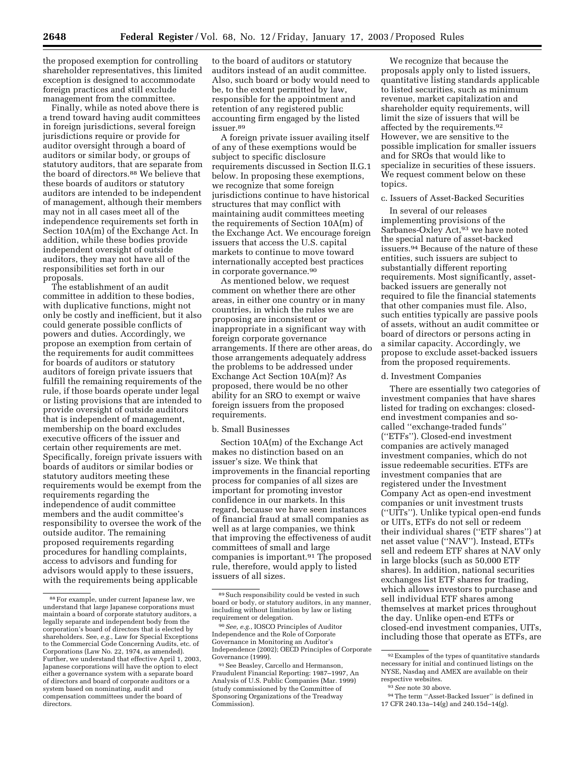the proposed exemption for controlling shareholder representatives, this limited exception is designed to accommodate foreign practices and still exclude management from the committee.

Finally, while as noted above there is a trend toward having audit committees in foreign jurisdictions, several foreign jurisdictions require or provide for auditor oversight through a board of auditors or similar body, or groups of statutory auditors, that are separate from the board of directors.[88] We believe that these boards of auditors or statutory auditors are intended to be independent of management, although their members may not in all cases meet all of the independence requirements set forth in Section 10A(m) of the Exchange Act. In addition, while these bodies provide independent oversight of outside auditors, they may not have all of the responsibilities set forth in our proposals.

The establishment of an audit committee in addition to these bodies, with duplicative functions, might not only be costly and inefficient, but it also could generate possible conflicts of powers and duties. Accordingly, we propose an exemption from certain of the requirements for audit committees for boards of auditors or statutory auditors of foreign private issuers that fulfill the remaining requirements of the rule, if those boards operate under legal or listing provisions that are intended to provide oversight of outside auditors that is independent of management, membership on the board excludes executive officers of the issuer and certain other requirements are met. Specifically, foreign private issuers with boards of auditors or similar bodies or statutory auditors meeting these requirements would be exempt from the requirements regarding the independence of audit committee members and the audit committee's responsibility to oversee the work of the outside auditor. The remaining proposed requirements regarding procedures for handling complaints, access to advisors and funding for advisors would apply to these issuers, with the requirements being applicable to the board of auditors or statutory auditors instead of an audit committee. Also, such board or body would need to be, to the extent permitted by law, responsible for the appointment and retention of any registered public accounting firm engaged by the listed issuer.[89]

A foreign private issuer availing itself of any of these exemptions would be subject to specific disclosure requirements discussed in Section II.G.1 below. In proposing these exemptions, we recognize that some foreign jurisdictions continue to have historical structures that may conflict with maintaining audit committees meeting the requirements of Section 10A(m) of the Exchange Act. We encourage foreign issuers that access the U.S. capital markets to continue to move toward internationally accepted best practices in corporate governance.[90]

As mentioned below, we request comment on whether there are other areas, in either one country or in many countries, in which the rules we are proposing are inconsistent or inappropriate in a significant way with foreign corporate governance arrangements. If there are other areas, do those arrangements adequately address the problems to be addressed under Exchange Act Section 10A(m)? As proposed, there would be no other ability for an SRO to exempt or waive foreign issuers from the proposed requirements.

b. Small Businesses

Section 10A(m) of the Exchange Act makes no distinction based on an issuer's size. We think that improvements in the financial reporting process for companies of all sizes are important for promoting investor confidence in our markets. In this regard, because we have seen instances of financial fraud at small companies as well as at large companies, we think that improving the effectiveness of audit committees of small and large companies is important.[91] The proposed rule, therefore, would apply to listed issuers of all sizes.

We recognize that because the proposals apply only to listed issuers, quantitative listing standards applicable to listed securities, such as minimum revenue, market capitalization and shareholder equity requirements, will limit the size of issuers that will be affected by the requirements.[92] However, we are sensitive to the possible implication for smaller issuers and for SROs that would like to specialize in securities of these issuers. We request comment below on these topics.

c. Issuers of Asset-Backed Securities

In several of our releases implementing provisions of the Sarbanes-Oxley Act,[93] we have noted the special nature of asset-backed issuers.[94] Because of the nature of these entities, such issuers are subject to substantially different reporting requirements. Most significantly, asset-backed issuers are generally not required to file the financial statements that other companies must file. Also, such entities typically are passive pools of assets, without an audit committee or board of directors or persons acting in a similar capacity. Accordingly, we propose to exclude asset-backed issuers from the proposed requirements.

d. Investment Companies

There are essentially two categories of investment companies that have shares listed for trading on exchanges: closed-end investment companies and so-called ''exchange-traded funds'' (''ETFs''). Closed-end investment companies are actively managed investment companies, which do not issue redeemable securities. ETFs are investment companies that are registered under the Investment Company Act as open-end investment companies or unit investment trusts (''UITs''). Unlike typical open-end funds or UITs, ETFs do not sell or redeem their individual shares (''ETF shares'') at net asset value (''NAV''). Instead, ETFs sell and redeem ETF shares at NAV only in large blocks (such as 50,000 ETF shares). In addition, national securities exchanges list ETF shares for trading, which allows investors to purchase and sell individual ETF shares among themselves at market prices throughout the day. Unlike open-end ETFs or closed-end investment companies, UITs, including those that operate as ETFs, are

---

[88] For example, under current Japanese law, we understand that large Japanese corporations must maintain a board of corporate statutory auditors, a legally separate and independent body from the corporation's board of directors that is elected by shareholders. See, *e.g.*, Law for Special Exceptions to the Commercial Code Concerning Audits, etc. of Corporations (Law No. 22, 1974, as amended). Further, we understand that effective April 1, 2003, Japanese corporations will have the option to elect either a governance system with a separate board of directors and board of corporate auditors or a system based on nominating, audit and compensation committees under the board of directors.

[89] Such responsibility could be vested in such board or body, or statutory auditors, in any manner, including without limitation by law or listing requirement or delegation.

[90] *See, e.g.*, IOSCO Principles of Auditor Independence and the Role of Corporate Governance in Monitoring an Auditor's Independence (2002); OECD Principles of Corporate Governance (1999).

[91] See Beasley, Carcello and Hermanson, Fraudulent Financial Reporting: 1987–1997, An Analysis of U.S. Public Companies (Mar. 1999) (study commissioned by the Committee of Sponsoring Organizations of the Treadway Commission).

[92] Examples of the types of quantitative standards necessary for initial and continued listings on the NYSE, Nasdaq and AMEX are available on their respective websites.

[93] *See* note 30 above.

[94] The term ''Asset-Backed Issuer'' is defined in 17 CFR 240.13a–14(g) and 240.15d–14(g).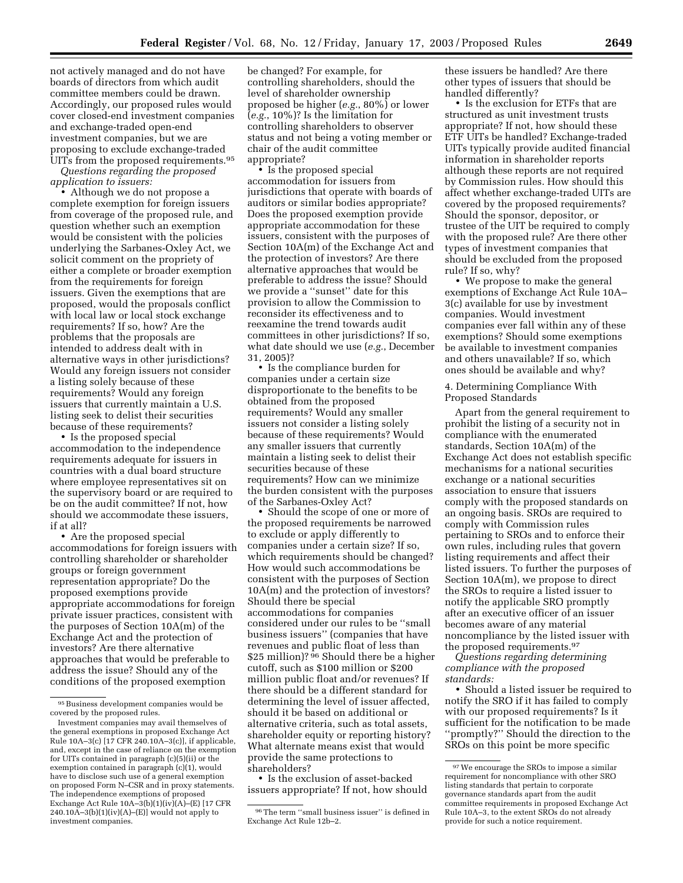not actively managed and do not have boards of directors from which audit committee members could be drawn. Accordingly, our proposed rules would cover closed-end investment companies and exchange-traded open-end investment companies, but we are proposing to exclude exchange-traded UITs from the proposed requirements.[95]

*Questions regarding the proposed application to issuers:*

• Although we do not propose a complete exemption for foreign issuers from coverage of the proposed rule, and question whether such an exemption would be consistent with the policies underlying the Sarbanes-Oxley Act, we solicit comment on the propriety of either a complete or broader exemption from the requirements for foreign issuers. Given the exemptions that are proposed, would the proposals conflict with local law or local stock exchange requirements? If so, how? Are the problems that the proposals are intended to address dealt with in alternative ways in other jurisdictions? Would any foreign issuers not consider a listing solely because of these requirements? Would any foreign issuers that currently maintain a U.S. listing seek to delist their securities because of these requirements?

• Is the proposed special accommodation to the independence requirements adequate for issuers in countries with a dual board structure where employee representatives sit on the supervisory board or are required to be on the audit committee? If not, how should we accommodate these issuers, if at all?

• Are the proposed special accommodations for foreign issuers with controlling shareholder or shareholder groups or foreign government representation appropriate? Do the proposed exemptions provide appropriate accommodations for foreign private issuer practices, consistent with the purposes of Section 10A(m) of the Exchange Act and the protection of investors? Are there alternative approaches that would be preferable to address the issue? Should any of the conditions of the proposed exemption be changed? For example, for controlling shareholders, should the level of shareholder ownership proposed be higher (*e.g.*, 80%) or lower (*e.g.*, 10%)? Is the limitation for controlling shareholders to observer status and not being a voting member or chair of the audit committee appropriate?

• Is the proposed special accommodation for issuers from jurisdictions that operate with boards of auditors or similar bodies appropriate? Does the proposed exemption provide appropriate accommodation for these issuers, consistent with the purposes of Section 10A(m) of the Exchange Act and the protection of investors? Are there alternative approaches that would be preferable to address the issue? Should we provide a ''sunset'' date for this provision to allow the Commission to reconsider its effectiveness and to reexamine the trend towards audit committees in other jurisdictions? If so, what date should we use (*e.g.*, December 31, 2005)?

• Is the compliance burden for companies under a certain size disproportionate to the benefits to be obtained from the proposed requirements? Would any smaller issuers not consider a listing solely because of these requirements? Would any smaller issuers that currently maintain a listing seek to delist their securities because of these requirements? How can we minimize the burden consistent with the purposes of the Sarbanes-Oxley Act?

• Should the scope of one or more of the proposed requirements be narrowed to exclude or apply differently to companies under a certain size? If so, which requirements should be changed? How would such accommodations be consistent with the purposes of Section 10A(m) and the protection of investors? Should there be special accommodations for companies considered under our rules to be ''small business issuers'' (companies that have revenues and public float of less than $25 million)?[96] Should there be a higher cutoff, such as $100 million or $200 million public float and/or revenues? If there should be a different standard for determining the level of issuer affected, should it be based on additional or alternative criteria, such as total assets, shareholder equity or reporting history? What alternate means exist that would provide the same protections to shareholders?

• Is the exclusion of asset-backed issuers appropriate? If not, how should these issuers be handled? Are there other types of issuers that should be handled differently?

• Is the exclusion for ETFs that are structured as unit investment trusts appropriate? If not, how should these ETF UITs be handled? Exchange-traded UITs typically provide audited financial information in shareholder reports although these reports are not required by Commission rules. How should this affect whether exchange-traded UITs are covered by the proposed requirements? Should the sponsor, depositor, or trustee of the UIT be required to comply with the proposed rule? Are there other types of investment companies that should be excluded from the proposed rule? If so, why?

• We propose to make the general exemptions of Exchange Act Rule 10A–3(c) available for use by investment companies. Would investment companies ever fall within any of these exemptions? Should some exemptions be available to investment companies and others unavailable? If so, which ones should be available and why?

4. Determining Compliance With Proposed Standards

Apart from the general requirement to prohibit the listing of a security not in compliance with the enumerated standards, Section 10A(m) of the Exchange Act does not establish specific mechanisms for a national securities exchange or a national securities association to ensure that issuers comply with the proposed standards on an ongoing basis. SROs are required to comply with Commission rules pertaining to SROs and to enforce their own rules, including rules that govern listing requirements and affect their listed issuers. To further the purposes of Section 10A(m), we propose to direct the SROs to require a listed issuer to notify the applicable SRO promptly after an executive officer of an issuer becomes aware of any material noncompliance by the listed issuer with the proposed requirements.[97]

*Questions regarding determining compliance with the proposed standards:*

• Should a listed issuer be required to notify the SRO if it has failed to comply with our proposed requirements? Is it sufficient for the notification to be made ''promptly?'' Should the direction to the SROs on this point be more specific

---

[95] Business development companies would be covered by the proposed rules.

Investment companies may avail themselves of the general exemptions in proposed Exchange Act Rule 10A–3(c) [17 CFR 240.10A–3(c)], if applicable, and, except in the case of reliance on the exemption for UITs contained in paragraph (c)(5)(ii) or the exemption contained in paragraph (c)(1), would have to disclose such use of a general exemption on proposed Form N–CSR and in proxy statements. The independence exemptions of proposed Exchange Act Rule 10A–3(b)(1)(iv)(A)–(E) [17 CFR 240.10A–3(b)(1)(iv)(A)–(E)] would not apply to investment companies.

[96] The term ''small business issuer'' is defined in Exchange Act Rule 12b–2.

[97] We encourage the SROs to impose a similar requirement for noncompliance with other SRO listing standards that pertain to corporate governance standards apart from the audit committee requirements in proposed Exchange Act Rule 10A–3, to the extent SROs do not already provide for such a notice requirement.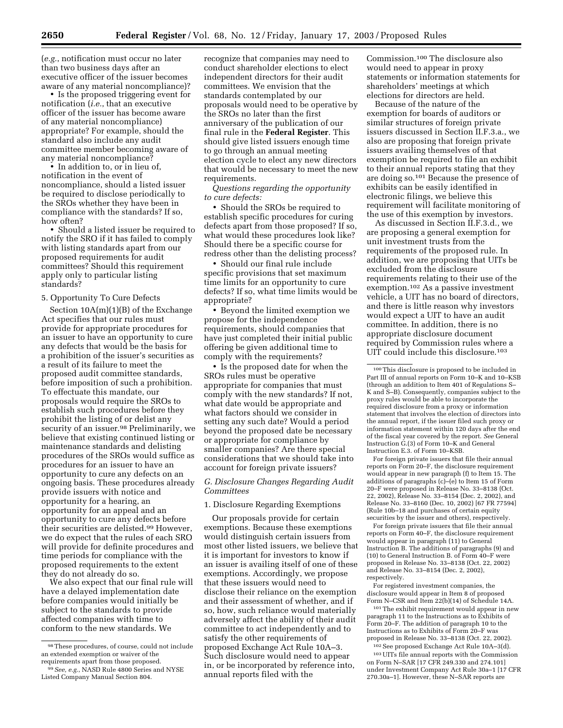(*e.g.*, notification must occur no later than two business days after an executive officer of the issuer becomes aware of any material noncompliance)?

• Is the proposed triggering event for notification (*i.e.*, that an executive officer of the issuer has become aware of any material noncompliance) appropriate? For example, should the standard also include any audit committee member becoming aware of any material noncompliance?

• In addition to, or in lieu of, notification in the event of noncompliance, should a listed issuer be required to disclose periodically to the SROs whether they have been in compliance with the standards? If so, how often?

• Should a listed issuer be required to notify the SRO if it has failed to comply with listing standards apart from our proposed requirements for audit committees? Should this requirement apply only to particular listing standards?

5. Opportunity To Cure Defects

Section 10A(m)(1)(B) of the Exchange Act specifies that our rules must provide for appropriate procedures for an issuer to have an opportunity to cure any defects that would be the basis for a prohibition of the issuer's securities as a result of its failure to meet the proposed audit committee standards, before imposition of such a prohibition. To effectuate this mandate, our proposals would require the SROs to establish such procedures before they prohibit the listing of or delist any security of an issuer.[98] Preliminarily, we believe that existing continued listing or maintenance standards and delisting procedures of the SROs would suffice as procedures for an issuer to have an opportunity to cure any defects on an ongoing basis. These procedures already provide issuers with notice and opportunity for a hearing, an opportunity for an appeal and an opportunity to cure any defects before their securities are delisted.[99] However, we do expect that the rules of each SRO will provide for definite procedures and time periods for compliance with the proposed requirements to the extent they do not already do so.

We also expect that our final rule will have a delayed implementation date before companies would initially be subject to the standards to provide affected companies with time to conform to the new standards. We recognize that companies may need to conduct shareholder elections to elect independent directors for their audit committees. We envision that the standards contemplated by our proposals would need to be operative by the SROs no later than the first anniversary of the publication of our final rule in the **Federal Register**. This should give listed issuers enough time to go through an annual meeting election cycle to elect any new directors that would be necessary to meet the new requirements.

*Questions regarding the opportunity to cure defects:*

• Should the SROs be required to establish specific procedures for curing defects apart from those proposed? If so, what would these procedures look like? Should there be a specific course for redress other than the delisting process?

• Should our final rule include specific provisions that set maximum time limits for an opportunity to cure defects? If so, what time limits would be appropriate?

• Beyond the limited exemption we propose for the independence requirements, should companies that have just completed their initial public offering be given additional time to comply with the requirements?

• Is the proposed date for when the SROs rules must be operative appropriate for companies that must comply with the new standards? If not, what date would be appropriate and what factors should we consider in setting any such date? Would a period beyond the proposed date be necessary or appropriate for compliance by smaller companies? Are there special considerations that we should take into account for foreign private issuers?

*G. Disclosure Changes Regarding Audit Committees*

1. Disclosure Regarding Exemptions

Our proposals provide for certain exemptions. Because these exemptions would distinguish certain issuers from most other listed issuers, we believe that it is important for investors to know if an issuer is availing itself of one of these exemptions. Accordingly, we propose that these issuers would need to disclose their reliance on the exemption and their assessment of whether, and if so, how, such reliance would materially adversely affect the ability of their audit committee to act independently and to satisfy the other requirements of proposed Exchange Act Rule 10A–3. Such disclosure would need to appear in, or be incorporated by reference into, annual reports filed with the Commission.[100] The disclosure also would need to appear in proxy statements or information statements for shareholders' meetings at which elections for directors are held.

Because of the nature of the exemption for boards of auditors or similar structures of foreign private issuers discussed in Section II.F.3.a., we also are proposing that foreign private issuers availing themselves of that exemption be required to file an exhibit to their annual reports stating that they are doing so.[101] Because the presence of exhibits can be easily identified in electronic filings, we believe this requirement will facilitate monitoring of the use of this exemption by investors.

As discussed in Section II.F.3.d., we are proposing a general exemption for unit investment trusts from the requirements of the proposed rule. In addition, we are proposing that UITs be excluded from the disclosure requirements relating to their use of the exemption.[102] As a passive investment vehicle, a UIT has no board of directors, and there is little reason why investors would expect a UIT to have an audit committee. In addition, there is no appropriate disclosure document required by Commission rules where a UIT could include this disclosure.[103]

---

[98] These procedures, of course, could not include an extended exemption or waiver of the requirements apart from those proposed.

[99] *See, e.g.*, NASD Rule 4800 Series and NYSE Listed Company Manual Section 804.

[100] This disclosure is proposed to be included in Part III of annual reports on Form 10–K and 10–KSB (through an addition to Item 401 of Regulations S–K and S–B). Consequently, companies subject to the proxy rules would be able to incorporate the required disclosure from a proxy or information statement that involves the election of directors into the annual report, if the issuer filed such proxy or information statement within 120 days after the end of the fiscal year covered by the report. *See* General Instruction G.(3) of Form 10–K and General Instruction E.3. of Form 10–KSB.

For foreign private issuers that file their annual reports on Form 20–F, the disclosure requirement would appear in new paragraph (f) to Item 15. The additions of paragraphs (c)–(e) to Item 15 of Form 20–F were proposed in Release No. 33–8138 (Oct. 22, 2002), Release No. 33–8154 (Dec. 2, 2002), and Release No. 33–8160 (Dec. 10, 2002) [67 FR 77594] (Rule 10b–18 and purchases of certain equity securities by the issuer and others), respectively.

For foreign private issuers that file their annual reports on Form 40–F, the disclosure requirement would appear in paragraph (11) to General Instruction B. The additions of paragraphs (9) and (10) to General Instruction B. of Form 40–F were proposed in Release No. 33–8138 (Oct. 22, 2002) and Release No. 33–8154 (Dec. 2, 2002), respectively.

For registered investment companies, the disclosure would appear in Item 8 of proposed Form N–CSR and Item 22(b)(14) of Schedule 14A.

[101] The exhibit requirement would appear in new paragraph 11 to the Instructions as to Exhibits of Form 20–F. The addition of paragraph 10 to the Instructions as to Exhibits of Form 20–F was proposed in Release No. 33–8138 (Oct. 22, 2002).

[102] See proposed Exchange Act Rule 10A–3(d).

[103] UITs file annual reports with the Commission on Form N–SAR [17 CFR 249.330 and 274.101] under Investment Company Act Rule 30a–1 [17 CFR 270.30a–1]. However, these N–SAR reports are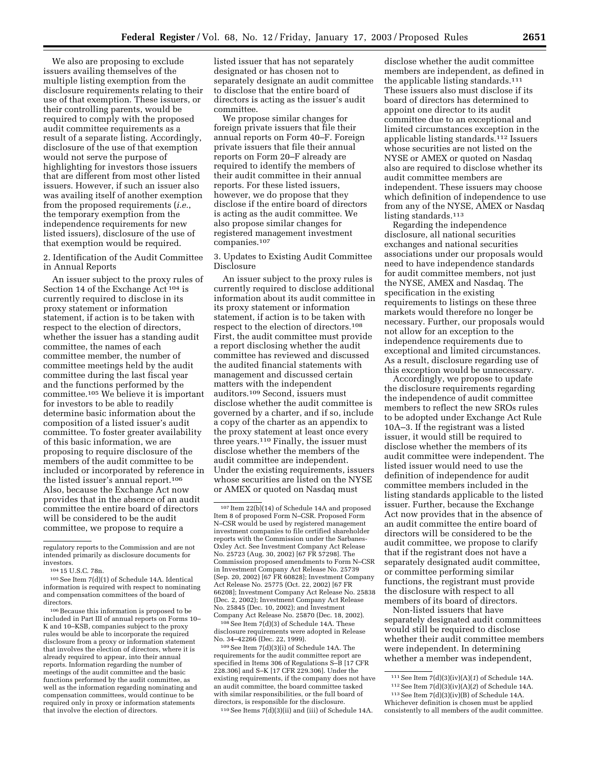We also are proposing to exclude issuers availing themselves of the multiple listing exemption from the disclosure requirements relating to their use of that exemption. These issuers, or their controlling parents, would be required to comply with the proposed audit committee requirements as a result of a separate listing. Accordingly, disclosure of the use of that exemption would not serve the purpose of highlighting for investors those issuers that are different from most other listed issuers. However, if such an issuer also was availing itself of another exemption from the proposed requirements (*i.e.*, the temporary exemption from the independence requirements for new listed issuers), disclosure of the use of that exemption would be required.

2. Identification of the Audit Committee in Annual Reports

An issuer subject to the proxy rules of Section 14 of the Exchange Act [104] is currently required to disclose in its proxy statement or information statement, if action is to be taken with respect to the election of directors, whether the issuer has a standing audit committee, the names of each committee member, the number of committee meetings held by the audit committee during the last fiscal year and the functions performed by the committee.[105] We believe it is important for investors to be able to readily determine basic information about the composition of a listed issuer's audit committee. To foster greater availability of this basic information, we are proposing to require disclosure of the members of the audit committee to be included or incorporated by reference in the listed issuer's annual report.[106] Also, because the Exchange Act now provides that in the absence of an audit committee the entire board of directors will be considered to be the audit committee, we propose to require a listed issuer that has not separately designated or has chosen not to separately designate an audit committee to disclose that the entire board of directors is acting as the issuer's audit committee.

We propose similar changes for foreign private issuers that file their annual reports on Form 40–F. Foreign private issuers that file their annual reports on Form 20–F already are required to identify the members of their audit committee in their annual reports. For these listed issuers, however, we do propose that they disclose if the entire board of directors is acting as the audit committee. We also propose similar changes for registered management investment companies.[107]

3. Updates to Existing Audit Committee Disclosure

An issuer subject to the proxy rules is currently required to disclose additional information about its audit committee in its proxy statement or information statement, if action is to be taken with respect to the election of directors.[108] First, the audit committee must provide a report disclosing whether the audit committee has reviewed and discussed the audited financial statements with management and discussed certain matters with the independent auditors.[109] Second, issuers must disclose whether the audit committee is governed by a charter, and if so, include a copy of the charter as an appendix to the proxy statement at least once every three years.[110] Finally, the issuer must disclose whether the members of the audit committee are independent. Under the existing requirements, issuers whose securities are listed on the NYSE or AMEX or quoted on Nasdaq must disclose whether the audit committee members are independent, as defined in the applicable listing standards.[111] These issuers also must disclose if its board of directors has determined to appoint one director to its audit committee due to an exceptional and limited circumstances exception in the applicable listing standards.[112] Issuers whose securities are not listed on the NYSE or AMEX or quoted on Nasdaq also are required to disclose whether its audit committee members are independent. These issuers may choose which definition of independence to use from any of the NYSE, AMEX or Nasdaq listing standards.[113]

Regarding the independence disclosure, all national securities exchanges and national securities associations under our proposals would need to have independence standards for audit committee members, not just the NYSE, AMEX and Nasdaq. The specification in the existing requirements to listings on these three markets would therefore no longer be necessary. Further, our proposals would not allow for an exception to the independence requirements due to exceptional and limited circumstances. As a result, disclosure regarding use of this exception would be unnecessary.

Accordingly, we propose to update the disclosure requirements regarding the independence of audit committee members to reflect the new SROs rules to be adopted under Exchange Act Rule 10A–3. If the registrant was a listed issuer, it would still be required to disclose whether the members of its audit committee were independent. The listed issuer would need to use the definition of independence for audit committee members included in the listing standards applicable to the listed issuer. Further, because the Exchange Act now provides that in the absence of an audit committee the entire board of directors will be considered to be the audit committee, we propose to clarify that if the registrant does not have a separately designated audit committee, or committee performing similar functions, the registrant must provide the disclosure with respect to all members of its board of directors.

Non-listed issuers that have separately designated audit committees would still be required to disclose whether their audit committee members were independent. In determining whether a member was independent,

---

regulatory reports to the Commission and are not intended primarily as disclosure documents for investors.

[104] 15 U.S.C. 78n.

[105] See Item 7(d)(1) of Schedule 14A. Identical information is required with respect to nominating and compensation committees of the board of directors.

[106] Because this information is proposed to be included in Part III of annual reports on Forms 10–K and 10–KSB, companies subject to the proxy rules would be able to incorporate the required disclosure from a proxy or information statement that involves the election of directors, where it is already required to appear, into their annual reports. Information regarding the number of meetings of the audit committee and the basic functions performed by the audit committee, as well as the information regarding nominating and compensation committees, would continue to be required only in proxy or information statements that involve the election of directors.

[107] Item 22(b)(14) of Schedule 14A and proposed Item 8 of proposed Form N–CSR. Proposed Form N–CSR would be used by registered management investment companies to file certified shareholder reports with the Commission under the Sarbanes-Oxley Act. See Investment Company Act Release No. 25723 (Aug. 30, 2002) [67 FR 57298]. The Commission proposed amendments to Form N–CSR in Investment Company Act Release No. 25739 (Sep. 20, 2002) [67 FR 60828]; Investment Company Act Release No. 25775 (Oct. 22, 2002) [67 FR 66208]; Investment Company Act Release No. 25838 (Dec. 2, 2002); Investment Company Act Release No. 25845 (Dec. 10, 2002); and Investment Company Act Release No. 25870 (Dec. 18, 2002).

[108] See Item 7(d)(3) of Schedule 14A. These disclosure requirements were adopted in Release No. 34–42266 (Dec. 22, 1999).

[109] See Item 7(d)(3)(i) of Schedule 14A. The requirements for the audit committee report are specified in Items 306 of Regulations S–B [17 CFR 228.306] and S–K [17 CFR 229.306]. Under the existing requirements, if the company does not have an audit committee, the board committee tasked with similar responsibilities, or the full board of directors, is responsible for the disclosure.

[110] See Items 7(d)(3)(ii) and (iii) of Schedule 14A.

[111] See Item 7(d)(3)(iv)(A)(*1*) of Schedule 14A.

[112] See Item 7(d)(3)(iv)(A)(*2*) of Schedule 14A.

[113] See Item 7(d)(3)(iv)(B) of Schedule 14A. Whichever definition is chosen must be applied consistently to all members of the audit committee.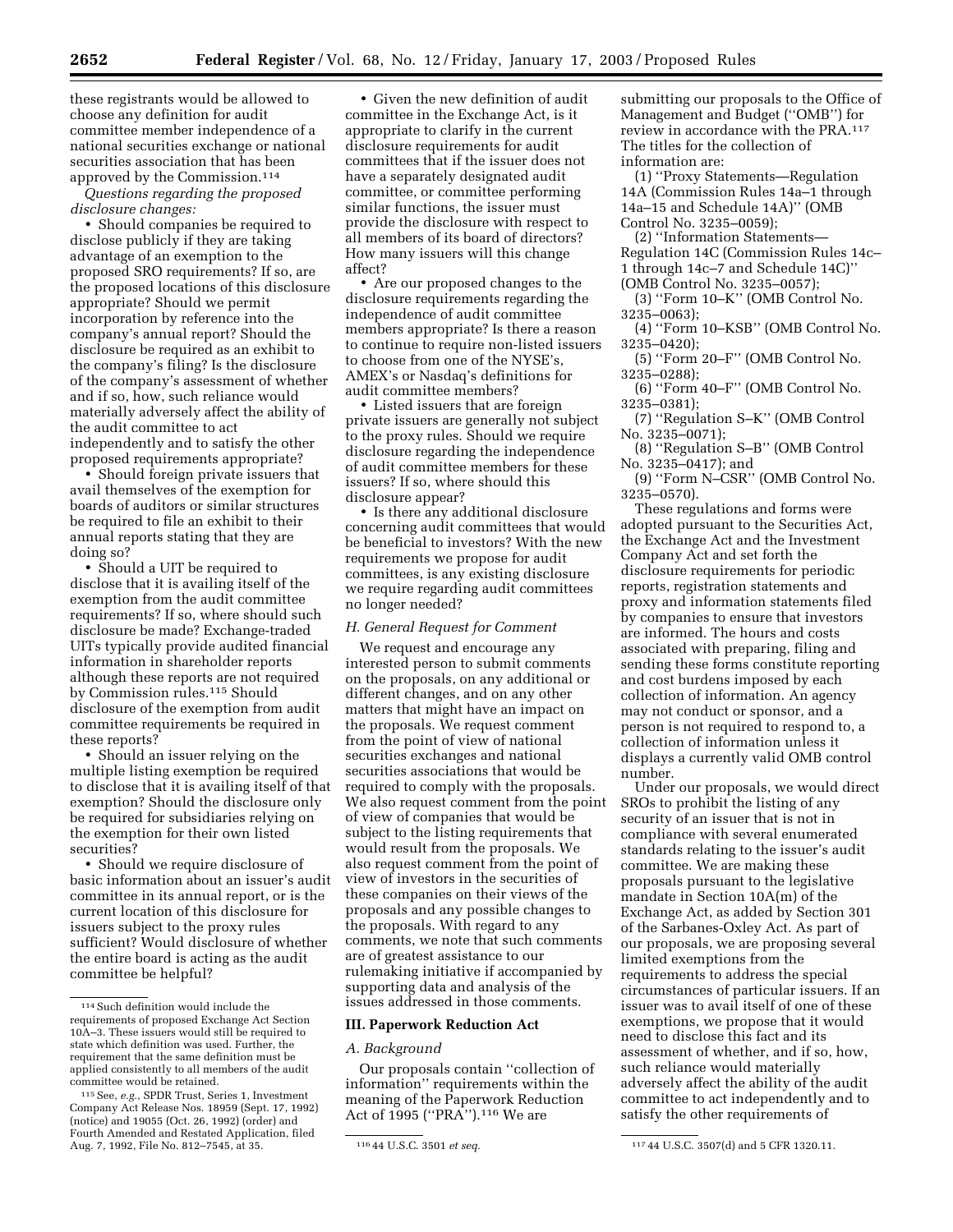these registrants would be allowed to choose any definition for audit committee member independence of a national securities exchange or national securities association that has been approved by the Commission.[114]

*Questions regarding the proposed disclosure changes:*

• Should companies be required to disclose publicly if they are taking advantage of an exemption to the proposed SRO requirements? If so, are the proposed locations of this disclosure appropriate? Should we permit incorporation by reference into the company's annual report? Should the disclosure be required as an exhibit to the company's filing? Is the disclosure of the company's assessment of whether and if so, how, such reliance would materially adversely affect the ability of the audit committee to act independently and to satisfy the other proposed requirements appropriate?

• Should foreign private issuers that avail themselves of the exemption for boards of auditors or similar structures be required to file an exhibit to their annual reports stating that they are doing so?

• Should a UIT be required to disclose that it is availing itself of the exemption from the audit committee requirements? If so, where should such disclosure be made? Exchange-traded UITs typically provide audited financial information in shareholder reports although these reports are not required by Commission rules.[115] Should disclosure of the exemption from audit committee requirements be required in these reports?

• Should an issuer relying on the multiple listing exemption be required to disclose that it is availing itself of that exemption? Should the disclosure only be required for subsidiaries relying on the exemption for their own listed securities?

• Should we require disclosure of basic information about an issuer's audit committee in its annual report, or is the current location of this disclosure for issuers subject to the proxy rules sufficient? Would disclosure of whether the entire board is acting as the audit committee be helpful?

• Given the new definition of audit committee in the Exchange Act, is it appropriate to clarify in the current disclosure requirements for audit committees that if the issuer does not have a separately designated audit committee, or committee performing similar functions, the issuer must provide the disclosure with respect to all members of its board of directors? How many issuers will this change affect?

• Are our proposed changes to the disclosure requirements regarding the independence of audit committee members appropriate? Is there a reason to continue to require non-listed issuers to choose from one of the NYSE's, AMEX's or Nasdaq's definitions for audit committee members?

• Listed issuers that are foreign private issuers are generally not subject to the proxy rules. Should we require disclosure regarding the independence of audit committee members for these issuers? If so, where should this disclosure appear?

• Is there any additional disclosure concerning audit committees that would be beneficial to investors? With the new requirements we propose for audit committees, is any existing disclosure we require regarding audit committees no longer needed?

### *H. General Request for Comment*

We request and encourage any interested person to submit comments on the proposals, on any additional or different changes, and on any other matters that might have an impact on the proposals. We request comment from the point of view of national securities exchanges and national securities associations that would be required to comply with the proposals. We also request comment from the point of view of companies that would be subject to the listing requirements that would result from the proposals. We also request comment from the point of view of investors in the securities of these companies on their views of the proposals and any possible changes to the proposals. With regard to any comments, we note that such comments are of greatest assistance to our rulemaking initiative if accompanied by supporting data and analysis of the issues addressed in those comments.

## III. Paperwork Reduction Act

### *A. Background*

Our proposals contain "collection of information" requirements within the meaning of the Paperwork Reduction Act of 1995 ("PRA").[116] We are submitting our proposals to the Office of Management and Budget ("OMB") for review in accordance with the PRA.[117] The titles for the collection of information are:

(1) "Proxy Statements—Regulation 14A (Commission Rules 14a–1 through 14a–15 and Schedule 14A)" (OMB Control No. 3235–0059);

(2) "Information Statements—Regulation 14C (Commission Rules 14c–1 through 14c–7 and Schedule 14C)" (OMB Control No. 3235–0057);

(3) "Form 10–K" (OMB Control No. 3235–0063);

(4) "Form 10–KSB" (OMB Control No. 3235–0420);

(5) "Form 20–F" (OMB Control No. 3235–0288);

(6) "Form 40–F" (OMB Control No. 3235–0381);

(7) "Regulation S–K" (OMB Control No. 3235–0071);

(8) "Regulation S–B" (OMB Control No. 3235–0417); and

(9) "Form N–CSR" (OMB Control No. 3235–0570).

These regulations and forms were adopted pursuant to the Securities Act, the Exchange Act and the Investment Company Act and set forth the disclosure requirements for periodic reports, registration statements and proxy and information statements filed by companies to ensure that investors are informed. The hours and costs associated with preparing, filing and sending these forms constitute reporting and cost burdens imposed by each collection of information. An agency may not conduct or sponsor, and a person is not required to respond to, a collection of information unless it displays a currently valid OMB control number.

Under our proposals, we would direct SROs to prohibit the listing of any security of an issuer that is not in compliance with several enumerated standards relating to the issuer's audit committee. We are making these proposals pursuant to the legislative mandate in Section 10A(m) of the Exchange Act, as added by Section 301 of the Sarbanes-Oxley Act. As part of our proposals, we are proposing several limited exemptions from the requirements to address the special circumstances of particular issuers. If an issuer was to avail itself of one of these exemptions, we propose that it would need to disclose this fact and its assessment of whether, and if so, how, such reliance would materially adversely affect the ability of the audit committee to act independently and to satisfy the other requirements of

---

[114] Such definition would include the requirements of proposed Exchange Act Section 10A–3. These issuers would still be required to state which definition was used. Further, the requirement that the same definition must be applied consistently to all members of the audit committee would be retained.

[115] See, *e.g.*, SPDR Trust, Series 1, Investment Company Act Release Nos. 18959 (Sept. 17, 1992) (notice) and 19055 (Oct. 26, 1992) (order) and Fourth Amended and Restated Application, filed Aug. 7, 1992, File No. 812–7545, at 35.

[116] 44 U.S.C. 3501 *et seq.*

[117] 44 U.S.C. 3507(d) and 5 CFR 1320.11.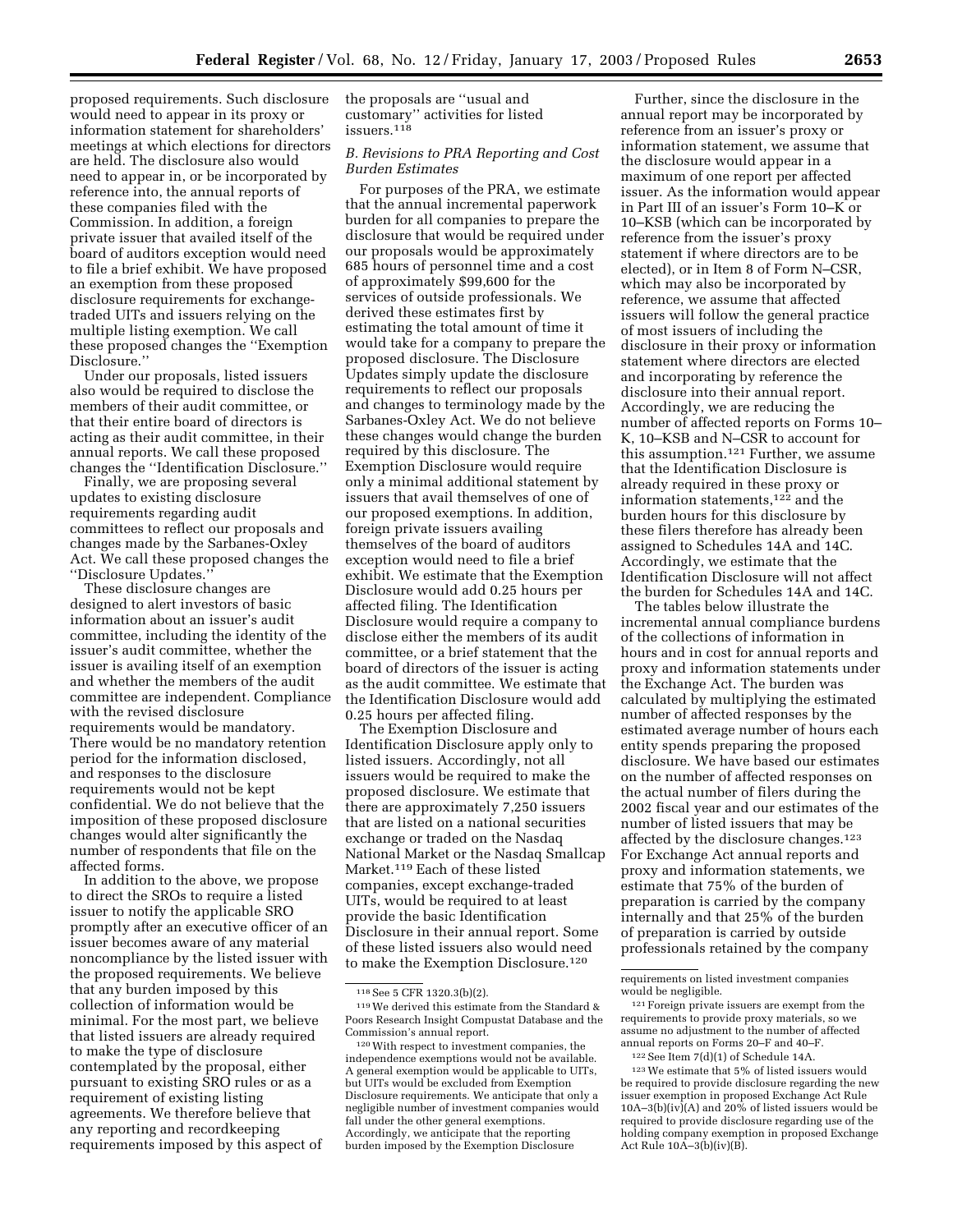proposed requirements. Such disclosure would need to appear in its proxy or information statement for shareholders' meetings at which elections for directors are held. The disclosure also would need to appear in, or be incorporated by reference into, the annual reports of these companies filed with the Commission. In addition, a foreign private issuer that availed itself of the board of auditors exception would need to file a brief exhibit. We have proposed an exemption from these proposed disclosure requirements for exchange-traded UITs and issuers relying on the multiple listing exemption. We call these proposed changes the ''Exemption Disclosure.''

Under our proposals, listed issuers also would be required to disclose the members of their audit committee, or that their entire board of directors is acting as their audit committee, in their annual reports. We call these proposed changes the ''Identification Disclosure.''

Finally, we are proposing several updates to existing disclosure requirements regarding audit committees to reflect our proposals and changes made by the Sarbanes-Oxley Act. We call these proposed changes the ''Disclosure Updates.''

These disclosure changes are designed to alert investors of basic information about an issuer's audit committee, including the identity of the issuer's audit committee, whether the issuer is availing itself of an exemption and whether the members of the audit committee are independent. Compliance with the revised disclosure requirements would be mandatory. There would be no mandatory retention period for the information disclosed, and responses to the disclosure requirements would not be kept confidential. We do not believe that the imposition of these proposed disclosure changes would alter significantly the number of respondents that file on the affected forms.

In addition to the above, we propose to direct the SROs to require a listed issuer to notify the applicable SRO promptly after an executive officer of an issuer becomes aware of any material noncompliance by the listed issuer with the proposed requirements. We believe that any burden imposed by this collection of information would be minimal. For the most part, we believe that listed issuers are already required to make the type of disclosure contemplated by the proposal, either pursuant to existing SRO rules or as a requirement of existing listing agreements. We therefore believe that any reporting and recordkeeping requirements imposed by this aspect of the proposals are ''usual and customary'' activities for listed issuers.[118]

### B. Revisions to PRA Reporting and Cost Burden Estimates

For purposes of the PRA, we estimate that the annual incremental paperwork burden for all companies to prepare the disclosure that would be required under our proposals would be approximately 685 hours of personnel time and a cost of approximately $99,600 for the services of outside professionals. We derived these estimates first by estimating the total amount of time it would take for a company to prepare the proposed disclosure. The Disclosure Updates simply update the disclosure requirements to reflect our proposals and changes to terminology made by the Sarbanes-Oxley Act. We do not believe these changes would change the burden required by this disclosure. The Exemption Disclosure would require only a minimal additional statement by issuers that avail themselves of one of our proposed exemptions. In addition, foreign private issuers availing themselves of the board of auditors exception would need to file a brief exhibit. We estimate that the Exemption Disclosure would add 0.25 hours per affected filing. The Identification Disclosure would require a company to disclose either the members of its audit committee, or a brief statement that the board of directors of the issuer is acting as the audit committee. We estimate that the Identification Disclosure would add 0.25 hours per affected filing.

The Exemption Disclosure and Identification Disclosure apply only to listed issuers. Accordingly, not all issuers would be required to make the proposed disclosure. We estimate that there are approximately 7,250 issuers that are listed on a national securities exchange or traded on the Nasdaq National Market or the Nasdaq Smallcap Market.[119] Each of these listed companies, except exchange-traded UITs, would be required to at least provide the basic Identification Disclosure in their annual report. Some of these listed issuers also would need to make the Exemption Disclosure.[120]

Further, since the disclosure in the annual report may be incorporated by reference from an issuer's proxy or information statement, we assume that the disclosure would appear in a maximum of one report per affected issuer. As the information would appear in Part III of an issuer's Form 10–K or 10–KSB (which can be incorporated by reference from the issuer's proxy statement if where directors are to be elected), or in Item 8 of Form N–CSR, which may also be incorporated by reference, we assume that affected issuers will follow the general practice of most issuers of including the disclosure in their proxy or information statement where directors are elected and incorporating by reference the disclosure into their annual report. Accordingly, we are reducing the number of affected reports on Forms 10–K, 10–KSB and N–CSR to account for this assumption.[121] Further, we assume that the Identification Disclosure is already required in these proxy or information statements,[122] and the burden hours for this disclosure by these filers therefore has already been assigned to Schedules 14A and 14C. Accordingly, we estimate that the Identification Disclosure will not affect the burden for Schedules 14A and 14C.

The tables below illustrate the incremental annual compliance burdens of the collections of information in hours and in cost for annual reports and proxy and information statements under the Exchange Act. The burden was calculated by multiplying the estimated number of affected responses by the estimated average number of hours each entity spends preparing the proposed disclosure. We have based our estimates on the number of affected responses on the actual number of filers during the 2002 fiscal year and our estimates of the number of listed issuers that may be affected by the disclosure changes.[123] For Exchange Act annual reports and proxy and information statements, we estimate that 75% of the burden of preparation is carried by the company internally and that 25% of the burden of preparation is carried by outside professionals retained by the company

[118] See 5 CFR 1320.3(b)(2).

[119] We derived this estimate from the Standard & Poors Research Insight Compustat Database and the Commission's annual report.

[120] With respect to investment companies, the independence exemptions would not be available. A general exemption would be applicable to UITs, but UITs would be excluded from Exemption Disclosure requirements. We anticipate that only a negligible number of investment companies would fall under the other general exemptions. Accordingly, we anticipate that the reporting burden imposed by the Exemption Disclosure requirements on listed investment companies would be negligible.

[121] Foreign private issuers are exempt from the requirements to provide proxy materials, so we assume no adjustment to the number of affected annual reports on Forms 20–F and 40–F.

[122] See Item 7(d)(1) of Schedule 14A.

[123] We estimate that 5% of listed issuers would be required to provide disclosure regarding the new issuer exemption in proposed Exchange Act Rule 10A–3(b)(iv)(A) and 20% of listed issuers would be required to provide disclosure regarding use of the holding company exemption in proposed Exchange Act Rule 10A–3(b)(iv)(B).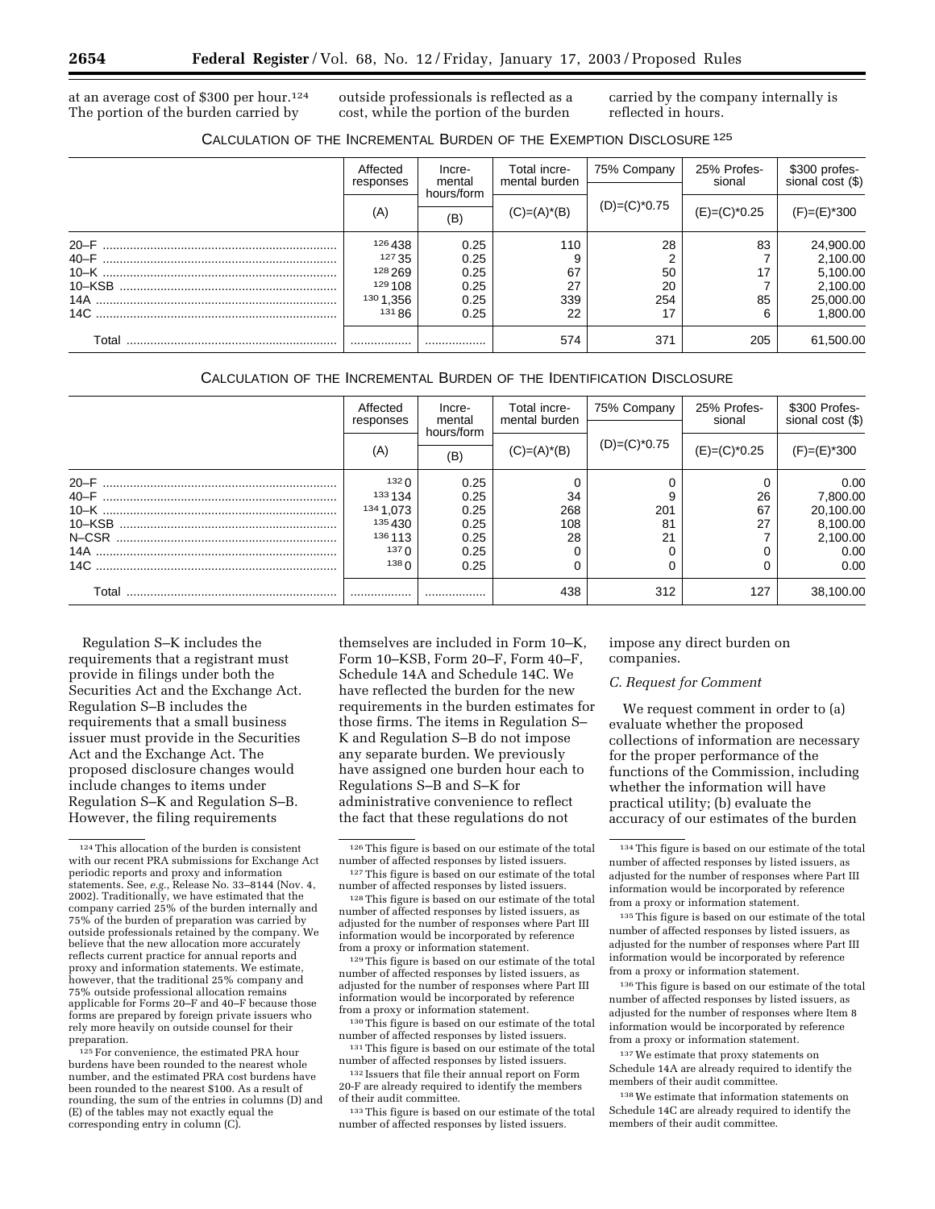at an average cost of $300 per hour.[124] The portion of the burden carried by outside professionals is reflected as a cost, while the portion of the burden carried by the company internally is reflected in hours.

CALCULATION OF THE INCREMENTAL BURDEN OF THE EXEMPTION DISCLOSURE [125]

| | Affected responses | Incremental hours/form | Total incremental burden | 75% Company | 25% Professional | $300 professional cost ($) |
|---|---|---|---|---|---|---|
| | (A) | (B) | (C)=(A)*(B) | (D)=(C)*0.75 | (E)=(C)*0.25 | (F)=(E)*300 |
| 20–F | [126] 438 | 0.25 | 110 | 28 | 83 | 24,900.00 |
| 40–F | [127] 35 | 0.25 | 9 | 2 | 7 | 2,100.00 |
| 10–K | [128] 269 | 0.25 | 67 | 50 | 17 | 5,100.00 |
| 10–KSB | [129] 108 | 0.25 | 27 | 20 | 7 | 2,100.00 |
| 14A | [130] 1,356 | 0.25 | 339 | 254 | 85 | 25,000.00 |
| 14C | [131] 86 | 0.25 | 22 | 17 | 6 | 1,800.00 |
| Total | .................. | .................. | 574 | 371 | 205 | 61,500.00 |

CALCULATION OF THE INCREMENTAL BURDEN OF THE IDENTIFICATION DISCLOSURE

| | Affected responses | Incremental hours/form | Total incremental burden | 75% Company | 25% Professional | $300 Professional cost ($) |
|---|---|---|---|---|---|---|
| | (A) | (B) | (C)=(A)*(B) | (D)=(C)*0.75 | (E)=(C)*0.25 | (F)=(E)*300 |
| 20–F | [132] 0 | 0.25 | 0 | 0 | 0 | 0.00 |
| 40–F | [133] 134 | 0.25 | 34 | 9 | 26 | 7,800.00 |
| 10–K | [134] 1,073 | 0.25 | 268 | 201 | 67 | 20,100.00 |
| 10–KSB | [135] 430 | 0.25 | 108 | 81 | 27 | 8,100.00 |
| N–CSR | [136] 113 | 0.25 | 28 | 21 | 7 | 2,100.00 |
| 14A | [137] 0 | 0.25 | 0 | 0 | 0 | 0.00 |
| 14C | [138] 0 | 0.25 | 0 | 0 | 0 | 0.00 |
| Total | .................. | .................. | 438 | 312 | 127 | 38,100.00 |

Regulation S–K includes the requirements that a registrant must provide in filings under both the Securities Act and the Exchange Act. Regulation S–B includes the requirements that a small business issuer must provide in the Securities Act and the Exchange Act. The proposed disclosure changes would include changes to items under Regulation S–K and Regulation S–B. However, the filing requirements themselves are included in Form 10–K, Form 10–KSB, Form 20–F, Form 40–F, Schedule 14A and Schedule 14C. We have reflected the burden for the new requirements in the burden estimates for those firms. The items in Regulation S–K and Regulation S–B do not impose any separate burden. We previously have assigned one burden hour each to Regulations S–B and S–K for administrative convenience to reflect the fact that these regulations do not impose any direct burden on companies.

*C. Request for Comment*

We request comment in order to (a) evaluate whether the proposed collections of information are necessary for the proper performance of the functions of the Commission, including whether the information will have practical utility; (b) evaluate the accuracy of our estimates of the burden

[124] This allocation of the burden is consistent with our recent PRA submissions for Exchange Act periodic reports and proxy and information statements. See, *e.g.*, Release No. 33–8144 (Nov. 4, 2002). Traditionally, we have estimated that the company carried 25% of the burden internally and 75% of the burden of preparation was carried by outside professionals retained by the company. We believe that the new allocation more accurately reflects current practice for annual reports and proxy and information statements. We estimate, however, that the traditional 25% company and 75% outside professional allocation remains applicable for Forms 20–F and 40–F because those forms are prepared by foreign private issuers who rely more heavily on outside counsel for their preparation.

[125] For convenience, the estimated PRA hour burdens have been rounded to the nearest whole number, and the estimated PRA cost burdens have been rounded to the nearest $100. As a result of rounding, the sum of the entries in columns (D) and (E) of the tables may not exactly equal the corresponding entry in column (C).

[126] This figure is based on our estimate of the total number of affected responses by listed issuers.

[127] This figure is based on our estimate of the total number of affected responses by listed issuers.

[128] This figure is based on our estimate of the total number of affected responses by listed issuers, as adjusted for the number of responses where Part III information would be incorporated by reference from a proxy or information statement.

[129] This figure is based on our estimate of the total number of affected responses by listed issuers, as adjusted for the number of responses where Part III information would be incorporated by reference from a proxy or information statement.

[130] This figure is based on our estimate of the total number of affected responses by listed issuers.

[131] This figure is based on our estimate of the total number of affected responses by listed issuers.

[132] Issuers that file their annual report on Form 20-F are already required to identify the members of their audit committee.

[133] This figure is based on our estimate of the total number of affected responses by listed issuers.

[134] This figure is based on our estimate of the total number of affected responses by listed issuers, as adjusted for the number of responses where Part III information would be incorporated by reference from a proxy or information statement.

[135] This figure is based on our estimate of the total number of affected responses by listed issuers, as adjusted for the number of responses where Part III information would be incorporated by reference from a proxy or information statement.

[136] This figure is based on our estimate of the total number of affected responses by listed issuers, as adjusted for the number of responses where Item 8 information would be incorporated by reference from a proxy or information statement.

[137] We estimate that proxy statements on Schedule 14A are already required to identify the members of their audit committee.

[138] We estimate that information statements on Schedule 14C are already required to identify the members of their audit committee.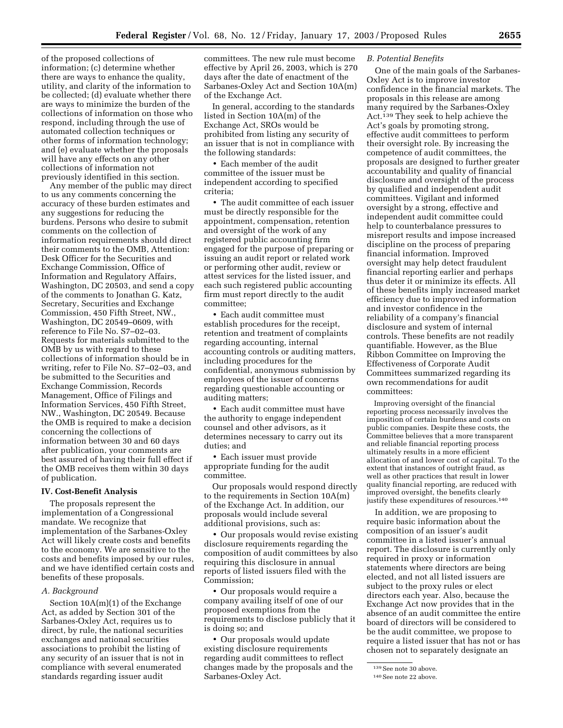of the proposed collections of information; (c) determine whether there are ways to enhance the quality, utility, and clarity of the information to be collected; (d) evaluate whether there are ways to minimize the burden of the collections of information on those who respond, including through the use of automated collection techniques or other forms of information technology; and (e) evaluate whether the proposals will have any effects on any other collections of information not previously identified in this section.

Any member of the public may direct to us any comments concerning the accuracy of these burden estimates and any suggestions for reducing the burdens. Persons who desire to submit comments on the collection of information requirements should direct their comments to the OMB, Attention: Desk Officer for the Securities and Exchange Commission, Office of Information and Regulatory Affairs, Washington, DC 20503, and send a copy of the comments to Jonathan G. Katz, Secretary, Securities and Exchange Commission, 450 Fifth Street, NW., Washington, DC 20549–0609, with reference to File No. S7–02–03. Requests for materials submitted to the OMB by us with regard to these collections of information should be in writing, refer to File No. S7–02–03, and be submitted to the Securities and Exchange Commission, Records Management, Office of Filings and Information Services, 450 Fifth Street, NW., Washington, DC 20549. Because the OMB is required to make a decision concerning the collections of information between 30 and 60 days after publication, your comments are best assured of having their full effect if the OMB receives them within 30 days of publication.

## IV. Cost-Benefit Analysis

The proposals represent the implementation of a Congressional mandate. We recognize that implementation of the Sarbanes-Oxley Act will likely create costs and benefits to the economy. We are sensitive to the costs and benefits imposed by our rules, and we have identified certain costs and benefits of these proposals.

### *A. Background*

Section 10A(m)(1) of the Exchange Act, as added by Section 301 of the Sarbanes-Oxley Act, requires us to direct, by rule, the national securities exchanges and national securities associations to prohibit the listing of any security of an issuer that is not in compliance with several enumerated standards regarding issuer audit committees. The new rule must become effective by April 26, 2003, which is 270 days after the date of enactment of the Sarbanes-Oxley Act and Section 10A(m) of the Exchange Act.

In general, according to the standards listed in Section 10A(m) of the Exchange Act, SROs would be prohibited from listing any security of an issuer that is not in compliance with the following standards:

- Each member of the audit committee of the issuer must be independent according to specified criteria;
- The audit committee of each issuer must be directly responsible for the appointment, compensation, retention and oversight of the work of any registered public accounting firm engaged for the purpose of preparing or issuing an audit report or related work or performing other audit, review or attest services for the listed issuer, and each such registered public accounting firm must report directly to the audit committee;
- Each audit committee must establish procedures for the receipt, retention and treatment of complaints regarding accounting, internal accounting controls or auditing matters, including procedures for the confidential, anonymous submission by employees of the issuer of concerns regarding questionable accounting or auditing matters;
- Each audit committee must have the authority to engage independent counsel and other advisors, as it determines necessary to carry out its duties; and
- Each issuer must provide appropriate funding for the audit committee.

Our proposals would respond directly to the requirements in Section 10A(m) of the Exchange Act. In addition, our proposals would include several additional provisions, such as:

- Our proposals would revise existing disclosure requirements regarding the composition of audit committees by also requiring this disclosure in annual reports of listed issuers filed with the Commission;
- Our proposals would require a company availing itself of one of our proposed exemptions from the requirements to disclose publicly that it is doing so; and
- Our proposals would update existing disclosure requirements regarding audit committees to reflect changes made by the proposals and the Sarbanes-Oxley Act.

### *B. Potential Benefits*

One of the main goals of the Sarbanes-Oxley Act is to improve investor confidence in the financial markets. The proposals in this release are among many required by the Sarbanes-Oxley Act.[139] They seek to help achieve the Act's goals by promoting strong, effective audit committees to perform their oversight role. By increasing the competence of audit committees, the proposals are designed to further greater accountability and quality of financial disclosure and oversight of the process by qualified and independent audit committees. Vigilant and informed oversight by a strong, effective and independent audit committee could help to counterbalance pressures to misreport results and impose increased discipline on the process of preparing financial information. Improved oversight may help detect fraudulent financial reporting earlier and perhaps thus deter it or minimize its effects. All of these benefits imply increased market efficiency due to improved information and investor confidence in the reliability of a company's financial disclosure and system of internal controls. These benefits are not readily quantifiable. However, as the Blue Ribbon Committee on Improving the Effectiveness of Corporate Audit Committees summarized regarding its own recommendations for audit committees:

> Improving oversight of the financial reporting process necessarily involves the imposition of certain burdens and costs on public companies. Despite these costs, the Committee believes that a more transparent and reliable financial reporting process ultimately results in a more efficient allocation of and lower cost of capital. To the extent that instances of outright fraud, as well as other practices that result in lower quality financial reporting, are reduced with improved oversight, the benefits clearly justify these expenditures of resources.[140]

In addition, we are proposing to require basic information about the composition of an issuer's audit committee in a listed issuer's annual report. The disclosure is currently only required in proxy or information statements where directors are being elected, and not all listed issuers are subject to the proxy rules or elect directors each year. Also, because the Exchange Act now provides that in the absence of an audit committee the entire board of directors will be considered to be the audit committee, we propose to require a listed issuer that has not or has chosen not to separately designate an

---

[139] See note 30 above.

[140] See note 22 above.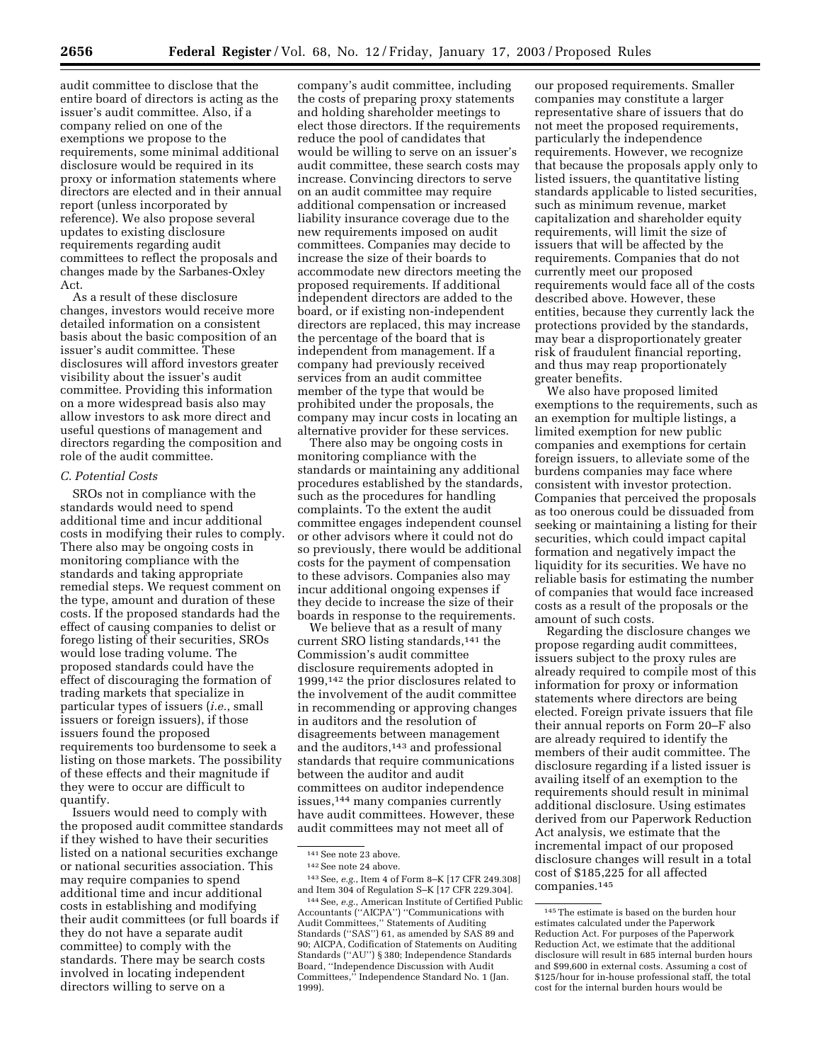audit committee to disclose that the entire board of directors is acting as the issuer's audit committee. Also, if a company relied on one of the exemptions we propose to the requirements, some minimal additional disclosure would be required in its proxy or information statements where directors are elected and in their annual report (unless incorporated by reference). We also propose several updates to existing disclosure requirements regarding audit committees to reflect the proposals and changes made by the Sarbanes-Oxley Act.

As a result of these disclosure changes, investors would receive more detailed information on a consistent basis about the basic composition of an issuer's audit committee. These disclosures will afford investors greater visibility about the issuer's audit committee. Providing this information on a more widespread basis also may allow investors to ask more direct and useful questions of management and directors regarding the composition and role of the audit committee.

### *C. Potential Costs*

SROs not in compliance with the standards would need to spend additional time and incur additional costs in modifying their rules to comply. There also may be ongoing costs in monitoring compliance with the standards and taking appropriate remedial steps. We request comment on the type, amount and duration of these costs. If the proposed standards had the effect of causing companies to delist or forego listing of their securities, SROs would lose trading volume. The proposed standards could have the effect of discouraging the formation of trading markets that specialize in particular types of issuers (*i.e.*, small issuers or foreign issuers), if those issuers found the proposed requirements too burdensome to seek a listing on those markets. The possibility of these effects and their magnitude if they were to occur are difficult to quantify.

Issuers would need to comply with the proposed audit committee standards if they wished to have their securities listed on a national securities exchange or national securities association. This may require companies to spend additional time and incur additional costs in establishing and modifying their audit committees (or full boards if they do not have a separate audit committee) to comply with the standards. There may be search costs involved in locating independent directors willing to serve on a company's audit committee, including the costs of preparing proxy statements and holding shareholder meetings to elect those directors. If the requirements reduce the pool of candidates that would be willing to serve on an issuer's audit committee, these search costs may increase. Convincing directors to serve on an audit committee may require additional compensation or increased liability insurance coverage due to the new requirements imposed on audit committees. Companies may decide to increase the size of their boards to accommodate new directors meeting the proposed requirements. If additional independent directors are added to the board, or if existing non-independent directors are replaced, this may increase the percentage of the board that is independent from management. If a company had previously received services from an audit committee member of the type that would be prohibited under the proposals, the company may incur costs in locating an alternative provider for these services.

There also may be ongoing costs in monitoring compliance with the standards or maintaining any additional procedures established by the standards, such as the procedures for handling complaints. To the extent the audit committee engages independent counsel or other advisors where it could not do so previously, there would be additional costs for the payment of compensation to these advisors. Companies also may incur additional ongoing expenses if they decide to increase the size of their boards in response to the requirements.

We believe that as a result of many current SRO listing standards,[141] the Commission's audit committee disclosure requirements adopted in 1999,[142] the prior disclosures related to the involvement of the audit committee in recommending or approving changes in auditors and the resolution of disagreements between management and the auditors,[143] and professional standards that require communications between the auditor and audit committees on auditor independence issues,[144] many companies currently have audit committees. However, these audit committees may not meet all of our proposed requirements. Smaller companies may constitute a larger representative share of issuers that do not meet the proposed requirements, particularly the independence requirements. However, we recognize that because the proposals apply only to listed issuers, the quantitative listing standards applicable to listed securities, such as minimum revenue, market capitalization and shareholder equity requirements, will limit the size of issuers that will be affected by the requirements. Companies that do not currently meet our proposed requirements would face all of the costs described above. However, these entities, because they currently lack the protections provided by the standards, may bear a disproportionately greater risk of fraudulent financial reporting, and thus may reap proportionately greater benefits.

We also have proposed limited exemptions to the requirements, such as an exemption for multiple listings, a limited exemption for new public companies and exemptions for certain foreign issuers, to alleviate some of the burdens companies may face where consistent with investor protection. Companies that perceived the proposals as too onerous could be dissuaded from seeking or maintaining a listing for their securities, which could impact capital formation and negatively impact the liquidity for its securities. We have no reliable basis for estimating the number of companies that would face increased costs as a result of the proposals or the amount of such costs.

Regarding the disclosure changes we propose regarding audit committees, issuers subject to the proxy rules are already required to compile most of this information for proxy or information statements where directors are being elected. Foreign private issuers that file their annual reports on Form 20–F also are already required to identify the members of their audit committee. The disclosure regarding if a listed issuer is availing itself of an exemption to the requirements should result in minimal additional disclosure. Using estimates derived from our Paperwork Reduction Act analysis, we estimate that the incremental impact of our proposed disclosure changes will result in a total cost of $185,225 for all affected companies.[145]

---

[141] See note 23 above.

[142] See note 24 above.

[143] See, *e.g.*, Item 4 of Form 8–K [17 CFR 249.308] and Item 304 of Regulation S–K [17 CFR 229.304].

[144] See, *e.g.*, American Institute of Certified Public Accountants (''AICPA'') ''Communications with Audit Committees,'' Statements of Auditing Standards (''SAS'') 61, as amended by SAS 89 and 90; AICPA, Codification of Statements on Auditing Standards (''AU'') § 380; Independence Standards Board, ''Independence Discussion with Audit Committees,'' Independence Standard No. 1 (Jan. 1999).

[145] The estimate is based on the burden hour estimates calculated under the Paperwork Reduction Act. For purposes of the Paperwork Reduction Act, we estimate that the additional disclosure will result in 685 internal burden hours and $99,600 in external costs. Assuming a cost of $125/hour for in-house professional staff, the total cost for the internal burden hours would be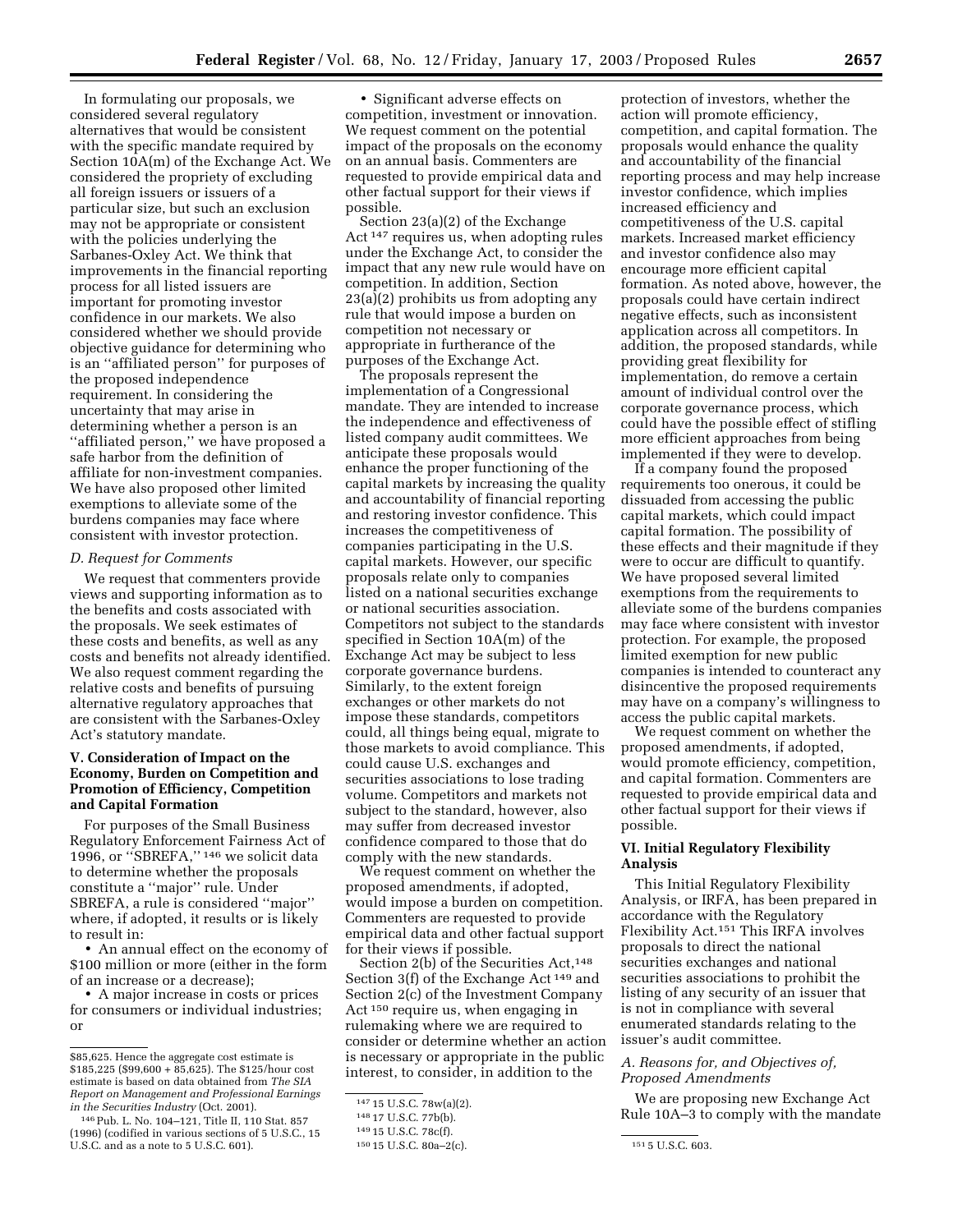In formulating our proposals, we considered several regulatory alternatives that would be consistent with the specific mandate required by Section 10A(m) of the Exchange Act. We considered the propriety of excluding all foreign issuers or issuers of a particular size, but such an exclusion may not be appropriate or consistent with the policies underlying the Sarbanes-Oxley Act. We think that improvements in the financial reporting process for all listed issuers are important for promoting investor confidence in our markets. We also considered whether we should provide objective guidance for determining who is an ''affiliated person'' for purposes of the proposed independence requirement. In considering the uncertainty that may arise in determining whether a person is an ''affiliated person,'' we have proposed a safe harbor from the definition of affiliate for non-investment companies. We have also proposed other limited exemptions to alleviate some of the burdens companies may face where consistent with investor protection.

### *D. Request for Comments*

We request that commenters provide views and supporting information as to the benefits and costs associated with the proposals. We seek estimates of these costs and benefits, as well as any costs and benefits not already identified. We also request comment regarding the relative costs and benefits of pursuing alternative regulatory approaches that are consistent with the Sarbanes-Oxley Act's statutory mandate.

## V. Consideration of Impact on the Economy, Burden on Competition and Promotion of Efficiency, Competition and Capital Formation

For purposes of the Small Business Regulatory Enforcement Fairness Act of 1996, or ''SBREFA,'' [146] we solicit data to determine whether the proposals constitute a ''major'' rule. Under SBREFA, a rule is considered ''major'' where, if adopted, it results or is likely to result in:

- An annual effect on the economy of $100 million or more (either in the form of an increase or a decrease);
- A major increase in costs or prices for consumers or individual industries; or
- Significant adverse effects on competition, investment or innovation.

We request comment on the potential impact of the proposals on the economy on an annual basis. Commenters are requested to provide empirical data and other factual support for their views if possible.

Section 23(a)(2) of the Exchange Act [147] requires us, when adopting rules under the Exchange Act, to consider the impact that any new rule would have on competition. In addition, Section 23(a)(2) prohibits us from adopting any rule that would impose a burden on competition not necessary or appropriate in furtherance of the purposes of the Exchange Act.

The proposals represent the implementation of a Congressional mandate. They are intended to increase the independence and effectiveness of listed company audit committees. We anticipate these proposals would enhance the proper functioning of the capital markets by increasing the quality and accountability of financial reporting and restoring investor confidence. This increases the competitiveness of companies participating in the U.S. capital markets. However, our specific proposals relate only to companies listed on a national securities exchange or national securities association. Competitors not subject to the standards specified in Section 10A(m) of the Exchange Act may be subject to less corporate governance burdens. Similarly, to the extent foreign exchanges or other markets do not impose these standards, competitors could, all things being equal, migrate to those markets to avoid compliance. This could cause U.S. exchanges and securities associations to lose trading volume. Competitors and markets not subject to the standard, however, also may suffer from decreased investor confidence compared to those that do comply with the new standards.

We request comment on whether the proposed amendments, if adopted, would impose a burden on competition. Commenters are requested to provide empirical data and other factual support for their views if possible.

Section 2(b) of the Securities Act,[148] Section 3(f) of the Exchange Act [149] and Section 2(c) of the Investment Company Act [150] require us, when engaging in rulemaking where we are required to consider or determine whether an action is necessary or appropriate in the public interest, to consider, in addition to the protection of investors, whether the action will promote efficiency, competition, and capital formation. The proposals would enhance the quality and accountability of the financial reporting process and may help increase investor confidence, which implies increased efficiency and competitiveness of the U.S. capital markets. Increased market efficiency and investor confidence also may encourage more efficient capital formation. As noted above, however, the proposals could have certain indirect negative effects, such as inconsistent application across all competitors. In addition, the proposed standards, while providing great flexibility for implementation, do remove a certain amount of individual control over the corporate governance process, which could have the possible effect of stifling more efficient approaches from being implemented if they were to develop.

If a company found the proposed requirements too onerous, it could be dissuaded from accessing the public capital markets, which could impact capital formation. The possibility of these effects and their magnitude if they were to occur are difficult to quantify. We have proposed several limited exemptions from the requirements to alleviate some of the burdens companies may face where consistent with investor protection. For example, the proposed limited exemption for new public companies is intended to counteract any disincentive the proposed requirements may have on a company's willingness to access the public capital markets.

We request comment on whether the proposed amendments, if adopted, would promote efficiency, competition, and capital formation. Commenters are requested to provide empirical data and other factual support for their views if possible.

## VI. Initial Regulatory Flexibility Analysis

This Initial Regulatory Flexibility Analysis, or IRFA, has been prepared in accordance with the Regulatory Flexibility Act.[151] This IRFA involves proposals to direct the national securities exchanges and national securities associations to prohibit the listing of any security of an issuer that is not in compliance with several enumerated standards relating to the issuer's audit committee.

### *A. Reasons for, and Objectives of, Proposed Amendments*

We are proposing new Exchange Act Rule 10A–3 to comply with the mandate

---

$85,625. Hence the aggregate cost estimate is $185,225 ($99,600 + 85,625). The $125/hour cost estimate is based on data obtained from *The SIA Report on Management and Professional Earnings in the Securities Industry* (Oct. 2001).

[146] Pub. L. No. 104–121, Title II, 110 Stat. 857 (1996) (codified in various sections of 5 U.S.C., 15 U.S.C. and as a note to 5 U.S.C. 601).

[147] 15 U.S.C. 78w(a)(2).

[148] 17 U.S.C. 77b(b).

[149] 15 U.S.C. 78c(f).

[150] 15 U.S.C. 80a–2(c).

[151] 5 U.S.C. 603.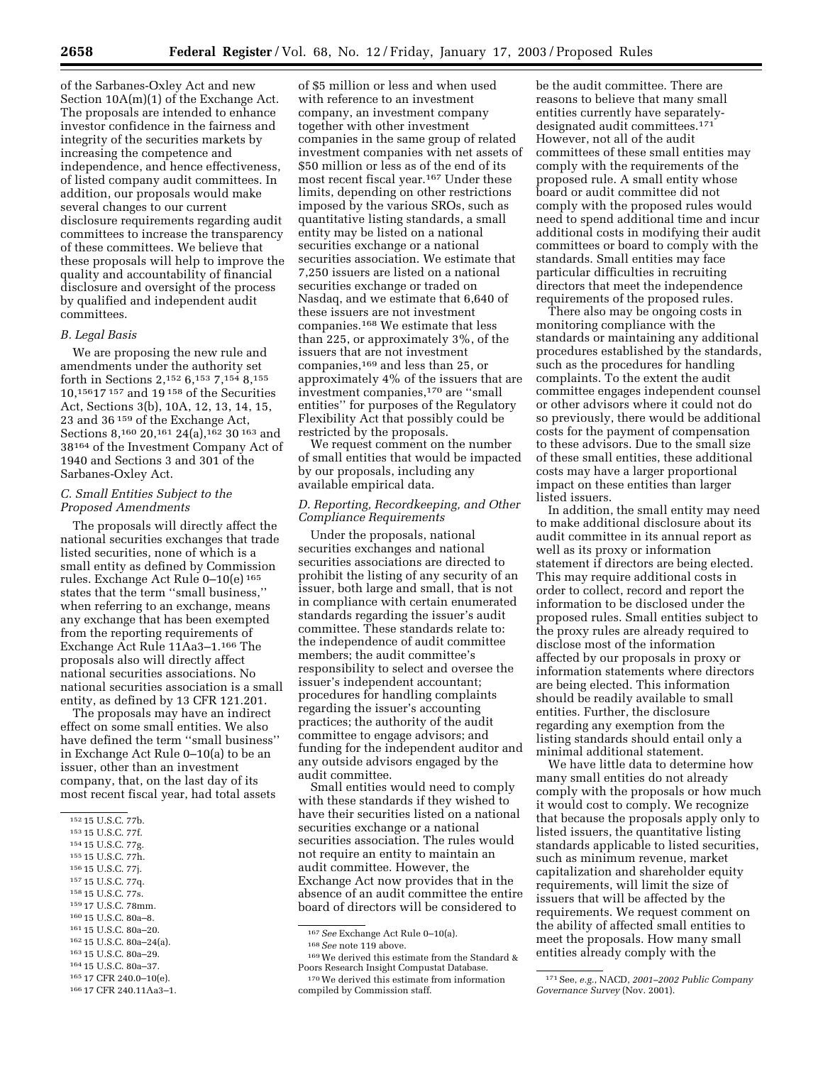of the Sarbanes-Oxley Act and new Section 10A(m)(1) of the Exchange Act. The proposals are intended to enhance investor confidence in the fairness and integrity of the securities markets by increasing the competence and independence, and hence effectiveness, of listed company audit committees. In addition, our proposals would make several changes to our current disclosure requirements regarding audit committees to increase the transparency of these committees. We believe that these proposals will help to improve the quality and accountability of financial disclosure and oversight of the process by qualified and independent audit committees.

### *B. Legal Basis*

We are proposing the new rule and amendments under the authority set forth in Sections 2,[152] 6,[153] 7,[154] 8,[155] 10,[156] 17 [157] and 19 [158] of the Securities Act, Sections 3(b), 10A, 12, 13, 14, 15, 23 and 36 [159] of the Exchange Act, Sections 8,[160] 20,[161] 24(a),[162] 30 [163] and 38[164] of the Investment Company Act of 1940 and Sections 3 and 301 of the Sarbanes-Oxley Act.

### *C. Small Entities Subject to the Proposed Amendments*

The proposals will directly affect the national securities exchanges that trade listed securities, none of which is a small entity as defined by Commission rules. Exchange Act Rule 0–10(e) [165] states that the term ''small business,'' when referring to an exchange, means any exchange that has been exempted from the reporting requirements of Exchange Act Rule 11Aa3–1.[166] The proposals also will directly affect national securities associations. No national securities association is a small entity, as defined by 13 CFR 121.201.

The proposals may have an indirect effect on some small entities. We also have defined the term ''small business'' in Exchange Act Rule 0–10(a) to be an issuer, other than an investment company, that, on the last day of its most recent fiscal year, had total assets of $5 million or less and when used with reference to an investment company, an investment company together with other investment companies in the same group of related investment companies with net assets of $50 million or less as of the end of its most recent fiscal year.[167] Under these limits, depending on other restrictions imposed by the various SROs, such as quantitative listing standards, a small entity may be listed on a national securities exchange or a national securities association. We estimate that 7,250 issuers are listed on a national securities exchange or traded on Nasdaq, and we estimate that 6,640 of these issuers are not investment companies.[168] We estimate that less than 225, or approximately 3%, of the issuers that are not investment companies,[169] and less than 25, or approximately 4% of the issuers that are investment companies,[170] are ''small entities'' for purposes of the Regulatory Flexibility Act that possibly could be restricted by the proposals.

We request comment on the number of small entities that would be impacted by our proposals, including any available empirical data.

### *D. Reporting, Recordkeeping, and Other Compliance Requirements*

Under the proposals, national securities exchanges and national securities associations are directed to prohibit the listing of any security of an issuer, both large and small, that is not in compliance with certain enumerated standards regarding the issuer's audit committee. These standards relate to: the independence of audit committee members; the audit committee's responsibility to select and oversee the issuer's independent accountant; procedures for handling complaints regarding the issuer's accounting practices; the authority of the audit committee to engage advisors; and funding for the independent auditor and any outside advisors engaged by the audit committee.

Small entities would need to comply with these standards if they wished to have their securities listed on a national securities exchange or a national securities association. The rules would not require an entity to maintain an audit committee. However, the Exchange Act now provides that in the absence of an audit committee the entire board of directors will be considered to be the audit committee. There are reasons to believe that many small entities currently have separately-designated audit committees.[171] However, not all of the audit committees of these small entities may comply with the requirements of the proposed rule. A small entity whose board or audit committee did not comply with the proposed rules would need to spend additional time and incur additional costs in modifying their audit committees or board to comply with the standards. Small entities may face particular difficulties in recruiting directors that meet the independence requirements of the proposed rules.

There also may be ongoing costs in monitoring compliance with the standards or maintaining any additional procedures established by the standards, such as the procedures for handling complaints. To the extent the audit committee engages independent counsel or other advisors where it could not do so previously, there would be additional costs for the payment of compensation to these advisors. Due to the small size of these small entities, these additional costs may have a larger proportional impact on these entities than larger listed issuers.

In addition, the small entity may need to make additional disclosure about its audit committee in its annual report as well as its proxy or information statement if directors are being elected. This may require additional costs in order to collect, record and report the information to be disclosed under the proposed rules. Small entities subject to the proxy rules are already required to disclose most of the information affected by our proposals in proxy or information statements where directors are being elected. This information should be readily available to small entities. Further, the disclosure regarding any exemption from the listing standards should entail only a minimal additional statement.

We have little data to determine how many small entities do not already comply with the proposals or how much it would cost to comply. We recognize that because the proposals apply only to listed issuers, the quantitative listing standards applicable to listed securities, such as minimum revenue, market capitalization and shareholder equity requirements, will limit the size of issuers that will be affected by the requirements. We request comment on the ability of affected small entities to meet the proposals. How many small entities already comply with the

---

[152] 15 U.S.C. 77b.
[153] 15 U.S.C. 77f.
[154] 15 U.S.C. 77g.
[155] 15 U.S.C. 77h.
[156] 15 U.S.C. 77j.
[157] 15 U.S.C. 77q.
[158] 15 U.S.C. 77s.
[159] 17 U.S.C. 78mm.
[160] 15 U.S.C. 80a–8.
[161] 15 U.S.C. 80a–20.
[162] 15 U.S.C. 80a–24(a).
[163] 15 U.S.C. 80a–29.
[164] 15 U.S.C. 80a–37.
[165] 17 CFR 240.0–10(e).
[166] 17 CFR 240.11Aa3–1.
[167] *See* Exchange Act Rule 0–10(a).
[168] *See* note 119 above.
[169] We derived this estimate from the Standard & Poors Research Insight Compustat Database.
[170] We derived this estimate from information compiled by Commission staff.
[171] See, *e.g.*, NACD, *2001–2002 Public Company Governance Survey* (Nov. 2001).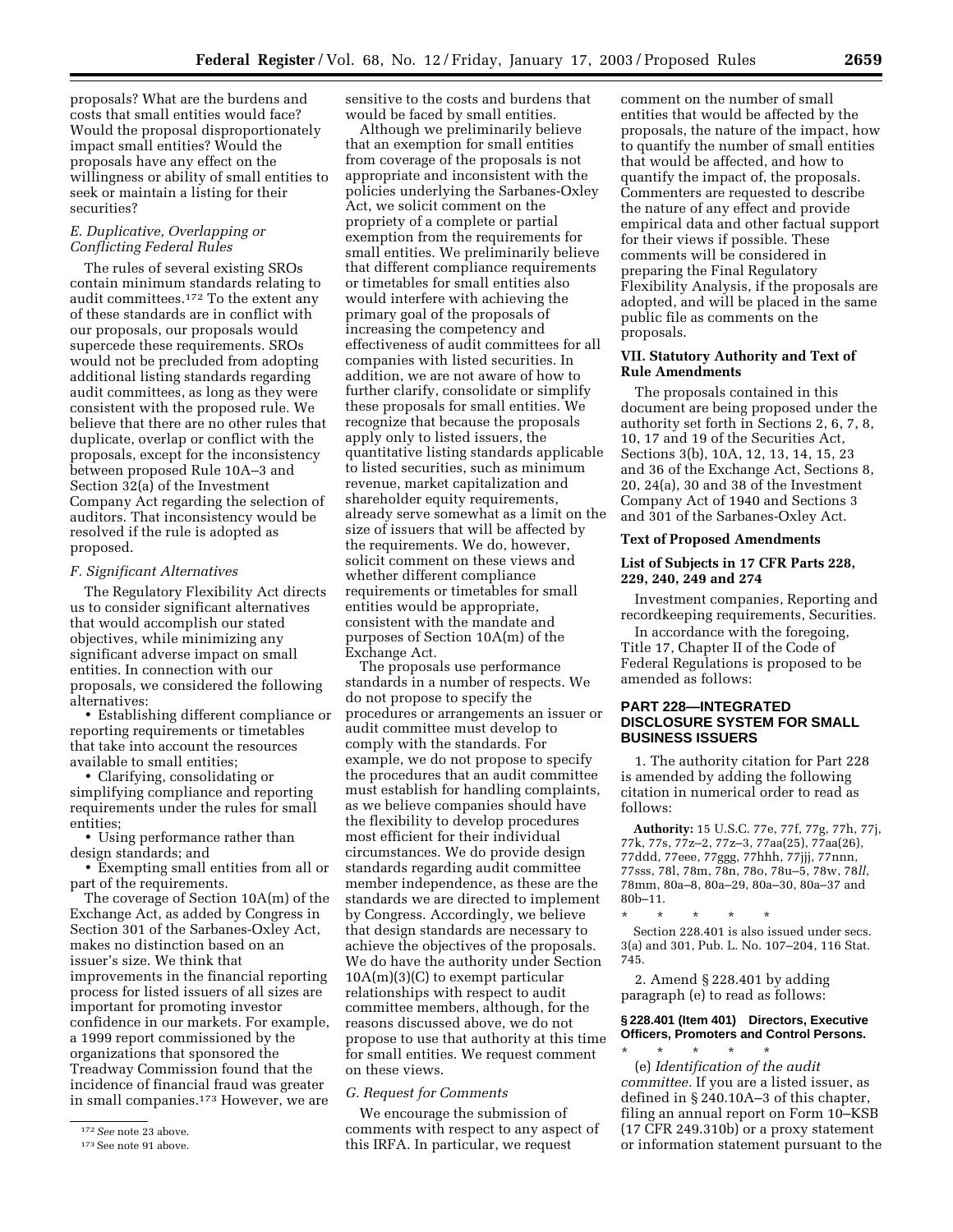proposals? What are the burdens and costs that small entities would face? Would the proposal disproportionately impact small entities? Would the proposals have any effect on the willingness or ability of small entities to seek or maintain a listing for their securities?

### *E. Duplicative, Overlapping or Conflicting Federal Rules*

The rules of several existing SROs contain minimum standards relating to audit committees.[172] To the extent any of these standards are in conflict with our proposals, our proposals would supercede these requirements. SROs would not be precluded from adopting additional listing standards regarding audit committees, as long as they were consistent with the proposed rule. We believe that there are no other rules that duplicate, overlap or conflict with the proposals, except for the inconsistency between proposed Rule 10A–3 and Section 32(a) of the Investment Company Act regarding the selection of auditors. That inconsistency would be resolved if the rule is adopted as proposed.

### *F. Significant Alternatives*

The Regulatory Flexibility Act directs us to consider significant alternatives that would accomplish our stated objectives, while minimizing any significant adverse impact on small entities. In connection with our proposals, we considered the following alternatives:

- Establishing different compliance or reporting requirements or timetables that take into account the resources available to small entities;
- Clarifying, consolidating or simplifying compliance and reporting requirements under the rules for small entities;
- Using performance rather than design standards; and
- Exempting small entities from all or part of the requirements.

The coverage of Section 10A(m) of the Exchange Act, as added by Congress in Section 301 of the Sarbanes-Oxley Act, makes no distinction based on an issuer's size. We think that improvements in the financial reporting process for listed issuers of all sizes are important for promoting investor confidence in our markets. For example, a 1999 report commissioned by the organizations that sponsored the Treadway Commission found that the incidence of financial fraud was greater in small companies.[173] However, we are sensitive to the costs and burdens that would be faced by small entities.

Although we preliminarily believe that an exemption for small entities from coverage of the proposals is not appropriate and inconsistent with the policies underlying the Sarbanes-Oxley Act, we solicit comment on the propriety of a complete or partial exemption from the requirements for small entities. We preliminarily believe that different compliance requirements or timetables for small entities also would interfere with achieving the primary goal of the proposals of increasing the competency and effectiveness of audit committees for all companies with listed securities. In addition, we are not aware of how to further clarify, consolidate or simplify these proposals for small entities. We recognize that because the proposals apply only to listed issuers, the quantitative listing standards applicable to listed securities, such as minimum revenue, market capitalization and shareholder equity requirements, already serve somewhat as a limit on the size of issuers that will be affected by the requirements. We do, however, solicit comment on these views and whether different compliance requirements or timetables for small entities would be appropriate, consistent with the mandate and purposes of Section 10A(m) of the Exchange Act.

The proposals use performance standards in a number of respects. We do not propose to specify the procedures or arrangements an issuer or audit committee must develop to comply with the standards. For example, we do not propose to specify the procedures that an audit committee must establish for handling complaints, as we believe companies should have the flexibility to develop procedures most efficient for their individual circumstances. We do provide design standards regarding audit committee member independence, as these are the standards we are directed to implement by Congress. Accordingly, we believe that design standards are necessary to achieve the objectives of the proposals. We do have the authority under Section 10A(m)(3)(C) to exempt particular relationships with respect to audit committee members, although, for the reasons discussed above, we do not propose to use that authority at this time for small entities. We request comment on these views.

### *G. Request for Comments*

We encourage the submission of comments with respect to any aspect of this IRFA. In particular, we request comment on the number of small entities that would be affected by the proposals, the nature of the impact, how to quantify the number of small entities that would be affected, and how to quantify the impact of, the proposals. Commenters are requested to describe the nature of any effect and provide empirical data and other factual support for their views if possible. These comments will be considered in preparing the Final Regulatory Flexibility Analysis, if the proposals are adopted, and will be placed in the same public file as comments on the proposals.

## VII. Statutory Authority and Text of Rule Amendments

The proposals contained in this document are being proposed under the authority set forth in Sections 2, 6, 7, 8, 10, 17 and 19 of the Securities Act, Sections 3(b), 10A, 12, 13, 14, 15, 23 and 36 of the Exchange Act, Sections 8, 20, 24(a), 30 and 38 of the Investment Company Act of 1940 and Sections 3 and 301 of the Sarbanes-Oxley Act.

### Text of Proposed Amendments

### List of Subjects in 17 CFR Parts 228, 229, 240, 249 and 274

Investment companies, Reporting and recordkeeping requirements, Securities.

In accordance with the foregoing, Title 17, Chapter II of the Code of Federal Regulations is proposed to be amended as follows:

## PART 228—INTEGRATED DISCLOSURE SYSTEM FOR SMALL BUSINESS ISSUERS

1. The authority citation for Part 228 is amended by adding the following citation in numerical order to read as follows:

**Authority:** 15 U.S.C. 77e, 77f, 77g, 77h, 77j, 77k, 77s, 77z–2, 77z–3, 77aa(25), 77aa(26), 77ddd, 77eee, 77ggg, 77hhh, 77jjj, 77nnn, 77sss, 78l, 78m, 78n, 78o, 78u–5, 78w, 78*ll*, 78mm, 80a–8, 80a–29, 80a–30, 80a–37 and 80b–11.

* * * * *

Section 228.401 is also issued under secs. 3(a) and 301, Pub. L. No. 107–204, 116 Stat. 745.

2. Amend § 228.401 by adding paragraph (e) to read as follows:

#### § 228.401 (Item 401) Directors, Executive Officers, Promoters and Control Persons.

* * * * *

(e) *Identification of the audit committee.* If you are a listed issuer, as defined in § 240.10A–3 of this chapter, filing an annual report on Form 10–KSB (17 CFR 249.310b) or a proxy statement or information statement pursuant to the

---

[172] *See* note 23 above.

[173] See note 91 above.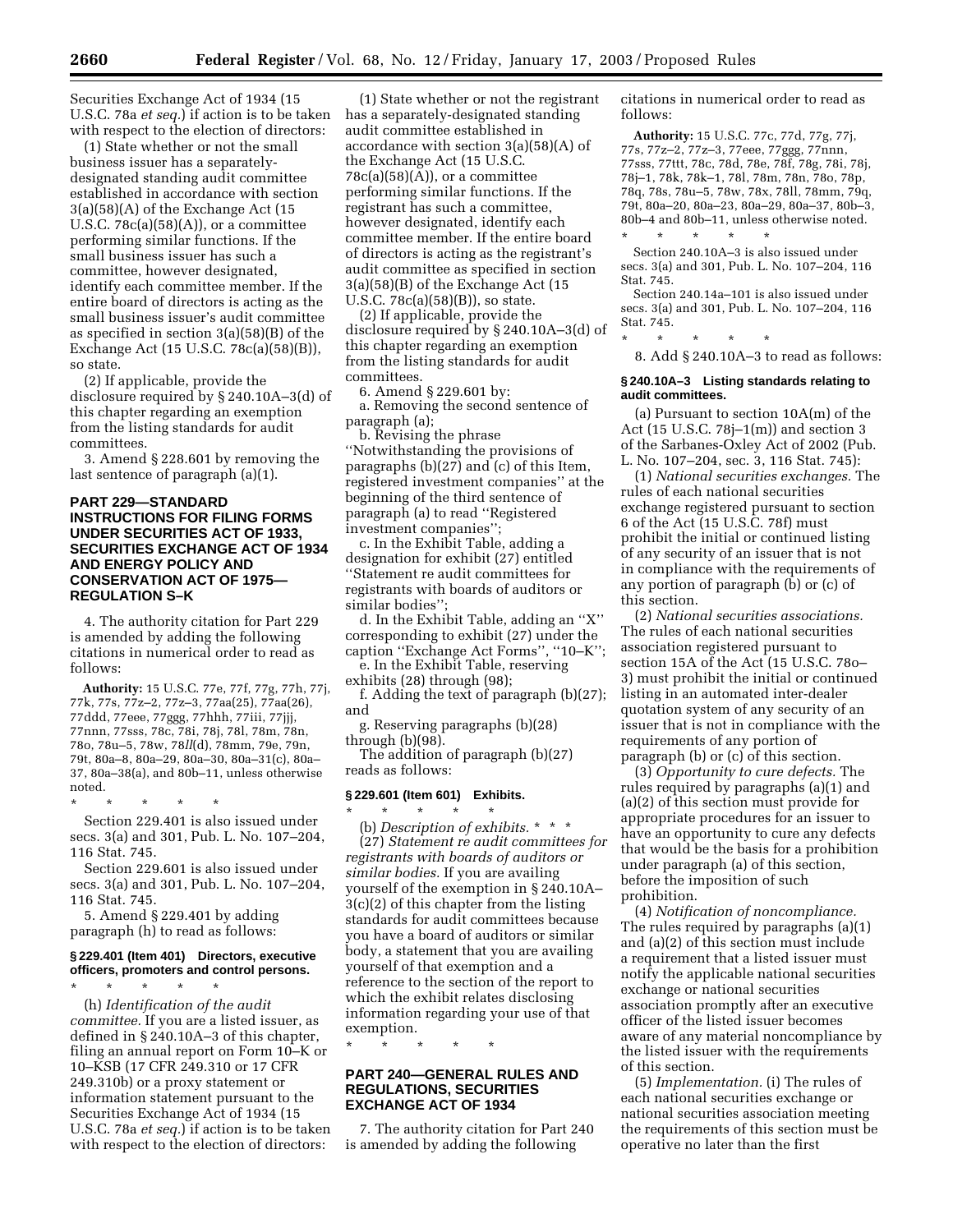Securities Exchange Act of 1934 (15 U.S.C. 78a *et seq.*) if action is to be taken with respect to the election of directors:

(1) State whether or not the small business issuer has a separately-designated standing audit committee established in accordance with section 3(a)(58)(A) of the Exchange Act (15 U.S.C. 78c(a)(58)(A)), or a committee performing similar functions. If the small business issuer has such a committee, however designated, identify each committee member. If the entire board of directors is acting as the small business issuer's audit committee as specified in section 3(a)(58)(B) of the Exchange Act (15 U.S.C. 78c(a)(58)(B)), so state.

(2) If applicable, provide the disclosure required by § 240.10A–3(d) of this chapter regarding an exemption from the listing standards for audit committees.

3. Amend § 228.601 by removing the last sentence of paragraph (a)(1).

## PART 229—STANDARD INSTRUCTIONS FOR FILING FORMS UNDER SECURITIES ACT OF 1933, SECURITIES EXCHANGE ACT OF 1934 AND ENERGY POLICY AND CONSERVATION ACT OF 1975—REGULATION S–K

4. The authority citation for Part 229 is amended by adding the following citations in numerical order to read as follows:

**Authority:** 15 U.S.C. 77e, 77f, 77g, 77h, 77j, 77k, 77s, 77z–2, 77z–3, 77aa(25), 77aa(26), 77ddd, 77eee, 77ggg, 77hhh, 77iii, 77jjj, 77nnn, 77sss, 78c, 78i, 78j, 78l, 78m, 78n, 78o, 78u–5, 78w, 78*ll*(d), 78mm, 79e, 79n, 79t, 80a–8, 80a–29, 80a–30, 80a–31(c), 80a–37, 80a–38(a), and 80b–11, unless otherwise noted.

\* \* \* \* \*

Section 229.401 is also issued under secs. 3(a) and 301, Pub. L. No. 107–204, 116 Stat. 745.

Section 229.601 is also issued under secs. 3(a) and 301, Pub. L. No. 107–204, 116 Stat. 745.

5. Amend § 229.401 by adding paragraph (h) to read as follows:

### § 229.401 (Item 401) Directors, executive officers, promoters and control persons.

\* \* \* \* \*

(h) *Identification of the audit committee.* If you are a listed issuer, as defined in § 240.10A–3 of this chapter, filing an annual report on Form 10–K or 10–KSB (17 CFR 249.310 or 17 CFR 249.310b) or a proxy statement or information statement pursuant to the Securities Exchange Act of 1934 (15 U.S.C. 78a *et seq.*) if action is to be taken with respect to the election of directors:

(1) State whether or not the registrant has a separately-designated standing audit committee established in accordance with section 3(a)(58)(A) of the Exchange Act (15 U.S.C. 78c(a)(58)(A)), or a committee performing similar functions. If the registrant has such a committee, however designated, identify each committee member. If the entire board of directors is acting as the registrant's audit committee as specified in section 3(a)(58)(B) of the Exchange Act (15 U.S.C. 78c(a)(58)(B)), so state.

(2) If applicable, provide the disclosure required by § 240.10A–3(d) of this chapter regarding an exemption from the listing standards for audit committees.

6. Amend § 229.601 by:

a. Removing the second sentence of paragraph (a);

b. Revising the phrase "Notwithstanding the provisions of paragraphs (b)(27) and (c) of this Item, registered investment companies" at the beginning of the third sentence of paragraph (a) to read "Registered investment companies";

c. In the Exhibit Table, adding a designation for exhibit (27) entitled "Statement re audit committees for registrants with boards of auditors or similar bodies";

d. In the Exhibit Table, adding an "X" corresponding to exhibit (27) under the caption "Exchange Act Forms", "10–K";

e. In the Exhibit Table, reserving exhibits (28) through (98);

f. Adding the text of paragraph (b)(27); and

g. Reserving paragraphs (b)(28) through (b)(98).

The addition of paragraph (b)(27) reads as follows:

### § 229.601 (Item 601) Exhibits.

\* \* \* \* \*

(b) *Description of exhibits.* \* \* \*

(27) *Statement re audit committees for registrants with boards of auditors or similar bodies.* If you are availing yourself of the exemption in § 240.10A–3(c)(2) of this chapter from the listing standards for audit committees because you have a board of auditors or similar body, a statement that you are availing yourself of that exemption and a reference to the section of the report to which the exhibit relates disclosing information regarding your use of that exemption.

\* \* \* \* \*

## PART 240—GENERAL RULES AND REGULATIONS, SECURITIES EXCHANGE ACT OF 1934

7. The authority citation for Part 240 is amended by adding the following citations in numerical order to read as follows:

**Authority:** 15 U.S.C. 77c, 77d, 77g, 77j, 77s, 77z–2, 77z–3, 77eee, 77ggg, 77nnn, 77sss, 77ttt, 78c, 78d, 78e, 78f, 78g, 78i, 78j, 78j–1, 78k, 78k–1, 78l, 78m, 78n, 78o, 78p, 78q, 78s, 78u–5, 78w, 78x, 78ll, 78mm, 79q, 79t, 80a–20, 80a–23, 80a–29, 80a–37, 80b–3, 80b–4 and 80b–11, unless otherwise noted.

\* \* \* \* \*

Section 240.10A–3 is also issued under secs. 3(a) and 301, Pub. L. No. 107–204, 116 Stat. 745.

Section 240.14a–101 is also issued under secs. 3(a) and 301, Pub. L. No. 107–204, 116 Stat. 745.

\* \* \* \* \*

8. Add § 240.10A–3 to read as follows:

### § 240.10A–3 Listing standards relating to audit committees.

(a) Pursuant to section 10A(m) of the Act (15 U.S.C. 78j–1(m)) and section 3 of the Sarbanes-Oxley Act of 2002 (Pub. L. No. 107–204, sec. 3, 116 Stat. 745):

(1) *National securities exchanges.* The rules of each national securities exchange registered pursuant to section 6 of the Act (15 U.S.C. 78f) must prohibit the initial or continued listing of any security of an issuer that is not in compliance with the requirements of any portion of paragraph (b) or (c) of this section.

(2) *National securities associations.* The rules of each national securities association registered pursuant to section 15A of the Act (15 U.S.C. 78o–3) must prohibit the initial or continued listing in an automated inter-dealer quotation system of any security of an issuer that is not in compliance with the requirements of any portion of paragraph (b) or (c) of this section.

(3) *Opportunity to cure defects.* The rules required by paragraphs (a)(1) and (a)(2) of this section must provide for appropriate procedures for an issuer to have an opportunity to cure any defects that would be the basis for a prohibition under paragraph (a) of this section, before the imposition of such prohibition.

(4) *Notification of noncompliance.* The rules required by paragraphs (a)(1) and (a)(2) of this section must include a requirement that a listed issuer must notify the applicable national securities exchange or national securities association promptly after an executive officer of the listed issuer becomes aware of any material noncompliance by the listed issuer with the requirements of this section.

(5) *Implementation.* (i) The rules of each national securities exchange or national securities association meeting the requirements of this section must be operative no later than the first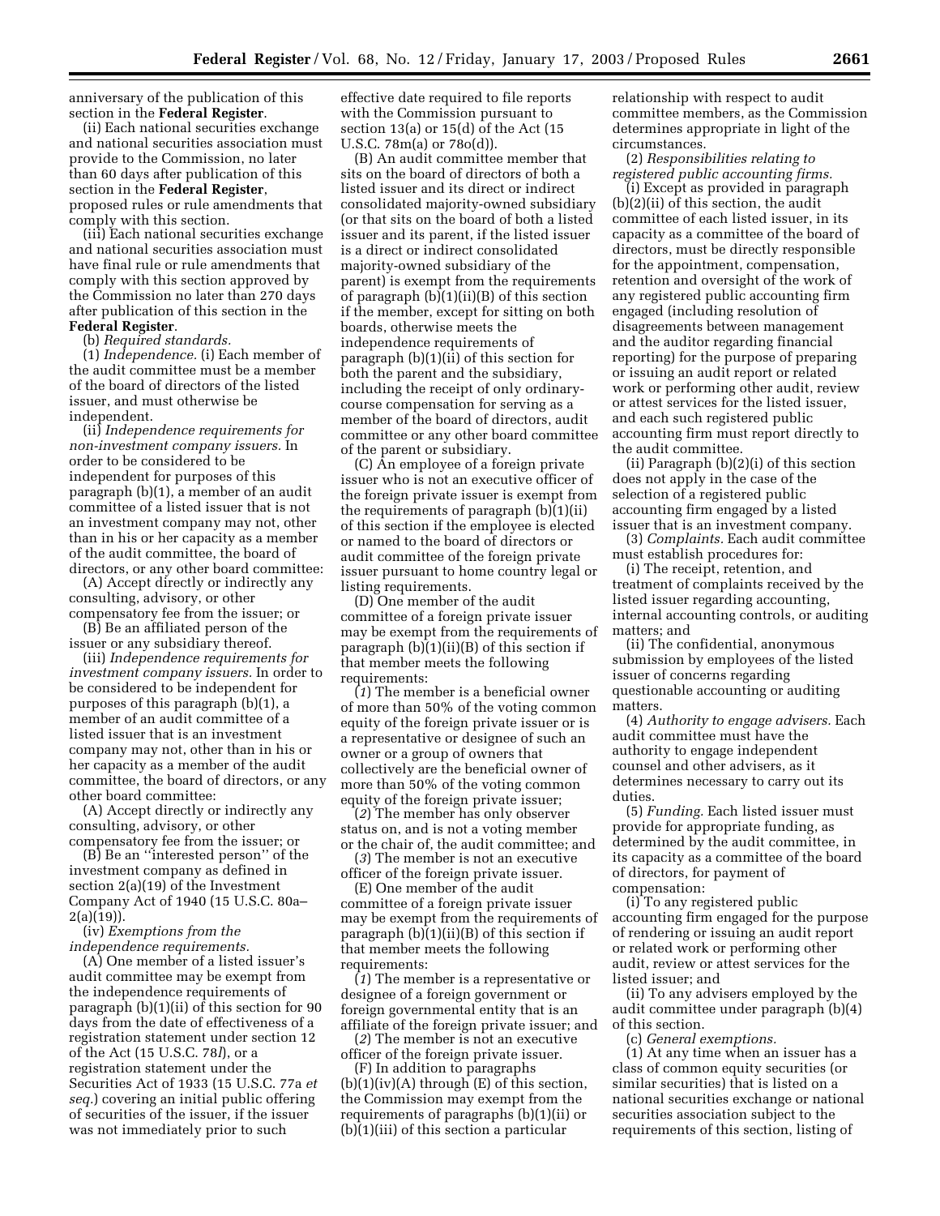anniversary of the publication of this section in the **Federal Register**.

(ii) Each national securities exchange and national securities association must provide to the Commission, no later than 60 days after publication of this section in the **Federal Register**, proposed rules or rule amendments that comply with this section.

(iii) Each national securities exchange and national securities association must have final rule or rule amendments that comply with this section approved by the Commission no later than 270 days after publication of this section in the **Federal Register**.

(b) *Required standards.*

(1) *Independence.* (i) Each member of the audit committee must be a member of the board of directors of the listed issuer, and must otherwise be independent.

(ii) *Independence requirements for non-investment company issuers.* In order to be considered to be independent for purposes of this paragraph (b)(1), a member of an audit committee of a listed issuer that is not an investment company may not, other than in his or her capacity as a member of the audit committee, the board of directors, or any other board committee:

(A) Accept directly or indirectly any consulting, advisory, or other compensatory fee from the issuer; or

(B) Be an affiliated person of the issuer or any subsidiary thereof.

(iii) *Independence requirements for investment company issuers.* In order to be considered to be independent for purposes of this paragraph (b)(1), a member of an audit committee of a listed issuer that is an investment company may not, other than in his or her capacity as a member of the audit committee, the board of directors, or any other board committee:

(A) Accept directly or indirectly any consulting, advisory, or other compensatory fee from the issuer; or

(B) Be an "interested person" of the investment company as defined in section 2(a)(19) of the Investment Company Act of 1940 (15 U.S.C. 80a–2(a)(19)).

(iv) *Exemptions from the independence requirements.*

(A) One member of a listed issuer's audit committee may be exempt from the independence requirements of paragraph (b)(1)(ii) of this section for 90 days from the date of effectiveness of a registration statement under section 12 of the Act (15 U.S.C. 78*l*), or a registration statement under the Securities Act of 1933 (15 U.S.C. 77a *et seq.*) covering an initial public offering of securities of the issuer, if the issuer was not immediately prior to such effective date required to file reports with the Commission pursuant to section 13(a) or 15(d) of the Act (15 U.S.C. 78m(a) or 78o(d)).

(B) An audit committee member that sits on the board of directors of both a listed issuer and its direct or indirect consolidated majority-owned subsidiary (or that sits on the board of both a listed issuer and its parent, if the listed issuer is a direct or indirect consolidated majority-owned subsidiary of the parent) is exempt from the requirements of paragraph (b)(1)(ii)(B) of this section if the member, except for sitting on both boards, otherwise meets the independence requirements of paragraph (b)(1)(ii) of this section for both the parent and the subsidiary, including the receipt of only ordinary-course compensation for serving as a member of the board of directors, audit committee or any other board committee of the parent or subsidiary.

(C) An employee of a foreign private issuer who is not an executive officer of the foreign private issuer is exempt from the requirements of paragraph (b)(1)(ii) of this section if the employee is elected or named to the board of directors or audit committee of the foreign private issuer pursuant to home country legal or listing requirements.

(D) One member of the audit committee of a foreign private issuer may be exempt from the requirements of paragraph (b)(1)(ii)(B) of this section if that member meets the following requirements:

(*1*) The member is a beneficial owner of more than 50% of the voting common equity of the foreign private issuer or is a representative or designee of such an owner or a group of owners that collectively are the beneficial owner of more than 50% of the voting common equity of the foreign private issuer;

(*2*) The member has only observer status on, and is not a voting member or the chair of, the audit committee; and

(*3*) The member is not an executive officer of the foreign private issuer.

(E) One member of the audit committee of a foreign private issuer may be exempt from the requirements of paragraph (b)(1)(ii)(B) of this section if that member meets the following requirements:

(*1*) The member is a representative or designee of a foreign government or foreign governmental entity that is an affiliate of the foreign private issuer; and

(*2*) The member is not an executive officer of the foreign private issuer.

(F) In addition to paragraphs (b)(1)(iv)(A) through (E) of this section, the Commission may exempt from the requirements of paragraphs (b)(1)(ii) or (b)(1)(iii) of this section a particular relationship with respect to audit committee members, as the Commission determines appropriate in light of the circumstances.

(2) *Responsibilities relating to registered public accounting firms.*

(i) Except as provided in paragraph (b)(2)(ii) of this section, the audit committee of each listed issuer, in its capacity as a committee of the board of directors, must be directly responsible for the appointment, compensation, retention and oversight of the work of any registered public accounting firm engaged (including resolution of disagreements between management and the auditor regarding financial reporting) for the purpose of preparing or issuing an audit report or related work or performing other audit, review or attest services for the listed issuer, and each such registered public accounting firm must report directly to the audit committee.

(ii) Paragraph (b)(2)(i) of this section does not apply in the case of the selection of a registered public accounting firm engaged by a listed issuer that is an investment company.

(3) *Complaints.* Each audit committee must establish procedures for:

(i) The receipt, retention, and treatment of complaints received by the listed issuer regarding accounting, internal accounting controls, or auditing matters; and

(ii) The confidential, anonymous submission by employees of the listed issuer of concerns regarding questionable accounting or auditing matters.

(4) *Authority to engage advisers.* Each audit committee must have the authority to engage independent counsel and other advisers, as it determines necessary to carry out its duties.

(5) *Funding.* Each listed issuer must provide for appropriate funding, as determined by the audit committee, in its capacity as a committee of the board of directors, for payment of compensation:

(i) To any registered public accounting firm engaged for the purpose of rendering or issuing an audit report or related work or performing other audit, review or attest services for the listed issuer; and

(ii) To any advisers employed by the audit committee under paragraph (b)(4) of this section.

(c) *General exemptions.*

(1) At any time when an issuer has a class of common equity securities (or similar securities) that is listed on a national securities exchange or national securities association subject to the requirements of this section, listing of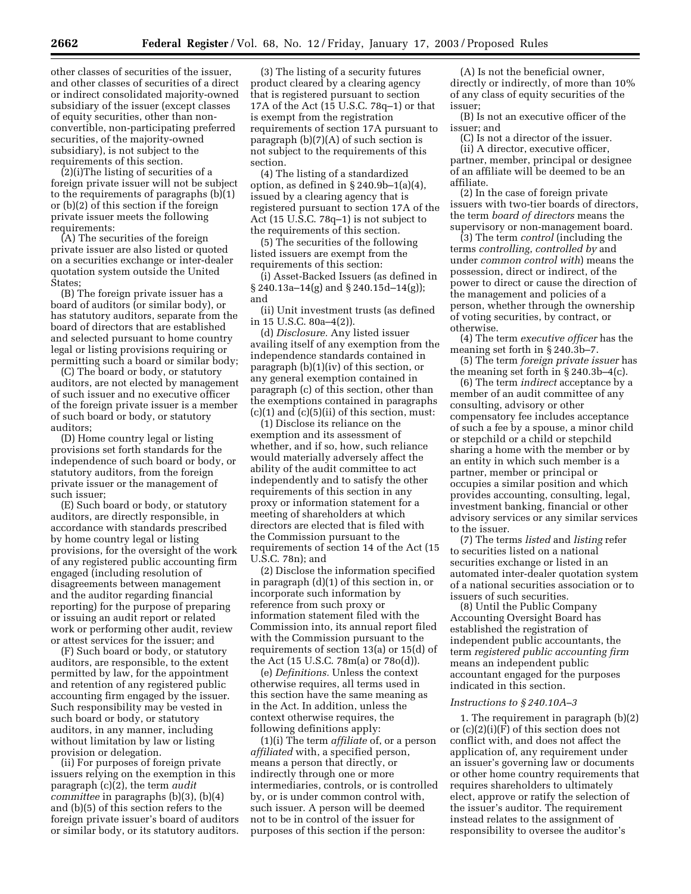other classes of securities of the issuer, and other classes of securities of a direct or indirect consolidated majority-owned subsidiary of the issuer (except classes of equity securities, other than non-convertible, non-participating preferred securities, of the majority-owned subsidiary), is not subject to the requirements of this section.

(2)(i)The listing of securities of a foreign private issuer will not be subject to the requirements of paragraphs (b)(1) or (b)(2) of this section if the foreign private issuer meets the following requirements:

(A) The securities of the foreign private issuer are also listed or quoted on a securities exchange or inter-dealer quotation system outside the United States;

(B) The foreign private issuer has a board of auditors (or similar body), or has statutory auditors, separate from the board of directors that are established and selected pursuant to home country legal or listing provisions requiring or permitting such a board or similar body;

(C) The board or body, or statutory auditors, are not elected by management of such issuer and no executive officer of the foreign private issuer is a member of such board or body, or statutory auditors;

(D) Home country legal or listing provisions set forth standards for the independence of such board or body, or statutory auditors, from the foreign private issuer or the management of such issuer;

(E) Such board or body, or statutory auditors, are directly responsible, in accordance with standards prescribed by home country legal or listing provisions, for the oversight of the work of any registered public accounting firm engaged (including resolution of disagreements between management and the auditor regarding financial reporting) for the purpose of preparing or issuing an audit report or related work or performing other audit, review or attest services for the issuer; and

(F) Such board or body, or statutory auditors, are responsible, to the extent permitted by law, for the appointment and retention of any registered public accounting firm engaged by the issuer. Such responsibility may be vested in such board or body, or statutory auditors, in any manner, including without limitation by law or listing provision or delegation.

(ii) For purposes of foreign private issuers relying on the exemption in this paragraph (c)(2), the term *audit committee* in paragraphs (b)(3), (b)(4) and (b)(5) of this section refers to the foreign private issuer's board of auditors or similar body, or its statutory auditors.

(3) The listing of a security futures product cleared by a clearing agency that is registered pursuant to section 17A of the Act (15 U.S.C. 78q–1) or that is exempt from the registration requirements of section 17A pursuant to paragraph (b)(7)(A) of such section is not subject to the requirements of this section.

(4) The listing of a standardized option, as defined in § 240.9b–1(a)(4), issued by a clearing agency that is registered pursuant to section 17A of the Act (15 U.S.C. 78q–1) is not subject to the requirements of this section.

(5) The securities of the following listed issuers are exempt from the requirements of this section:

(i) Asset-Backed Issuers (as defined in § 240.13a–14(g) and § 240.15d–14(g)); and

(ii) Unit investment trusts (as defined in 15 U.S.C. 80a–4(2)).

(d) *Disclosure.* Any listed issuer availing itself of any exemption from the independence standards contained in paragraph (b)(1)(iv) of this section, or any general exemption contained in paragraph (c) of this section, other than the exemptions contained in paragraphs (c)(1) and (c)(5)(ii) of this section, must:

(1) Disclose its reliance on the exemption and its assessment of whether, and if so, how, such reliance would materially adversely affect the ability of the audit committee to act independently and to satisfy the other requirements of this section in any proxy or information statement for a meeting of shareholders at which directors are elected that is filed with the Commission pursuant to the requirements of section 14 of the Act (15 U.S.C. 78n); and

(2) Disclose the information specified in paragraph (d)(1) of this section in, or incorporate such information by reference from such proxy or information statement filed with the Commission into, its annual report filed with the Commission pursuant to the requirements of section 13(a) or 15(d) of the Act (15 U.S.C. 78m(a) or 78o(d)).

(e) *Definitions.* Unless the context otherwise requires, all terms used in this section have the same meaning as in the Act. In addition, unless the context otherwise requires, the following definitions apply:

(1)(i) The term *affiliate* of, or a person *affiliated* with, a specified person, means a person that directly, or indirectly through one or more intermediaries, controls, or is controlled by, or is under common control with, such issuer. A person will be deemed not to be in control of the issuer for purposes of this section if the person:

(A) Is not the beneficial owner, directly or indirectly, of more than 10% of any class of equity securities of the issuer;

(B) Is not an executive officer of the issuer; and

(C) Is not a director of the issuer.

(ii) A director, executive officer, partner, member, principal or designee of an affiliate will be deemed to be an affiliate.

(2) In the case of foreign private issuers with two-tier boards of directors, the term *board of directors* means the supervisory or non-management board.

(3) The term *control* (including the terms *controlling*, *controlled by* and under *common control with*) means the possession, direct or indirect, of the power to direct or cause the direction of the management and policies of a person, whether through the ownership of voting securities, by contract, or otherwise.

(4) The term *executive officer* has the meaning set forth in § 240.3b–7.

(5) The term *foreign private issuer* has the meaning set forth in § 240.3b–4(c).

(6) The term *indirect* acceptance by a member of an audit committee of any consulting, advisory or other compensatory fee includes acceptance of such a fee by a spouse, a minor child or stepchild or a child or stepchild sharing a home with the member or by an entity in which such member is a partner, member or principal or occupies a similar position and which provides accounting, consulting, legal, investment banking, financial or other advisory services or any similar services to the issuer.

(7) The terms *listed* and *listing* refer to securities listed on a national securities exchange or listed in an automated inter-dealer quotation system of a national securities association or to issuers of such securities.

(8) Until the Public Company Accounting Oversight Board has established the registration of independent public accountants, the term *registered public accounting firm* means an independent public accountant engaged for the purposes indicated in this section.

*Instructions to § 240.10A–3*

1. The requirement in paragraph (b)(2) or (c)(2)(i)(F) of this section does not conflict with, and does not affect the application of, any requirement under an issuer's governing law or documents or other home country requirements that requires shareholders to ultimately elect, approve or ratify the selection of the issuer's auditor. The requirement instead relates to the assignment of responsibility to oversee the auditor's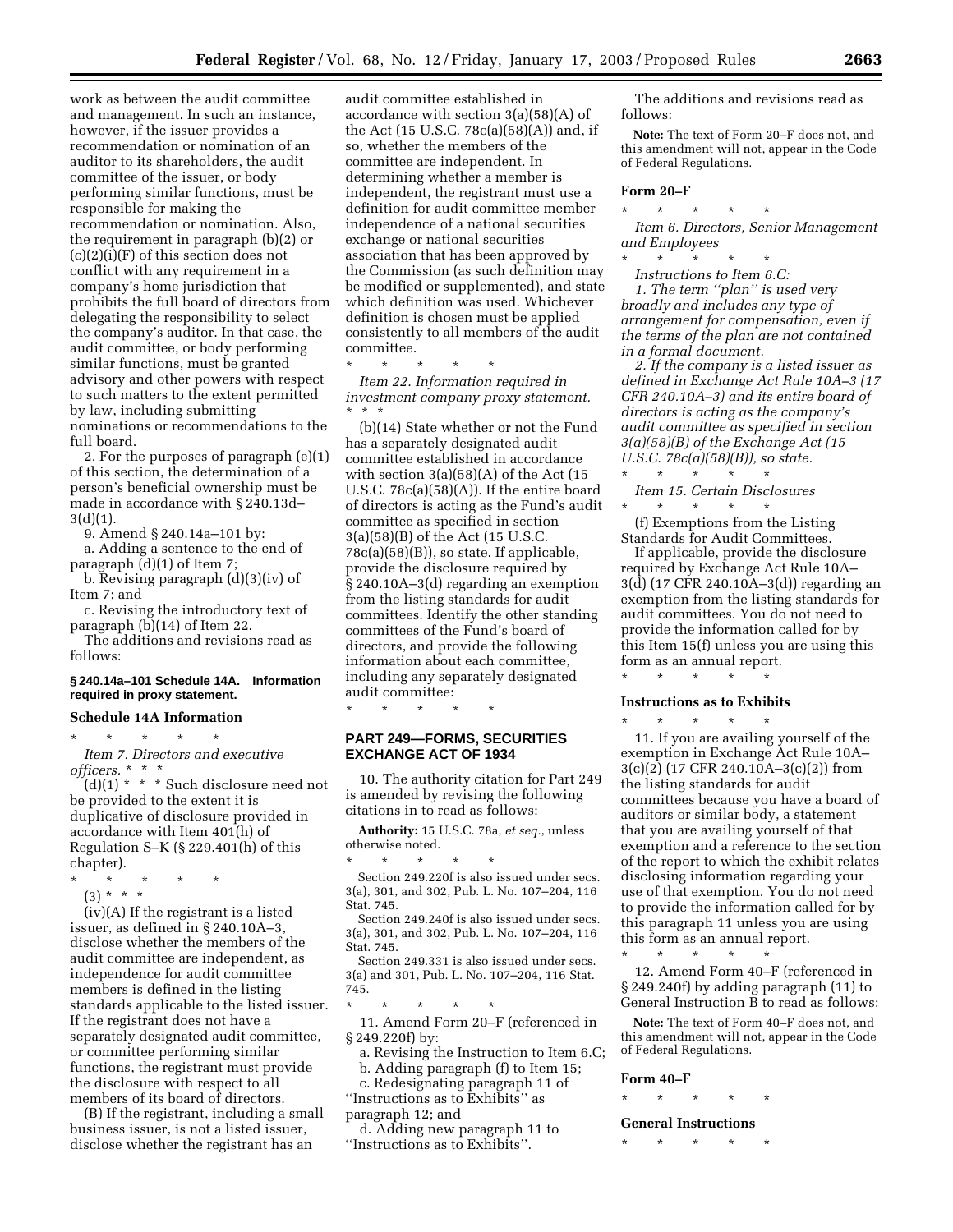work as between the audit committee and management. In such an instance, however, if the issuer provides a recommendation or nomination of an auditor to its shareholders, the audit committee of the issuer, or body performing similar functions, must be responsible for making the recommendation or nomination. Also, the requirement in paragraph (b)(2) or (c)(2)(i)(F) of this section does not conflict with any requirement in a company's home jurisdiction that prohibits the full board of directors from delegating the responsibility to select the company's auditor. In that case, the audit committee, or body performing similar functions, must be granted advisory and other powers with respect to such matters to the extent permitted by law, including submitting nominations or recommendations to the full board.

2. For the purposes of paragraph (e)(1) of this section, the determination of a person's beneficial ownership must be made in accordance with § 240.13d–3(d)(1).

9. Amend § 240.14a–101 by:

a. Adding a sentence to the end of paragraph (d)(1) of Item 7;

b. Revising paragraph (d)(3)(iv) of Item 7; and

c. Revising the introductory text of paragraph (b)(14) of Item 22.

The additions and revisions read as follows:

**§ 240.14a–101 Schedule 14A. Information required in proxy statement.**

**Schedule 14A Information**

\* \* \* \* \*

*Item 7. Directors and executive officers.* \* \* \*

(d)(1) \* \* \* Such disclosure need not be provided to the extent it is duplicative of disclosure provided in accordance with Item 401(h) of Regulation S–K (§ 229.401(h) of this chapter).

\* \* \* \* \*

(3) \* \* \*

(iv)(A) If the registrant is a listed issuer, as defined in § 240.10A–3, disclose whether the members of the audit committee are independent, as independence for audit committee members is defined in the listing standards applicable to the listed issuer. If the registrant does not have a separately designated audit committee, or committee performing similar functions, the registrant must provide the disclosure with respect to all members of its board of directors.

(B) If the registrant, including a small business issuer, is not a listed issuer, disclose whether the registrant has an audit committee established in accordance with section 3(a)(58)(A) of the Act (15 U.S.C. 78c(a)(58)(A)) and, if so, whether the members of the committee are independent. In determining whether a member is independent, the registrant must use a definition for audit committee member independence of a national securities exchange or national securities association that has been approved by the Commission (as such definition may be modified or supplemented), and state which definition was used. Whichever definition is chosen must be applied consistently to all members of the audit committee.

\* \* \* \* \*

*Item 22. Information required in investment company proxy statement.* \* \* \*

(b)(14) State whether or not the Fund has a separately designated audit committee established in accordance with section 3(a)(58)(A) of the Act (15 U.S.C. 78c(a)(58)(A)). If the entire board of directors is acting as the Fund's audit committee as specified in section 3(a)(58)(B) of the Act (15 U.S.C. 78c(a)(58)(B)), so state. If applicable, provide the disclosure required by § 240.10A–3(d) regarding an exemption from the listing standards for audit committees. Identify the other standing committees of the Fund's board of directors, and provide the following information about each committee, including any separately designated audit committee:

\* \* \* \* \*

## PART 249—FORMS, SECURITIES EXCHANGE ACT OF 1934

10. The authority citation for Part 249 is amended by revising the following citations in to read as follows:

**Authority:** 15 U.S.C. 78a, *et seq.*, unless otherwise noted.

\* \* \* \* \*

Section 249.220f is also issued under secs. 3(a), 301, and 302, Pub. L. No. 107–204, 116 Stat. 745.

Section 249.240f is also issued under secs. 3(a), 301, and 302, Pub. L. No. 107–204, 116 Stat. 745.

Section 249.331 is also issued under secs. 3(a) and 301, Pub. L. No. 107–204, 116 Stat. 745.

\* \* \* \* \*

11. Amend Form 20–F (referenced in § 249.220f) by:

a. Revising the Instruction to Item 6.C;

b. Adding paragraph (f) to Item 15;

c. Redesignating paragraph 11 of "Instructions as to Exhibits" as paragraph 12; and

d. Adding new paragraph 11 to "Instructions as to Exhibits".

The additions and revisions read as follows:

**Note:** The text of Form 20–F does not, and this amendment will not, appear in the Code of Federal Regulations.

**Form 20–F**

\* \* \* \* \*

*Item 6. Directors, Senior Management and Employees*

\* \* \* \* \*

*Instructions to Item 6.C:*

*1. The term "plan" is used very broadly and includes any type of arrangement for compensation, even if the terms of the plan are not contained in a formal document.*

*2. If the company is a listed issuer as defined in Exchange Act Rule 10A–3 (17 CFR 240.10A–3) and its entire board of directors is acting as the company's audit committee as specified in section 3(a)(58)(B) of the Exchange Act (15 U.S.C. 78c(a)(58)(B)), so state.*

\* \* \* \* \*

*Item 15. Certain Disclosures*

\* \* \* \* \*

(f) Exemptions from the Listing Standards for Audit Committees.

If applicable, provide the disclosure required by Exchange Act Rule 10A–3(d) (17 CFR 240.10A–3(d)) regarding an exemption from the listing standards for audit committees. You do not need to provide the information called for by this Item 15(f) unless you are using this form as an annual report.

\* \* \* \* \*

**Instructions as to Exhibits**

\* \* \* \* \*

11. If you are availing yourself of the exemption in Exchange Act Rule 10A–3(c)(2) (17 CFR 240.10A–3(c)(2)) from the listing standards for audit committees because you have a board of auditors or similar body, a statement that you are availing yourself of that exemption and a reference to the section of the report to which the exhibit relates disclosing information regarding your use of that exemption. You do not need to provide the information called for by this paragraph 11 unless you are using this form as an annual report.

\* \* \* \* \*

12. Amend Form 40–F (referenced in § 249.240f) by adding paragraph (11) to General Instruction B to read as follows:

**Note:** The text of Form 40–F does not, and this amendment will not, appear in the Code of Federal Regulations.

**Form 40–F**

\* \* \* \* \*

**General Instructions**

\* \* \* \* \*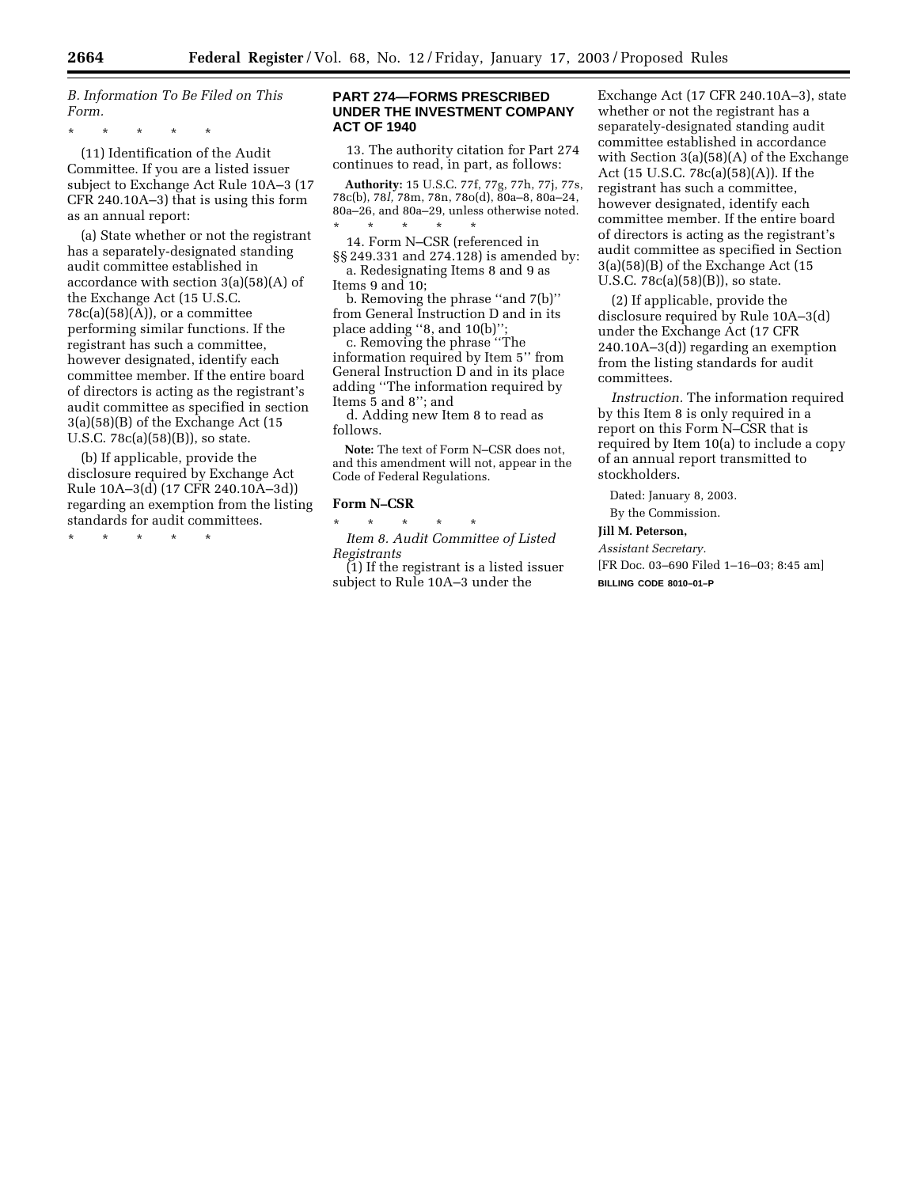*B. Information To Be Filed on This Form.*

\* \* \* \* \*

(11) Identification of the Audit Committee. If you are a listed issuer subject to Exchange Act Rule 10A–3 (17 CFR 240.10A–3) that is using this form as an annual report:

(a) State whether or not the registrant has a separately-designated standing audit committee established in accordance with section 3(a)(58)(A) of the Exchange Act (15 U.S.C. 78c(a)(58)(A)), or a committee performing similar functions. If the registrant has such a committee, however designated, identify each committee member. If the entire board of directors is acting as the registrant's audit committee as specified in section 3(a)(58)(B) of the Exchange Act (15 U.S.C. 78c(a)(58)(B)), so state.

(b) If applicable, provide the disclosure required by Exchange Act Rule 10A–3(d) (17 CFR 240.10A–3d)) regarding an exemption from the listing standards for audit committees.

\* \* \* \* \*

## PART 274—FORMS PRESCRIBED UNDER THE INVESTMENT COMPANY ACT OF 1940

13. The authority citation for Part 274 continues to read, in part, as follows:

**Authority:** 15 U.S.C. 77f, 77g, 77h, 77j, 77s, 78c(b), 78*l*, 78m, 78n, 78o(d), 80a–8, 80a–24, 80a–26, and 80a–29, unless otherwise noted.

\* \* \* \* \*

14. Form N–CSR (referenced in §§ 249.331 and 274.128) is amended by:

a. Redesignating Items 8 and 9 as Items 9 and 10;

b. Removing the phrase ''and 7(b)'' from General Instruction D and in its place adding ''8, and 10(b)'';

c. Removing the phrase ''The information required by Item 5'' from General Instruction D and in its place adding ''The information required by Items 5 and 8''; and

d. Adding new Item 8 to read as follows.

**Note:** The text of Form N–CSR does not, and this amendment will not, appear in the Code of Federal Regulations.

**Form N–CSR**

\* \* \* \* \*

*Item 8. Audit Committee of Listed Registrants*

(1) If the registrant is a listed issuer subject to Rule 10A–3 under the Exchange Act (17 CFR 240.10A–3), state whether or not the registrant has a separately-designated standing audit committee established in accordance with Section 3(a)(58)(A) of the Exchange Act (15 U.S.C. 78c(a)(58)(A)). If the registrant has such a committee, however designated, identify each committee member. If the entire board of directors is acting as the registrant's audit committee as specified in Section 3(a)(58)(B) of the Exchange Act (15 U.S.C. 78c(a)(58)(B)), so state.

(2) If applicable, provide the disclosure required by Rule 10A–3(d) under the Exchange Act (17 CFR 240.10A–3(d)) regarding an exemption from the listing standards for audit committees.

*Instruction.* The information required by this Item 8 is only required in a report on this Form N–CSR that is required by Item 10(a) to include a copy of an annual report transmitted to stockholders.

Dated: January 8, 2003.

By the Commission.

**Jill M. Peterson,**

*Assistant Secretary.*

[FR Doc. 03–690 Filed 1–16–03; 8:45 am]

BILLING CODE 8010–01–P